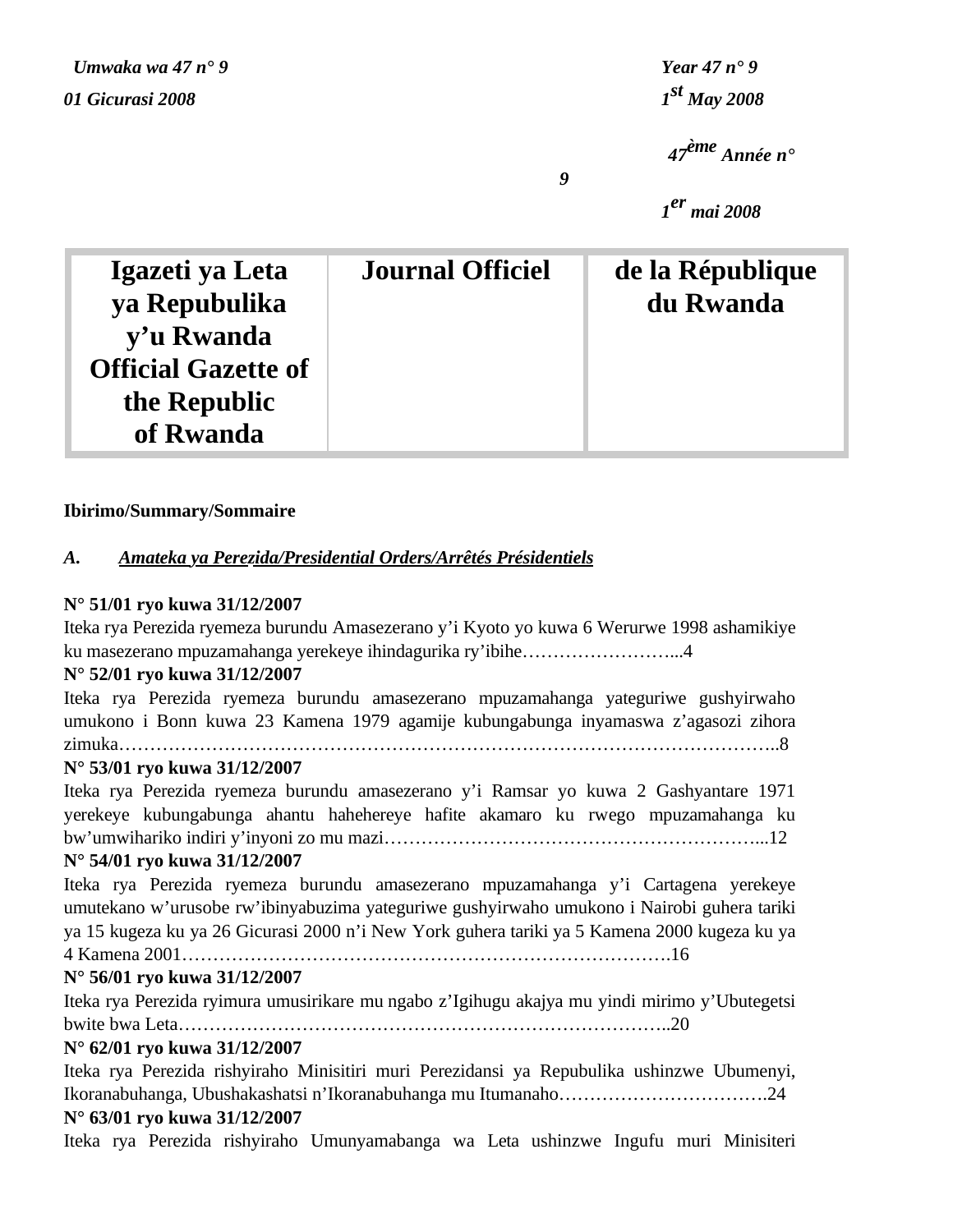*Umwaka wa 47 n° 9*

*01 Gicurasi 2008*

*Year 47 n° 9*

*1st May 2008*

*47ème Année n° 9*

*1er mai 2008*

| Igazeti ya Leta ya Repubulika y'u Rwanda Official Gazette of the Republic of Rwanda | Journal Officiel | de la République du Rwanda |
|---|---|---|

**Ibirimo/Summary/Sommaire**

***A. Amateka ya Perezida/Presidential Orders/Arrêtés Présidentiels***

**N° 51/01 ryo kuwa 31/12/2007**
Iteka rya Perezida ryemeza burundu Amasezerano y'i Kyoto yo kuwa 6 Werurwe 1998 ashamikiye ku masezerano mpuzamahanga yerekeye ihindagurika ry'ibihe……………………...4

**N° 52/01 ryo kuwa 31/12/2007**
Iteka rya Perezida ryemeza burundu amasezerano mpuzamahanga yateguriwe gushyirwaho umukono i Bonn kuwa 23 Kamena 1979 agamije kubungabunga inyamaswa z'agasozi zihora zimuka……………………………………………………………………………………………..8

**N° 53/01 ryo kuwa 31/12/2007**
Iteka rya Perezida ryemeza burundu amasezerano y'i Ramsar yo kuwa 2 Gashyantare 1971 yerekeye kubungabunga ahantu hahehereye hafite akamaro ku rwego mpuzamahanga ku bw'umwihariko indiri y'inyoni zo mu mazi…………………………………………………...12

**N° 54/01 ryo kuwa 31/12/2007**
Iteka rya Perezida ryemeza burundu amasezerano mpuzamahanga y'i Cartagena yerekeye umutekano w'urusobe rw'ibinyabuzima yateguriwe gushyirwaho umukono i Nairobi guhera tariki ya 15 kugeza ku ya 26 Gicurasi 2000 n'i New York guhera tariki ya 5 Kamena 2000 kugeza ku ya 4 Kamena 2001…………………………………………………………………….16

**N° 56/01 ryo kuwa 31/12/2007**
Iteka rya Perezida ryimura umusirikare mu ngabo z'Igihugu akajya mu yindi mirimo y'Ubutegetsi bwite bwa Leta……………………………………………………………………..20

**N° 62/01 ryo kuwa 31/12/2007**
Iteka rya Perezida rishyiraho Minisitiri muri Perezidansi ya Repubulika ushinzwe Ubumenyi, Ikoranabuhanga, Ubushakashatsi n'Ikoranabuhanga mu Itumanaho…………………………….24

**N° 63/01 ryo kuwa 31/12/2007**
Iteka rya Perezida rishyiraho Umunyamabanga wa Leta ushinzwe Ingufu muri Minisiteri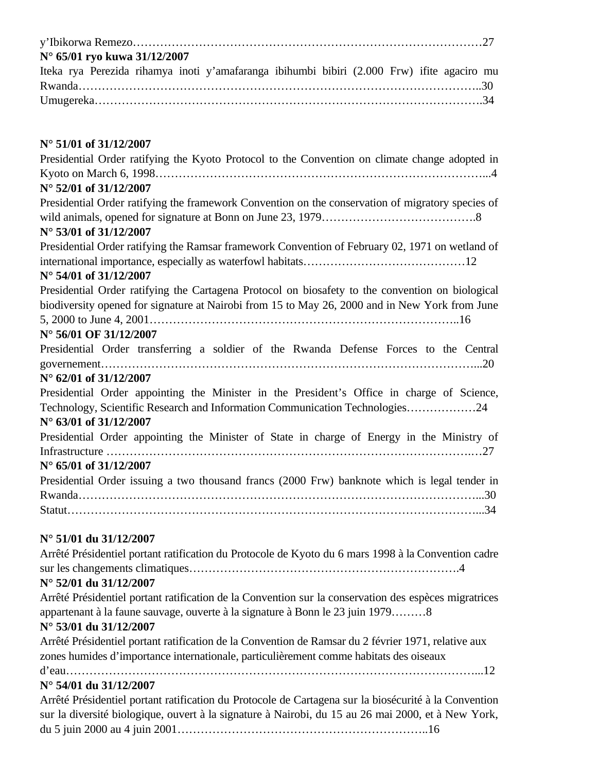y'Ibikorwa Remezo………………………………………………………………………………27

**N° 65/01 ryo kuwa 31/12/2007**

Iteka rya Perezida rihamya inoti y'amafaranga ibihumbi bibiri (2.000 Frw) ifite agaciro mu Rwanda………………………………………………………………………………………..30

Umugereka……………………………………………………………………………………….34

**N° 51/01 of 31/12/2007**

Presidential Order ratifying the Kyoto Protocol to the Convention on climate change adopted in Kyoto on March 6, 1998………………………………………………………………………...4

**N° 52/01 of 31/12/2007**

Presidential Order ratifying the framework Convention on the conservation of migratory species of wild animals, opened for signature at Bonn on June 23, 1979………………………………….8

**N° 53/01 of 31/12/2007**

Presidential Order ratifying the Ramsar framework Convention of February 02, 1971 on wetland of international importance, especially as waterfowl habitats……………………………………12

**N° 54/01 of 31/12/2007**

Presidential Order ratifying the Cartagena Protocol on biosafety to the convention on biological biodiversity opened for signature at Nairobi from 15 to May 26, 2000 and in New York from June 5, 2000 to June 4, 2001………………………………………………………………………..16

**N° 56/01 OF 31/12/2007**

Presidential Order transferring a soldier of the Rwanda Defense Forces to the Central governement…………………………………………………………………………………...20

**N° 62/01 of 31/12/2007**

Presidential Order appointing the Minister in the President's Office in charge of Science, Technology, Scientific Research and Information Communication Technologies………………24

**N° 63/01 of 31/12/2007**

Presidential Order appointing the Minister of State in charge of Energy in the Ministry of Infrastructure ……………………………………………………………………………….…27

**N° 65/01 of 31/12/2007**

Presidential Order issuing a two thousand francs (2000 Frw) banknote which is legal tender in Rwanda…………………………………………………………………………………………...30

Statut…………………………………………………………………………………………...34

**N° 51/01 du 31/12/2007**

Arrêté Présidentiel portant ratification du Protocole de Kyoto du 6 mars 1998 à la Convention cadre sur les changements climatiques………………………………………………………….4

**N° 52/01 du 31/12/2007**

Arrêté Présidentiel portant ratification de la Convention sur la conservation des espèces migratrices appartenant à la faune sauvage, ouverte à la signature à Bonn le 23 juin 1979………8

**N° 53/01 du 31/12/2007**

Arrêté Présidentiel portant ratification de la Convention de Ramsar du 2 février 1971, relative aux zones humides d'importance internationale, particulièrement comme habitats des oiseaux d'eau…………………………………………………………………………………………...12

**N° 54/01 du 31/12/2007**

Arrêté Présidentiel portant ratification du Protocole de Cartagena sur la biosécurité à la Convention sur la diversité biologique, ouvert à la signature à Nairobi, du 15 au 26 mai 2000, et à New York, du 5 juin 2000 au 4 juin 2001………………………………………………………..16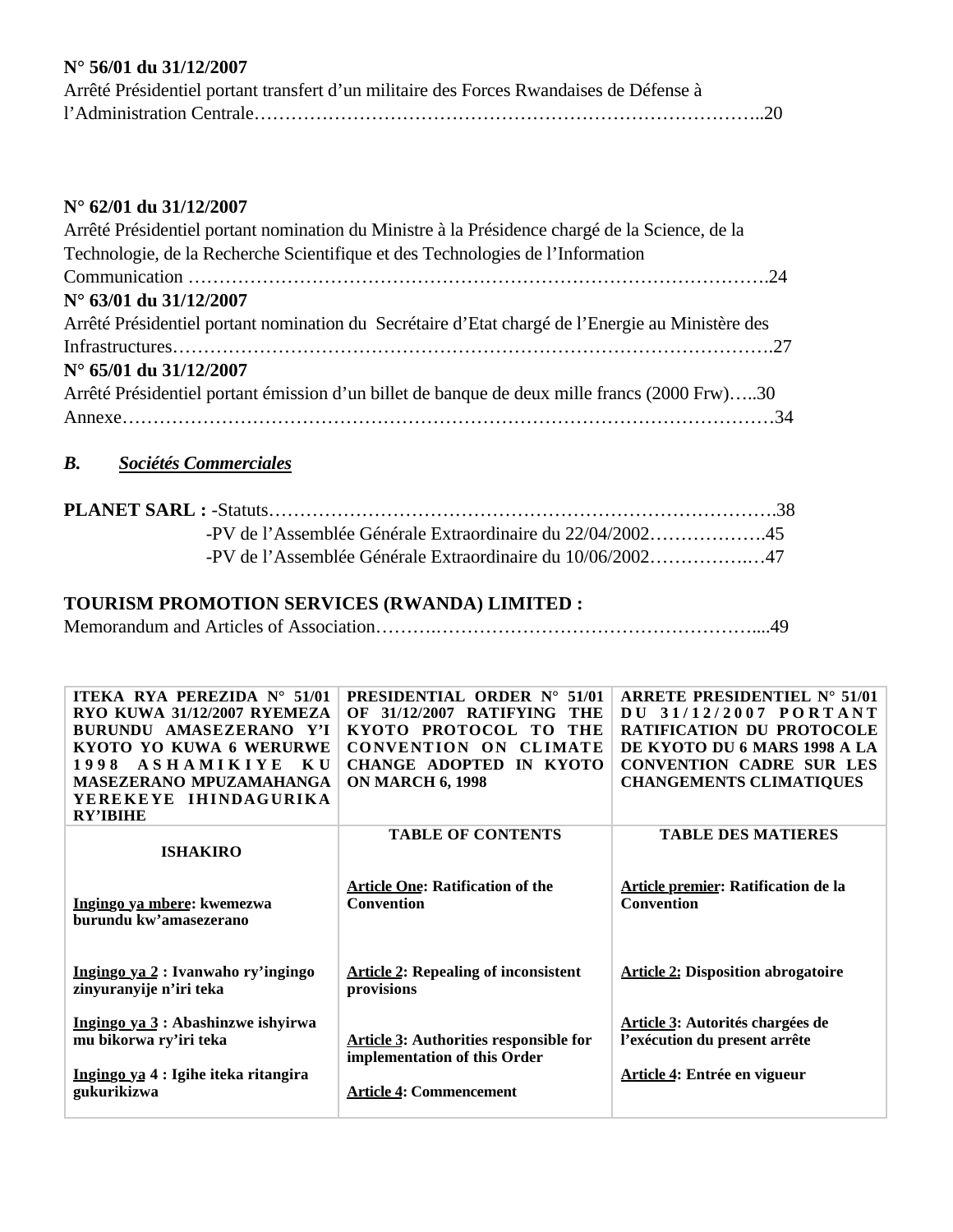**N° 56/01 du 31/12/2007**
Arrêté Présidentiel portant transfert d'un militaire des Forces Rwandaises de Défense à l'Administration Centrale……………………………………………………………………..20

**N° 62/01 du 31/12/2007**
Arrêté Présidentiel portant nomination du Ministre à la Présidence chargé de la Science, de la Technologie, de la Recherche Scientifique et des Technologies de l'Information Communication ……………………………………………………………………………….24

**N° 63/01 du 31/12/2007**
Arrêté Présidentiel portant nomination du Secrétaire d'Etat chargé de l'Energie au Ministère des Infrastructures………………………………………………………………………………….27

**N° 65/01 du 31/12/2007**
Arrêté Présidentiel portant émission d'un billet de banque de deux mille francs (2000 Frw)…..30
Annexe…………………………………………………………………………………………34

***B. Sociétés Commerciales***

**PLANET SARL :** -Statuts……………………………………………………………………….38
-PV de l'Assemblée Générale Extraordinaire du 22/04/2002……………….45
-PV de l'Assemblée Générale Extraordinaire du 10/06/2002…………….…47

**TOURISM PROMOTION SERVICES (RWANDA) LIMITED :**
Memorandum and Articles of Association……….………………………………………....49

| **ITEKA RYA PEREZIDA N° 51/01 RYO KUWA 31/12/2007 RYEMEZA BURUNDU AMASEZERANO Y'I KYOTO YO KUWA 6 WERURWE 1998 ASHAMIKIYE KU MASEZERANO MPUZAMAHANGA YEREKEYE IHINDAGURIKA RY'IBIHE** | **PRESIDENTIAL ORDER N° 51/01 OF 31/12/2007 RATIFYING THE KYOTO PROTOCOL TO THE CONVENTION ON CLIMATE CHANGE ADOPTED IN KYOTO ON MARCH 6, 1998** | **ARRETE PRESIDENTIEL N° 51/01 DU 31/12/2007 PORTANT RATIFICATION DU PROTOCOLE DE KYOTO DU 6 MARS 1998 A LA CONVENTION CADRE SUR LES CHANGEMENTS CLIMATIQUES** |
|---|---|---|
| **ISHAKIRO**<br><br>**Ingingo ya mbere: kwemezwa burundu kw'amasezerano**<br><br>**Ingingo ya 2 : Ivanwaho ry'ingingo zinyuranyije n'iri teka**<br><br>**Ingingo ya 3 : Abashinzwe ishyirwa mu bikorwa ry'iri teka**<br><br>**Ingingo ya 4 : Igihe iteka ritangira gukurikizwa** | **TABLE OF CONTENTS**<br><br>**Article One: Ratification of the Convention**<br><br>**Article 2: Repealing of inconsistent provisions**<br><br>**Article 3: Authorities responsible for implementation of this Order**<br><br>**Article 4: Commencement** | **TABLE DES MATIERES**<br><br>**Article premier: Ratification de la Convention**<br><br>**Article 2: Disposition abrogatoire**<br><br>**Article 3: Autorités chargées de l'exécution du present arrête**<br><br>**Article 4: Entrée en vigueur** |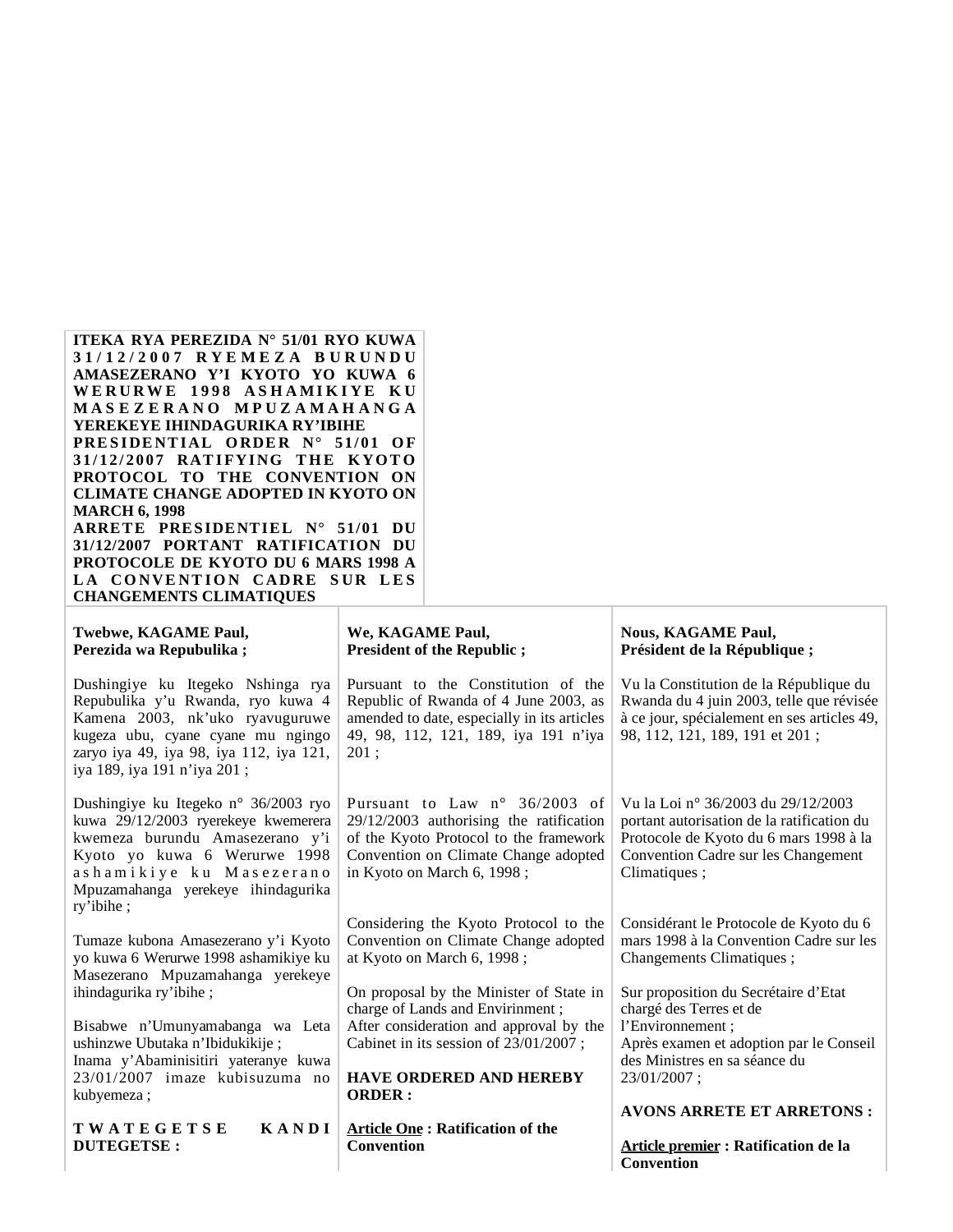**ITEKA RYA PEREZIDA N° 51/01 RYO KUWA 31/12/2007 RYEMEZA BURUNDU AMASEZERANO Y'I KYOTO YO KUWA 6 WERURWE 1998 ASHAMIKIYE KU MASEZERANO MPUZAMAHANGA YEREKEYE IHINDAGURIKA RY'IBIHE**

**PRESIDENTIAL ORDER N° 51/01 OF 31/12/2007 RATIFYING THE KYOTO PROTOCOL TO THE CONVENTION ON CLIMATE CHANGE ADOPTED IN KYOTO ON MARCH 6, 1998**

**ARRETE PRESIDENTIEL N° 51/01 DU 31/12/2007 PORTANT RATIFICATION DU PROTOCOLE DE KYOTO DU 6 MARS 1998 A LA CONVENTION CADRE SUR LES CHANGEMENTS CLIMATIQUES**

**Twebwe, KAGAME Paul,**
**Perezida wa Repubulika ;**

Dushingiye ku Itegeko Nshinga rya Repubulika y'u Rwanda, ryo kuwa 4 Kamena 2003, nk'uko ryavuguruwe kugeza ubu, cyane cyane mu ngingo zaryo iya 49, iya 98, iya 112, iya 121, iya 189, iya 191 n'iya 201 ;

Dushingiye ku Itegeko n° 36/2003 ryo kuwa 29/12/2003 ryerekeye kwemerera kwemeza burundu Amasezerano y'i Kyoto yo kuwa 6 Werurwe 1998 ashamikiye ku Masezerano Mpuzamahanga yerekeye ihindagurika ry'ibihe ;

Tumaze kubona Amasezerano y'i Kyoto yo kuwa 6 Werurwe 1998 ashamikiye ku Masezerano Mpuzamahanga yerekeye ihindagurika ry'ibihe ;

Bisabwe n'Umunyamabanga wa Leta ushinzwe Ubutaka n'Ibidukikije ;
Inama y'Abaminisitiri yateranye kuwa 23/01/2007 imaze kubisuzuma no kubyemeza ;

**TWATEGETSE KANDI DUTEGETSE :**

**We, KAGAME Paul,**
**President of the Republic ;**

Pursuant to the Constitution of the Republic of Rwanda of 4 June 2003, as amended to date, especially in its articles 49, 98, 112, 121, 189, iya 191 n'iya 201 ;

Pursuant to Law n° 36/2003 of 29/12/2003 authorising the ratification of the Kyoto Protocol to the framework Convention on Climate Change adopted in Kyoto on March 6, 1998 ;

Considering the Kyoto Protocol to the Convention on Climate Change adopted at Kyoto on March 6, 1998 ;

On proposal by the Minister of State in charge of Lands and Envirinment ;
After consideration and approval by the Cabinet in its session of 23/01/2007 ;

**HAVE ORDERED AND HEREBY ORDER :**

**<u>Article One</u> : Ratification of the Convention**

**Nous, KAGAME Paul,**
**Président de la République ;**

Vu la Constitution de la République du Rwanda du 4 juin 2003, telle que révisée à ce jour, spécialement en ses articles 49, 98, 112, 121, 189, 191 et 201 ;

Vu la Loi n° 36/2003 du 29/12/2003 portant autorisation de la ratification du Protocole de Kyoto du 6 mars 1998 à la Convention Cadre sur les Changement Climatiques ;

Considérant le Protocole de Kyoto du 6 mars 1998 à la Convention Cadre sur les Changements Climatiques ;

Sur proposition du Secrétaire d'Etat chargé des Terres et de l'Environnement ;
Après examen et adoption par le Conseil des Ministres en sa séance du 23/01/2007 ;

**AVONS ARRETE ET ARRETONS :**

**<u>Article premier</u> : Ratification de la Convention**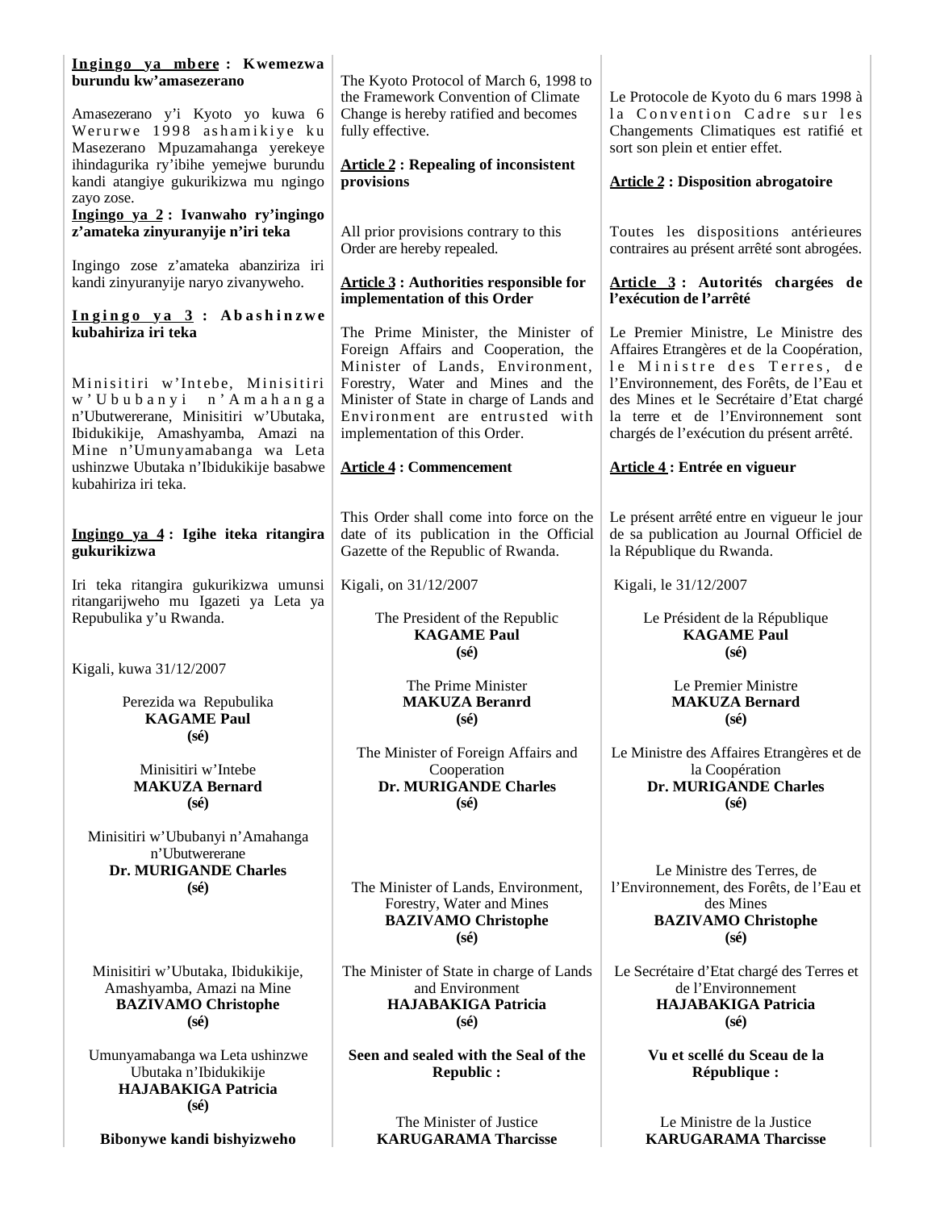**Ingingo ya mbere : Kwemezwa burundu kw'amasezerano**

Amasezerano y'i Kyoto yo kuwa 6 Werurwe 1998 ashamikiye ku Masezerano Mpuzamahanga yerekeye ihindagurika ry'ibihe yemejwe burundu kandi atangiye gukurikizwa mu ngingo zayo zose.

**Ingingo ya 2 : Ivanwaho ry'ingingo z'amateka zinyuranyije n'iri teka**

Ingingo zose z'amateka abanziriza iri kandi zinyuranyije naryo zivanyweho.

**Ingingo ya 3 : Abashinzwe kubahiriza iri teka**

Minisitiri w'Intebe, Minisitiri w'Ububanyi n'Amahanga n'Ubutwererane, Minisitiri w'Ubutaka, Ibidukikije, Amashyamba, Amazi na Mine n'Umunyamabanga wa Leta ushinzwe Ubutaka n'Ibidukikije basabwe kubahiriza iri teka.

**Ingingo ya 4 : Igihe iteka ritangira gukurikizwa**

Iri teka ritangira gukurikizwa umunsi ritangarijweho mu Igazeti ya Leta ya Repubulika y'u Rwanda.

Kigali, kuwa 31/12/2007

Perezida wa Repubulika
**KAGAME Paul**
**(sé)**

Minisitiri w'Intebe
**MAKUZA Bernard**
**(sé)**

Minisitiri w'Ububanyi n'Amahanga n'Ubutwererane
**Dr. MURIGANDE Charles**
**(sé)**

Minisitiri w'Ubutaka, Ibidukikije, Amashyamba, Amazi na Mine
**BAZIVAMO Christophe**
**(sé)**

Umunyamabanga wa Leta ushinzwe Ubutaka n'Ibidukikije
**HAJABAKIGA Patricia**
**(sé)**

**Bibonywe kandi bishyizweho**

---

The Kyoto Protocol of March 6, 1998 to the Framework Convention of Climate Change is hereby ratified and becomes fully effective.

**Article 2 : Repealing of inconsistent provisions**

All prior provisions contrary to this Order are hereby repealed.

**Article 3 : Authorities responsible for implementation of this Order**

The Prime Minister, the Minister of Foreign Affairs and Cooperation, the Minister of Lands, Environment, Forestry, Water and Mines and the Minister of State in charge of Lands and Environment are entrusted with implementation of this Order.

**Article 4 : Commencement**

This Order shall come into force on the date of its publication in the Official Gazette of the Republic of Rwanda.

Kigali, on 31/12/2007

The President of the Republic
**KAGAME Paul**
**(sé)**

The Prime Minister
**MAKUZA Beranrd**
**(sé)**

The Minister of Foreign Affairs and Cooperation
**Dr. MURIGANDE Charles**
**(sé)**

The Minister of Lands, Environment, Forestry, Water and Mines
**BAZIVAMO Christophe**
**(sé)**

The Minister of State in charge of Lands and Environment
**HAJABAKIGA Patricia**
**(sé)**

**Seen and sealed with the Seal of the Republic :**

The Minister of Justice
**KARUGARAMA Tharcisse**

---

Le Protocole de Kyoto du 6 mars 1998 à la Convention Cadre sur les Changements Climatiques est ratifié et sort son plein et entier effet.

**Article 2 : Disposition abrogatoire**

Toutes les dispositions antérieures contraires au présent arrêté sont abrogées.

**Article 3 : Autorités chargées de l'exécution de l'arrêté**

Le Premier Ministre, Le Ministre des Affaires Etrangères et de la Coopération, le Ministre des Terres, de l'Environnement, des Forêts, de l'Eau et des Mines et le Secrétaire d'Etat chargé la terre et de l'Environnement sont chargés de l'exécution du présent arrêté.

**Article 4 : Entrée en vigueur**

Le présent arrêté entre en vigueur le jour de sa publication au Journal Officiel de la République du Rwanda.

Kigali, le 31/12/2007

Le Président de la République
**KAGAME Paul**
**(sé)**

Le Premier Ministre
**MAKUZA Bernard**
**(sé)**

Le Ministre des Affaires Etrangères et de la Coopération
**Dr. MURIGANDE Charles**
**(sé)**

Le Ministre des Terres, de l'Environnement, des Forêts, de l'Eau et des Mines
**BAZIVAMO Christophe**
**(sé)**

Le Secrétaire d'Etat chargé des Terres et de l'Environnement
**HAJABAKIGA Patricia**
**(sé)**

**Vu et scellé du Sceau de la République :**

Le Ministre de la Justice
**KARUGARAMA Tharcisse**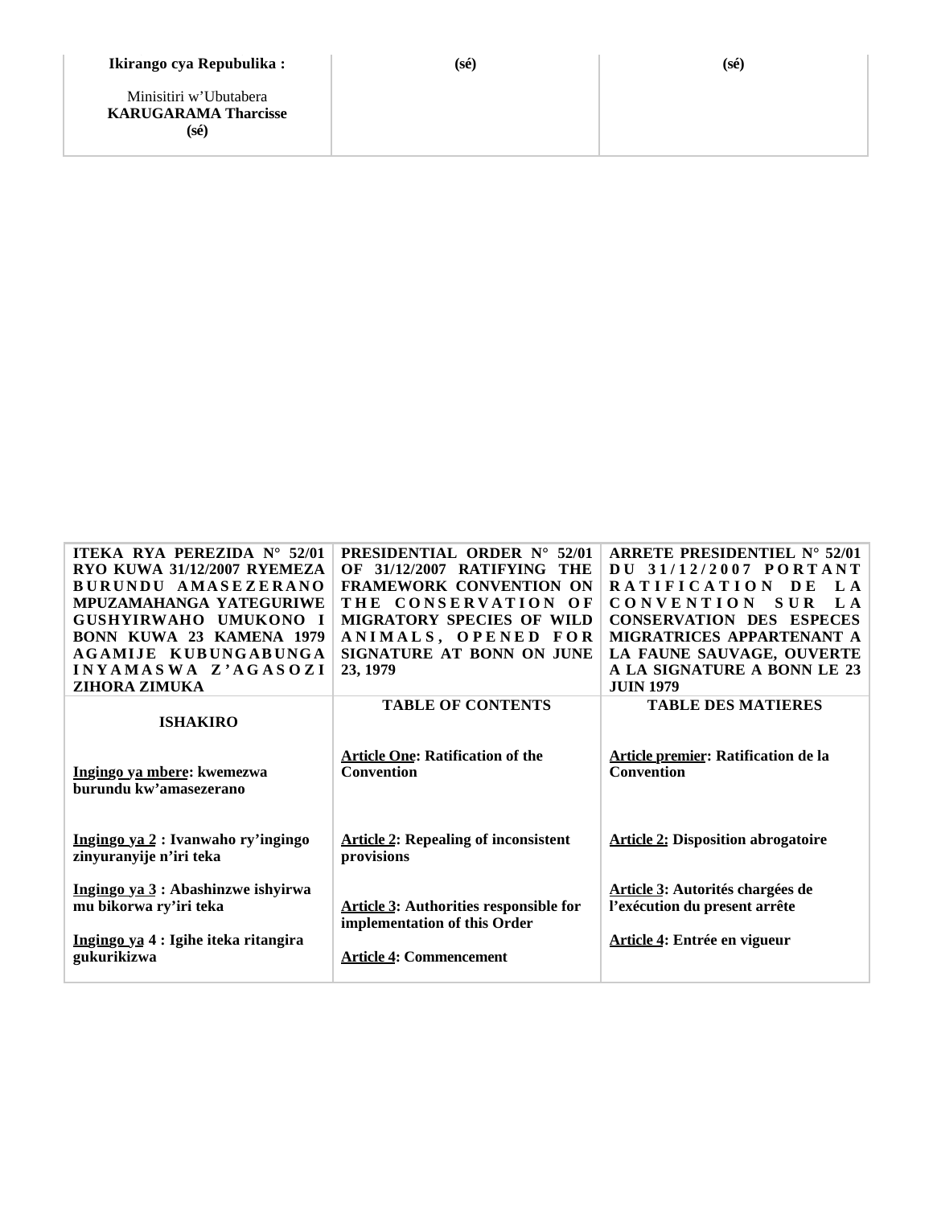| Ikirango cya Repubulika :<br><br>Minisitiri w'Ubutabera<br>**KARUGARAMA Tharcisse**<br>**(sé)** | **(sé)** | **(sé)** |
|---|---|---|

| **ITEKA RYA PEREZIDA N° 52/01 RYO KUWA 31/12/2007 RYEMEZA BURUNDU AMASEZERANO MPUZAMAHANGA YATEGURIWE GUSHYIRWAHO UMUKONO I BONN KUWA 23 KAMENA 1979 AGAMIJE KUBUNGABUNGA INYAMASWA Z'AGASOZI ZIHORA ZIMUKA** | **PRESIDENTIAL ORDER N° 52/01 OF 31/12/2007 RATIFYING THE FRAMEWORK CONVENTION ON THE CONSERVATION OF MIGRATORY SPECIES OF WILD ANIMALS, OPENED FOR SIGNATURE AT BONN ON JUNE 23, 1979** | **ARRETE PRESIDENTIEL N° 52/01 DU 31/12/2007 PORTANT RATIFICATION DE LA CONVENTION SUR LA CONSERVATION DES ESPECES MIGRATRICES APPARTENANT A LA FAUNE SAUVAGE, OUVERTE A LA SIGNATURE A BONN LE 23 JUIN 1979** |
|---|---|---|
| **ISHAKIRO** | **TABLE OF CONTENTS** | **TABLE DES MATIERES** |
| **Ingingo ya mbere: kwemezwa burundu kw'amasezerano** | **Article One: Ratification of the Convention** | **Article premier: Ratification de la Convention** |
| **Ingingo ya 2 : Ivanwaho ry'ingingo zinyuranyije n'iri teka** | **Article 2: Repealing of inconsistent provisions** | **Article 2: Disposition abrogatoire** |
| **Ingingo ya 3 : Abashinzwe ishyirwa mu bikorwa ry'iri teka** | **Article 3: Authorities responsible for implementation of this Order** | **Article 3: Autorités chargées de l'exécution du present arrête** |
| **Ingingo ya 4 : Igihe iteka ritangira gukurikizwa** | **Article 4: Commencement** | **Article 4: Entrée en vigueur** |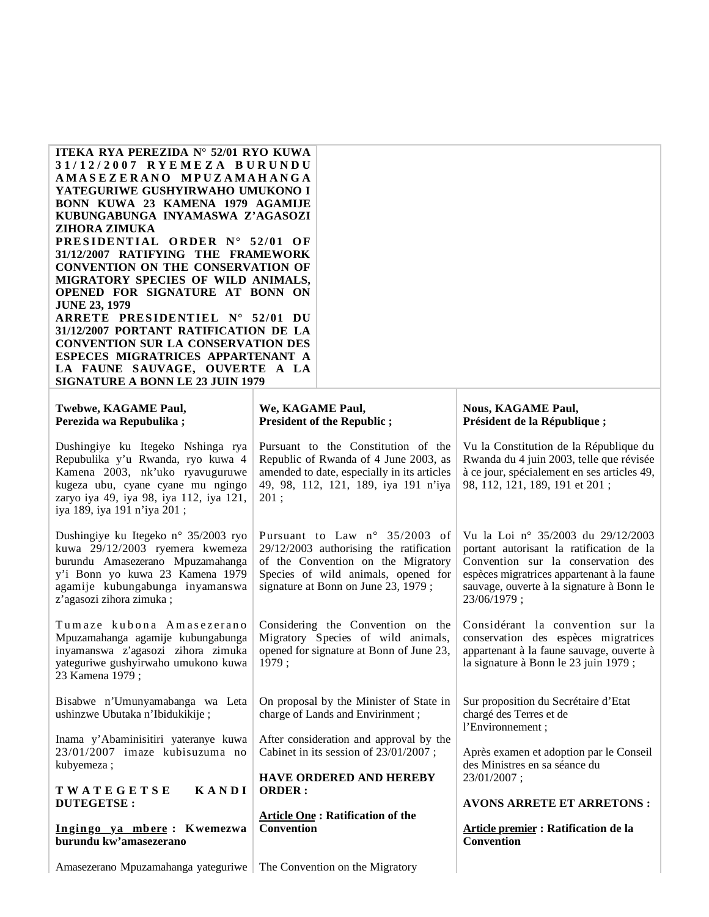**ITEKA RYA PEREZIDA N° 52/01 RYO KUWA 31/12/2007 RYEMEZA BURUNDU AMASEZERANO MPUZAMAHANGA YATEGURIWE GUSHYIRWAHO UMUKONO I BONN KUWA 23 KAMENA 1979 AGAMIJE KUBUNGABUNGA INYAMASWA Z'AGASOZI ZIHORA ZIMUKA**

**PRESIDENTIAL ORDER N° 52/01 OF 31/12/2007 RATIFYING THE FRAMEWORK CONVENTION ON THE CONSERVATION OF MIGRATORY SPECIES OF WILD ANIMALS, OPENED FOR SIGNATURE AT BONN ON JUNE 23, 1979**

**ARRETE PRESIDENTIEL N° 52/01 DU 31/12/2007 PORTANT RATIFICATION DE LA CONVENTION SUR LA CONSERVATION DES ESPECES MIGRATRICES APPARTENANT A LA FAUNE SAUVAGE, OUVERTE A LA SIGNATURE A BONN LE 23 JUIN 1979**

**Twebwe, KAGAME Paul,**
**Perezida wa Repubulika ;**

Dushingiye ku Itegeko Nshinga rya Repubulika y'u Rwanda, ryo kuwa 4 Kamena 2003, nk'uko ryavuguruwe kugeza ubu, cyane cyane mu ngingo zaryo iya 49, iya 98, iya 112, iya 121, iya 189, iya 191 n'iya 201 ;

Dushingiye ku Itegeko n° 35/2003 ryo kuwa 29/12/2003 ryemera kwemeza burundu Amasezerano Mpuzamahanga y'i Bonn yo kuwa 23 Kamena 1979 agamije kubungabunga inyamanswa z'agasozi zihora zimuka ;

Tumaze kubona Amasezerano Mpuzamahanga agamije kubungabunga inyamanswa z'agasozi zihora zimuka yateguriwe gushyirwaho umukono kuwa 23 Kamena 1979 ;

Bisabwe n'Umunyamabanga wa Leta ushinzwe Ubutaka n'Ibidukikije ;

Inama y'Abaminisitiri yateranye kuwa 23/01/2007 imaze kubisuzuma no kubyemeza ;

**TWATEGETSE KANDI DUTEGETSE :**

**Ingingo ya mbere : Kwemezwa burundu kw'amasezerano**

Amasezerano Mpuzamahanga yateguriwe

**We, KAGAME Paul,**
**President of the Republic ;**

Pursuant to the Constitution of the Republic of Rwanda of 4 June 2003, as amended to date, especially in its articles 49, 98, 112, 121, 189, iya 191 n'iya 201 ;

Pursuant to Law n° 35/2003 of 29/12/2003 authorising the ratification of the Convention on the Migratory Species of wild animals, opened for signature at Bonn on June 23, 1979 ;

Considering the Convention on the Migratory Species of wild animals, opened for signature at Bonn of June 23, 1979 ;

On proposal by the Minister of State in charge of Lands and Envirinment ;

After consideration and approval by the Cabinet in its session of 23/01/2007 ;

**HAVE ORDERED AND HEREBY ORDER :**

**Article One : Ratification of the Convention**

The Convention on the Migratory

**Nous, KAGAME Paul,**
**Président de la République ;**

Vu la Constitution de la République du Rwanda du 4 juin 2003, telle que révisée à ce jour, spécialement en ses articles 49, 98, 112, 121, 189, 191 et 201 ;

Vu la Loi n° 35/2003 du 29/12/2003 portant autorisant la ratification de la Convention sur la conservation des espèces migratrices appartenant à la faune sauvage, ouverte à la signature à Bonn le 23/06/1979 ;

Considérant la convention sur la conservation des espèces migratrices appartenant à la faune sauvage, ouverte à la signature à Bonn le 23 juin 1979 ;

Sur proposition du Secrétaire d'Etat chargé des Terres et de l'Environnement ;

Après examen et adoption par le Conseil des Ministres en sa séance du 23/01/2007 ;

**AVONS ARRETE ET ARRETONS :**

**Article premier : Ratification de la Convention**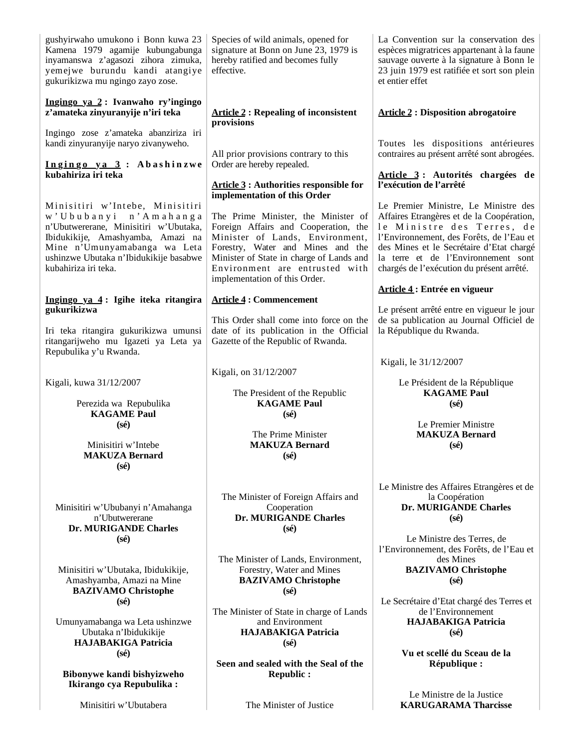gushyirwaho umukono i Bonn kuwa 23 Kamena 1979 agamije kubungabunga inyamanswa z'agasozi zihora zimuka, yemejwe burundu kandi atangiye gukurikizwa mu ngingo zayo zose.

**Ingingo ya 2 : Ivanwaho ry'ingingo z'amateka zinyuranyije n'iri teka**

Ingingo zose z'amateka abanziriza iri kandi zinyuranyije naryo zivanyweho.

**Ingingo ya 3 : Abashinzwe kubahiriza iri teka**

Minisitiri w'Intebe, Minisitiri w'Ububanyi n'Amahanga n'Ubutwererane, Minisitiri w'Ubutaka, Ibidukikije, Amashyamba, Amazi na Mine n'Umunyamabanga wa Leta ushinzwe Ubutaka n'Ibidukikije basabwe kubahiriza iri teka.

**Ingingo ya 4 : Igihe iteka ritangira gukurikizwa**

Iri teka ritangira gukurikizwa umunsi ritangarijweho mu Igazeti ya Leta ya Repubulika y'u Rwanda.

Kigali, kuwa 31/12/2007

Perezida wa Repubulika
**KAGAME Paul**
**(sé)**

Minisitiri w'Intebe
**MAKUZA Bernard**
**(sé)**

Minisitiri w'Ububanyi n'Amahanga n'Ubutwererane
**Dr. MURIGANDE Charles**
**(sé)**

Minisitiri w'Ubutaka, Ibidukikije, Amashyamba, Amazi na Mine
**BAZIVAMO Christophe**
**(sé)**

Umunyamabanga wa Leta ushinzwe Ubutaka n'Ibidukikije
**HAJABAKIGA Patricia**
**(sé)**

**Bibonywe kandi bishyizweho Ikirango cya Repubulika :**

Minisitiri w'Ubutabera

Species of wild animals, opened for signature at Bonn on June 23, 1979 is hereby ratified and becomes fully effective.

**Article 2 : Repealing of inconsistent provisions**

All prior provisions contrary to this Order are hereby repealed.

**Article 3 : Authorities responsible for implementation of this Order**

The Prime Minister, the Minister of Foreign Affairs and Cooperation, the Minister of Lands, Environment, Forestry, Water and Mines and the Minister of State in charge of Lands and Environment are entrusted with implementation of this Order.

**Article 4 : Commencement**

This Order shall come into force on the date of its publication in the Official Gazette of the Republic of Rwanda.

Kigali, on 31/12/2007

The President of the Republic
**KAGAME Paul**
**(sé)**

The Prime Minister
**MAKUZA Bernard**
**(sé)**

The Minister of Foreign Affairs and Cooperation
**Dr. MURIGANDE Charles**
**(sé)**

The Minister of Lands, Environment, Forestry, Water and Mines
**BAZIVAMO Christophe**
**(sé)**

The Minister of State in charge of Lands and Environment
**HAJABAKIGA Patricia**
**(sé)**

**Seen and sealed with the Seal of the Republic :**

The Minister of Justice

La Convention sur la conservation des espèces migratrices appartenant à la faune sauvage ouverte à la signature à Bonn le 23 juin 1979 est ratifiée et sort son plein et entier effet

**Article 2 : Disposition abrogatoire**

Toutes les dispositions antérieures contraires au présent arrêté sont abrogées.

**Article 3 : Autorités chargées de l'exécution de l'arrêté**

Le Premier Ministre, Le Ministre des Affaires Etrangères et de la Coopération, le Ministre des Terres, de l'Environnement, des Forêts, de l'Eau et des Mines et le Secrétaire d'Etat chargé la terre et de l'Environnement sont chargés de l'exécution du présent arrêté.

**Article 4 : Entrée en vigueur**

Le présent arrêté entre en vigueur le jour de sa publication au Journal Officiel de la République du Rwanda.

Kigali, le 31/12/2007

Le Président de la République
**KAGAME Paul**
**(sé)**

Le Premier Ministre
**MAKUZA Bernard**
**(sé)**

Le Ministre des Affaires Etrangères et de la Coopération
**Dr. MURIGANDE Charles**
**(sé)**

Le Ministre des Terres, de l'Environnement, des Forêts, de l'Eau et des Mines
**BAZIVAMO Christophe**
**(sé)**

Le Secrétaire d'Etat chargé des Terres et de l'Environnement
**HAJABAKIGA Patricia**
**(sé)**

**Vu et scellé du Sceau de la République :**

Le Ministre de la Justice
**KARUGARAMA Tharcisse**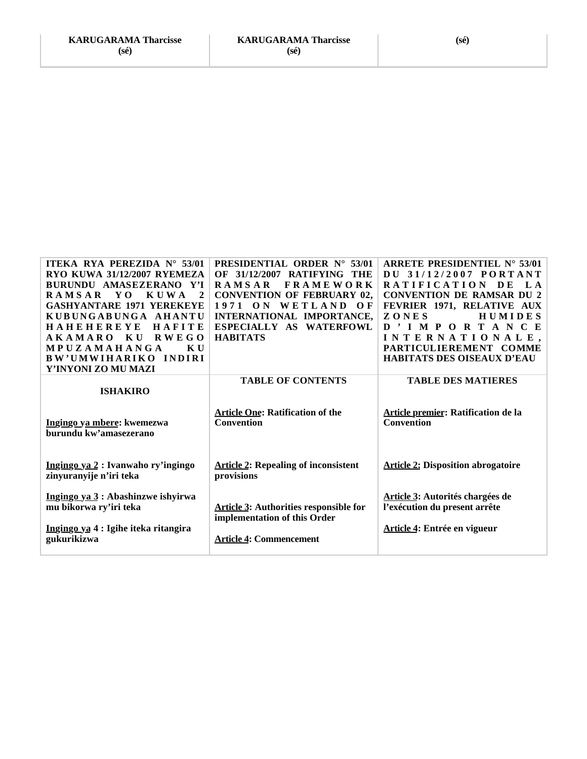| **KARUGARAMA Tharcisse** (sé) | **KARUGARAMA Tharcisse** (sé) | **(sé)** |
|---|---|---|

| **ITEKA RYA PEREZIDA N° 53/01 RYO KUWA 31/12/2007 RYEMEZA BURUNDU AMASEZERANO Y'I RAMSAR YO KUWA 2 GASHYANTARE 1971 YEREKEYE KUBUNGABUNGA AHANTU HAHEHEREYE HAFITE AKAMARO KU RWEGO MPUZAMAHANGA KU BW'UMWIHARIKO INDIRI Y'INYONI ZO MU MAZI** | **PRESIDENTIAL ORDER N° 53/01 OF 31/12/2007 RATIFYING THE RAMSAR FRAMEWORK CONVENTION OF FEBRUARY 02, 1971 ON WETLAND OF INTERNATIONAL IMPORTANCE, ESPECIALLY AS WATERFOWL HABITATS** | **ARRETE PRESIDENTIEL N° 53/01 DU 31/12/2007 PORTANT RATIFICATION DE LA CONVENTION DE RAMSAR DU 2 FEVRIER 1971, RELATIVE AUX ZONES HUMIDES D'IMPORTANCE INTERNATIONALE, PARTICULIEREMENT COMME HABITATS DES OISEAUX D'EAU** |
|---|---|---|
| **ISHAKIRO**<br><br>**Ingingo ya mbere: kwemezwa burundu kw'amasezerano**<br><br>**Ingingo ya 2 : Ivanwaho ry'ingingo zinyuranyije n'iri teka**<br><br>**Ingingo ya 3 : Abashinzwe ishyirwa mu bikorwa ry'iri teka**<br><br>**Ingingo ya 4 : Igihe iteka ritangira gukurikizwa** | **TABLE OF CONTENTS**<br><br>**Article One: Ratification of the Convention**<br><br>**Article 2: Repealing of inconsistent provisions**<br><br>**Article 3: Authorities responsible for implementation of this Order**<br><br>**Article 4: Commencement** | **TABLE DES MATIERES**<br><br>**Article premier: Ratification de la Convention**<br><br>**Article 2: Disposition abrogatoire**<br><br>**Article 3: Autorités chargées de l'exécution du present arrête**<br><br>**Article 4: Entrée en vigueur** |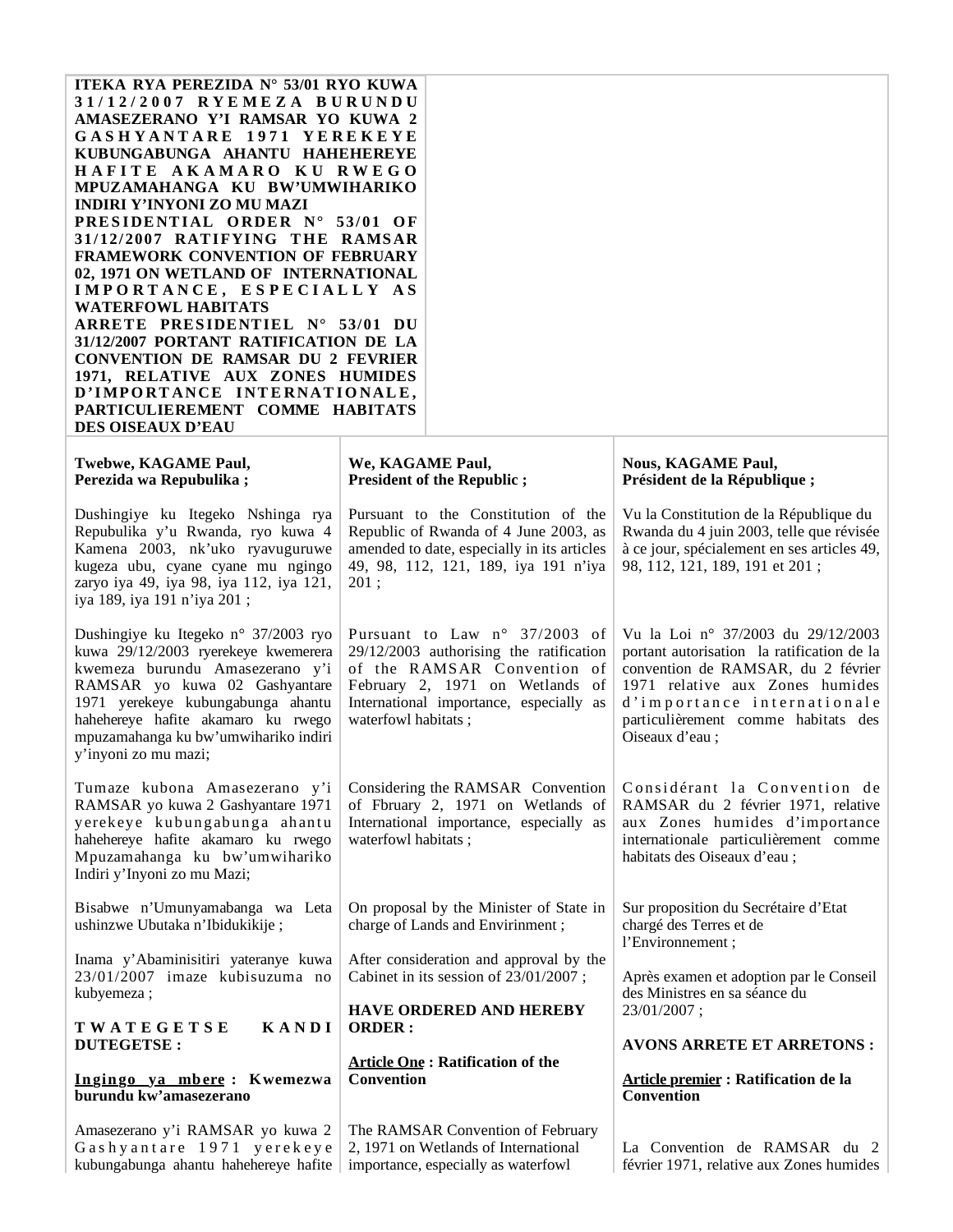**ITEKA RYA PEREZIDA N° 53/01 RYO KUWA 31/12/2007 RYEMEZA BURUNDU AMASEZERANO Y'I RAMSAR YO KUWA 2 GASHYANTARE 1971 YEREKEYE KUBUNGABUNGA AHANTU HAHEHEREYE HAFITE AKAMARO KU RWEGO MPUZAMAHANGA KU BW'UMWIHARIKO INDIRI Y'INYONI ZO MU MAZI**

**PRESIDENTIAL ORDER N° 53/01 OF 31/12/2007 RATIFYING THE RAMSAR FRAMEWORK CONVENTION OF FEBRUARY 02, 1971 ON WETLAND OF INTERNATIONAL IMPORTANCE, ESPECIALLY AS WATERFOWL HABITATS**

**ARRETE PRESIDENTIEL N° 53/01 DU 31/12/2007 PORTANT RATIFICATION DE LA CONVENTION DE RAMSAR DU 2 FEVRIER 1971, RELATIVE AUX ZONES HUMIDES D'IMPORTANCE INTERNATIONALE, PARTICULIEREMENT COMME HABITATS DES OISEAUX D'EAU**

| | | |
|---|---|---|
| **Twebwe, KAGAME Paul, Perezida wa Repubulika ;** | **We, KAGAME Paul, President of the Republic ;** | **Nous, KAGAME Paul, Président de la République ;** |
| Dushingiye ku Itegeko Nshinga rya Repubulika y'u Rwanda, ryo kuwa 4 Kamena 2003, nk'uko ryavuguruwe kugeza ubu, cyane cyane mu ngingo zaryo iya 49, iya 98, iya 112, iya 121, iya 189, iya 191 n'iya 201 ; | Pursuant to the Constitution of the Republic of Rwanda of 4 June 2003, as amended to date, especially in its articles 49, 98, 112, 121, 189, iya 191 n'iya 201 ; | Vu la Constitution de la République du Rwanda du 4 juin 2003, telle que révisée à ce jour, spécialement en ses articles 49, 98, 112, 121, 189, 191 et 201 ; |
| Dushingiye ku Itegeko n° 37/2003 ryo kuwa 29/12/2003 ryerekeye kwemerera kwemeza burundu Amasezerano y'i RAMSAR yo kuwa 02 Gashyantare 1971 yerekeye kubungabunga ahantu hahehereye hafite akamaro ku rwego mpuzamahanga ku bw'umwihariko indiri y'inyoni zo mu mazi; | Pursuant to Law n° 37/2003 of 29/12/2003 authorising the ratification of the RAMSAR Convention of February 2, 1971 on Wetlands of International importance, especially as waterfowl habitats ; | Vu la Loi n° 37/2003 du 29/12/2003 portant autorisation la ratification de la convention de RAMSAR, du 2 février 1971 relative aux Zones humides d'importance internationale particulièrement comme habitats des Oiseaux d'eau ; |
| Tumaze kubona Amasezerano y'i RAMSAR yo kuwa 2 Gashyantare 1971 yerekeye kubungabunga ahantu hahehereye hafite akamaro ku rwego Mpuzamahanga ku bw'umwihariko Indiri y'Inyoni zo mu Mazi; | Considering the RAMSAR Convention of Fbruary 2, 1971 on Wetlands of International importance, especially as waterfowl habitats ; | Considérant la Convention de RAMSAR du 2 février 1971, relative aux Zones humides d'importance internationale particulièrement comme habitats des Oiseaux d'eau ; |
| Bisabwe n'Umunyamabanga wa Leta ushinzwe Ubutaka n'Ibidukikije ; | On proposal by the Minister of State in charge of Lands and Envirinment ; | Sur proposition du Secrétaire d'Etat chargé des Terres et de l'Environnement ; |
| Inama y'Abaminisitiri yateranye kuwa 23/01/2007 imaze kubisuzuma no kubyemeza ; | After consideration and approval by the Cabinet in its session of 23/01/2007 ; | Après examen et adoption par le Conseil des Ministres en sa séance du 23/01/2007 ; |
| **TWATEGETSE KANDI DUTEGETSE :** | **HAVE ORDERED AND HEREBY ORDER :** | **AVONS ARRETE ET ARRETONS :** |
| **<u>Ingingo ya mbere</u> : Kwemezwa burundu kw'amasezerano** | **<u>Article One</u> : Ratification of the Convention** | **<u>Article premier</u> : Ratification de la Convention** |
| Amasezerano y'i RAMSAR yo kuwa 2 Gashyantare 1971 yerekeye kubungabunga ahantu hahehereye hafite | The RAMSAR Convention of February 2, 1971 on Wetlands of International importance, especially as waterfowl | La Convention de RAMSAR du 2 février 1971, relative aux Zones humides |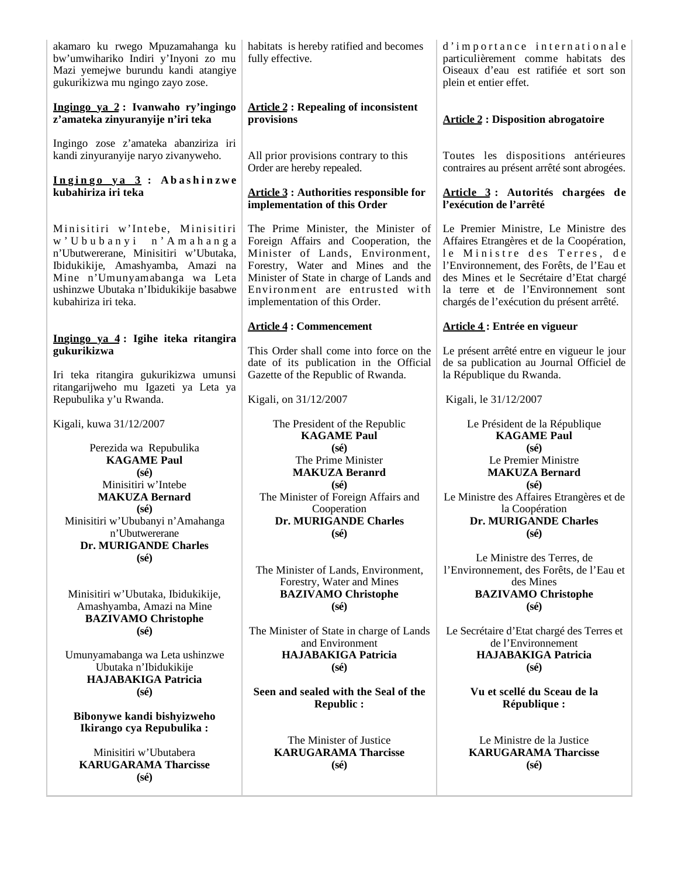akamaro ku rwego Mpuzamahanga ku bw'umwihariko Indiri y'Inyoni zo mu Mazi yemejwe burundu kandi atangiye gukurikizwa mu ngingo zayo zose.

**Ingingo ya 2 : Ivanwaho ry'ingingo z'amateka zinyuranyije n'iri teka**

Ingingo zose z'amateka abanziriza iri kandi zinyuranyije naryo zivanyweho.

**Ingingo ya 3 : Abashinzwe kubahiriza iri teka**

Minisitiri w'Intebe, Minisitiri w'Ububanyi n'Amahanga n'Ubutwererane, Minisitiri w'Ubutaka, Ibidukikije, Amashyamba, Amazi na Mine n'Umunyamabanga wa Leta ushinzwe Ubutaka n'Ibidukikije basabwe kubahiriza iri teka.

**Ingingo ya 4 : Igihe iteka ritangira gukurikizwa**

Iri teka ritangira gukurikizwa umunsi ritangarijweho mu Igazeti ya Leta ya Repubulika y'u Rwanda.

Kigali, kuwa 31/12/2007

Perezida wa Repubulika
**KAGAME Paul**
**(sé)**

Minisitiri w'Intebe
**MAKUZA Bernard**
**(sé)**

Minisitiri w'Ububanyi n'Amahanga n'Ubutwererane
**Dr. MURIGANDE Charles**
**(sé)**

Minisitiri w'Ubutaka, Ibidukikije, Amashyamba, Amazi na Mine
**BAZIVAMO Christophe**
**(sé)**

Umunyamabanga wa Leta ushinzwe Ubutaka n'Ibidukikije
**HAJABAKIGA Patricia**
**(sé)**

**Bibonywe kandi bishyizweho Ikirango cya Repubulika :**

Minisitiri w'Ubutabera
**KARUGARAMA Tharcisse**
**(sé)**

---

habitats is hereby ratified and becomes fully effective.

**Article 2 : Repealing of inconsistent provisions**

All prior provisions contrary to this Order are hereby repealed.

**Article 3 : Authorities responsible for implementation of this Order**

The Prime Minister, the Minister of Foreign Affairs and Cooperation, the Minister of Lands, Environment, Forestry, Water and Mines and the Minister of State in charge of Lands and Environment are entrusted with implementation of this Order.

**Article 4 : Commencement**

This Order shall come into force on the date of its publication in the Official Gazette of the Republic of Rwanda.

Kigali, on 31/12/2007

The President of the Republic
**KAGAME Paul**
**(sé)**

The Prime Minister
**MAKUZA Beranrd**
**(sé)**

The Minister of Foreign Affairs and Cooperation
**Dr. MURIGANDE Charles**
**(sé)**

The Minister of Lands, Environment, Forestry, Water and Mines
**BAZIVAMO Christophe**
**(sé)**

The Minister of State in charge of Lands and Environment
**HAJABAKIGA Patricia**
**(sé)**

**Seen and sealed with the Seal of the Republic :**

The Minister of Justice
**KARUGARAMA Tharcisse**
**(sé)**

---

d'importance internationale particulièrement comme habitats des Oiseaux d'eau est ratifiée et sort son plein et entier effet.

**Article 2 : Disposition abrogatoire**

Toutes les dispositions antérieures contraires au présent arrêté sont abrogées.

**Article 3 : Autorités chargées de l'exécution de l'arrêté**

Le Premier Ministre, Le Ministre des Affaires Etrangères et de la Coopération, le Ministre des Terres, de l'Environnement, des Forêts, de l'Eau et des Mines et le Secrétaire d'Etat chargé la terre et de l'Environnement sont chargés de l'exécution du présent arrêté.

**Article 4 : Entrée en vigueur**

Le présent arrêté entre en vigueur le jour de sa publication au Journal Officiel de la République du Rwanda.

Kigali, le 31/12/2007

Le Président de la République
**KAGAME Paul**
**(sé)**

Le Premier Ministre
**MAKUZA Bernard**
**(sé)**

Le Ministre des Affaires Etrangères et de la Coopération
**Dr. MURIGANDE Charles**
**(sé)**

Le Ministre des Terres, de l'Environnement, des Forêts, de l'Eau et des Mines
**BAZIVAMO Christophe**
**(sé)**

Le Secrétaire d'Etat chargé des Terres et de l'Environnement
**HAJABAKIGA Patricia**
**(sé)**

**Vu et scellé du Sceau de la République :**

Le Ministre de la Justice
**KARUGARAMA Tharcisse**
**(sé)**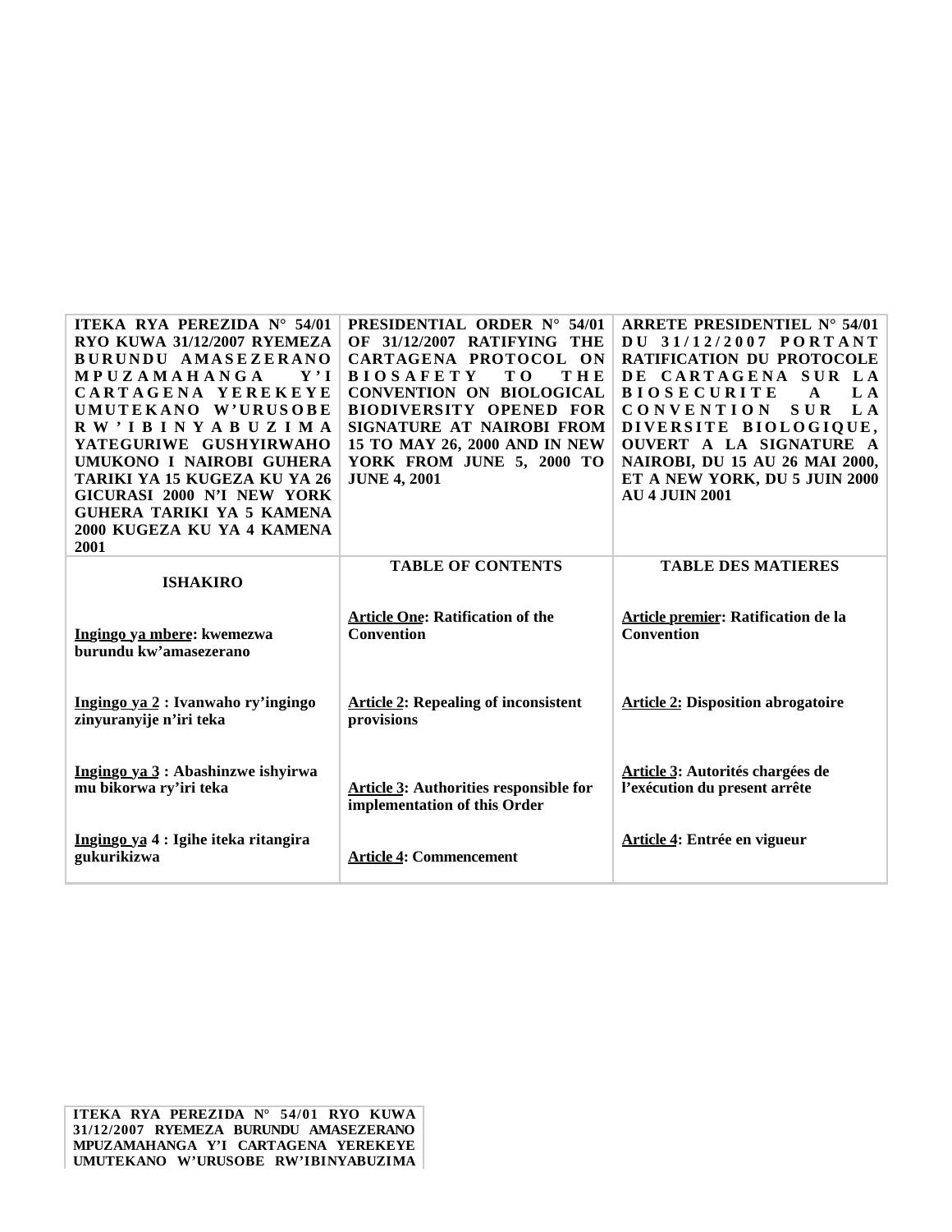| ITEKA RYA PEREZIDA N° 54/01 RYO KUWA 31/12/2007 RYEMEZA BURUNDU AMASEZERANO MPUZAMAHANGA Y'I CARTAGENA YEREKEYE UMUTEKANO W'URUSOBE RW'IBINYABUZIMA YATEGURIWE GUSHYIRWAHO UMUKONO I NAIROBI GUHERA TARIKI YA 15 KUGEZA KU YA 26 GICURASI 2000 N'I NEW YORK GUHERA TARIKI YA 5 KAMENA 2000 KUGEZA KU YA 4 KAMENA 2001 | PRESIDENTIAL ORDER N° 54/01 OF 31/12/2007 RATIFYING THE CARTAGENA PROTOCOL ON BIOSAFETY TO THE CONVENTION ON BIOLOGICAL BIODIVERSITY OPENED FOR SIGNATURE AT NAIROBI FROM 15 TO MAY 26, 2000 AND IN NEW YORK FROM JUNE 5, 2000 TO JUNE 4, 2001 | ARRETE PRESIDENTIEL N° 54/01 DU 31/12/2007 PORTANT RATIFICATION DU PROTOCOLE DE CARTAGENA SUR LA BIOSECURITE A LA CONVENTION SUR LA DIVERSITE BIOLOGIQUE, OUVERT A LA SIGNATURE A NAIROBI, DU 15 AU 26 MAI 2000, ET A NEW YORK, DU 5 JUIN 2000 AU 4 JUIN 2001 |
|---|---|---|
| **ISHAKIRO** | **TABLE OF CONTENTS** | **TABLE DES MATIERES** |
| **Ingingo ya mbere: kwemezwa burundu kw'amasezerano** | **Article One: Ratification of the Convention** | **Article premier: Ratification de la Convention** |
| **Ingingo ya 2 : Ivanwaho ry'ingingo zinyuranyije n'iri teka** | **Article 2: Repealing of inconsistent provisions** | **Article 2: Disposition abrogatoire** |
| **Ingingo ya 3 : Abashinzwe ishyirwa mu bikorwa ry'iri teka** | **Article 3: Authorities responsible for implementation of this Order** | **Article 3: Autorités chargées de l'exécution du present arrête** |
| **Ingingo ya 4 : Igihe iteka ritangira gukurikizwa** | **Article 4: Commencement** | **Article 4: Entrée en vigueur** |

**ITEKA RYA PEREZIDA N° 54/01 RYO KUWA 31/12/2007 RYEMEZA BURUNDU AMASEZERANO MPUZAMAHANGA Y'I CARTAGENA YEREKEYE UMUTEKANO W'URUSOBE RW'IBINYABUZIMA**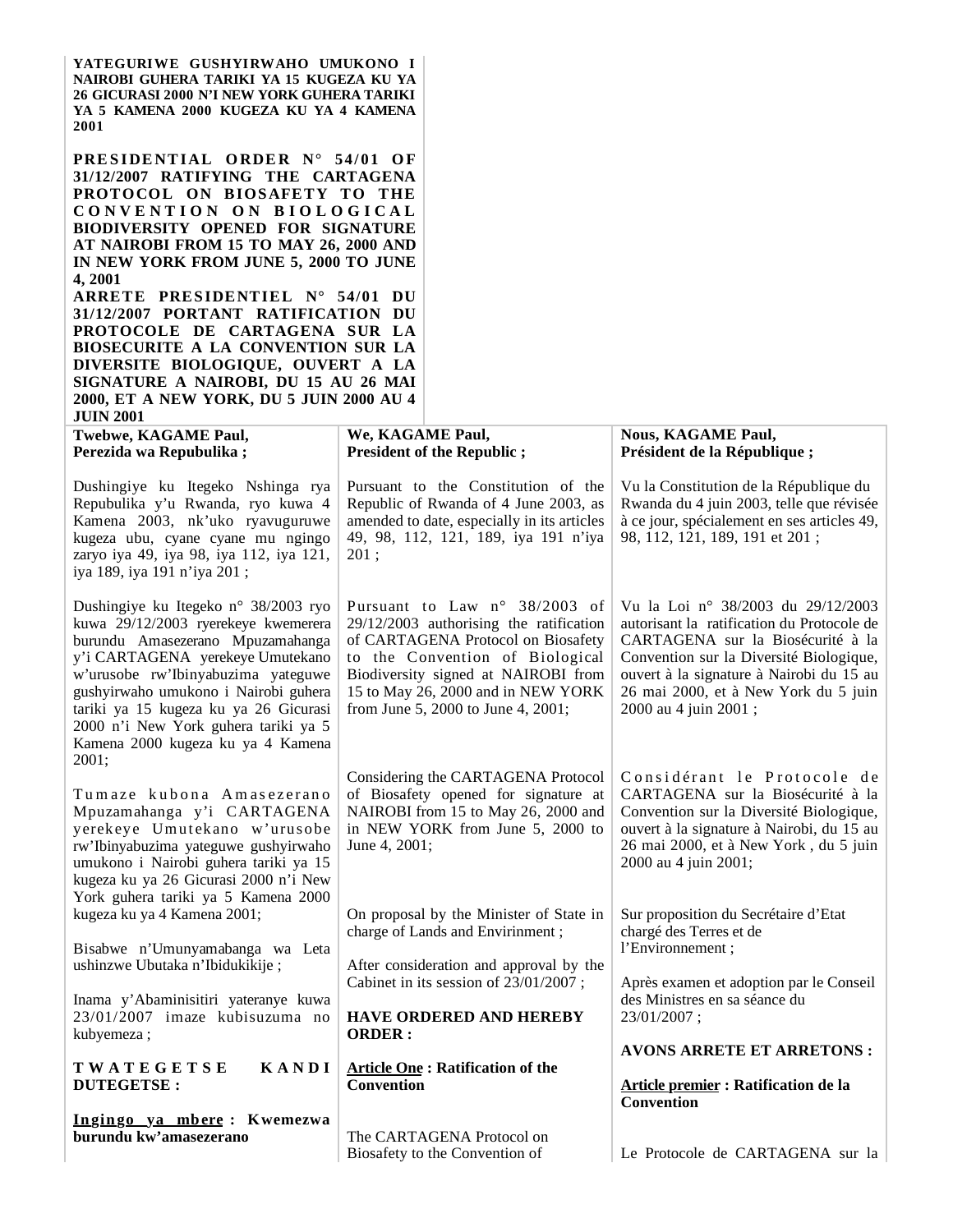**YATEGURIWE GUSHYIRWAHO UMUKONO I NAIROBI GUHERA TARIKI YA 15 KUGEZA KU YA 26 GICURASI 2000 N'I NEW YORK GUHERA TARIKI YA 5 KAMENA 2000 KUGEZA KU YA 4 KAMENA 2001**

**PRESIDENTIAL ORDER N° 54/01 OF 31/12/2007 RATIFYING THE CARTAGENA PROTOCOL ON BIOSAFETY TO THE CONVENTION ON BIOLOGICAL BIODIVERSITY OPENED FOR SIGNATURE AT NAIROBI FROM 15 TO MAY 26, 2000 AND IN NEW YORK FROM JUNE 5, 2000 TO JUNE 4, 2001**

**ARRETE PRESIDENTIEL N° 54/01 DU 31/12/2007 PORTANT RATIFICATION DU PROTOCOLE DE CARTAGENA SUR LA BIOSECURITE A LA CONVENTION SUR LA DIVERSITE BIOLOGIQUE, OUVERT A LA SIGNATURE A NAIROBI, DU 15 AU 26 MAI 2000, ET A NEW YORK, DU 5 JUIN 2000 AU 4 JUIN 2001**

| | | |
|---|---|---|
| **Twebwe, KAGAME Paul, Perezida wa Repubulika ;** | **We, KAGAME Paul, President of the Republic ;** | **Nous, KAGAME Paul, Président de la République ;** |
| Dushingiye ku Itegeko Nshinga rya Repubulika y'u Rwanda, ryo kuwa 4 Kamena 2003, nk'uko ryavuguruwe kugeza ubu, cyane cyane mu ngingo zaryo iya 49, iya 98, iya 112, iya 121, iya 189, iya 191 n'iya 201 ; | Pursuant to the Constitution of the Republic of Rwanda of 4 June 2003, as amended to date, especially in its articles 49, 98, 112, 121, 189, iya 191 n'iya 201 ; | Vu la Constitution de la République du Rwanda du 4 juin 2003, telle que révisée à ce jour, spécialement en ses articles 49, 98, 112, 121, 189, 191 et 201 ; |
| Dushingiye ku Itegeko n° 38/2003 ryo kuwa 29/12/2003 ryerekeye kwemerera burundu Amasezerano Mpuzamahanga y'i CARTAGENA yerekeye Umutekano w'urusobe rw'Ibinyabuzima yateguwe gushyirwaho umukono i Nairobi guhera tariki ya 15 kugeza ku ya 26 Gicurasi 2000 n'i New York guhera tariki ya 5 Kamena 2000 kugeza ku ya 4 Kamena 2001; | Pursuant to Law n° 38/2003 of 29/12/2003 authorising the ratification of CARTAGENA Protocol on Biosafety to the Convention of Biological Biodiversity signed at NAIROBI from 15 to May 26, 2000 and in NEW YORK from June 5, 2000 to June 4, 2001; | Vu la Loi n° 38/2003 du 29/12/2003 autorisant la ratification du Protocole de CARTAGENA sur la Biosécurité à la Convention sur la Diversité Biologique, ouvert à la signature à Nairobi du 15 au 26 mai 2000, et à New York du 5 juin 2000 au 4 juin 2001 ; |
| Tumaze kubona Amasezerano Mpuzamahanga y'i CARTAGENA yerekeye Umutekano w'urusobe rw'Ibinyabuzima yateguwe gushyirwaho umukono i Nairobi guhera tariki ya 15 kugeza ku ya 26 Gicurasi 2000 n'i New York guhera tariki ya 5 Kamena 2000 kugeza ku ya 4 Kamena 2001; | Considering the CARTAGENA Protocol of Biosafety opened for signature at NAIROBI from 15 to May 26, 2000 and in NEW YORK from June 5, 2000 to June 4, 2001; | Considérant le Protocole de CARTAGENA sur la Biosécurité à la Convention sur la Diversité Biologique, ouvert à la signature à Nairobi, du 15 au 26 mai 2000, et à New York , du 5 juin 2000 au 4 juin 2001; |
| Bisabwe n'Umunyamabanga wa Leta ushinzwe Ubutaka n'Ibidukikije ; | On proposal by the Minister of State in charge of Lands and Envirinment ; | Sur proposition du Secrétaire d'Etat chargé des Terres et de l'Environnement ; |
| Inama y'Abaminisitiri yateranye kuwa 23/01/2007 imaze kubisuzuma no kubyemeza ; | After consideration and approval by the Cabinet in its session of 23/01/2007 ; | Après examen et adoption par le Conseil des Ministres en sa séance du 23/01/2007 ; |
| **TWATEGETSE KANDI DUTEGETSE :** | **HAVE ORDERED AND HEREBY ORDER :** | **AVONS ARRETE ET ARRETONS :** |
| **<u>Ingingo ya mbere</u> : Kwemezwa burundu kw'amasezerano** | **<u>Article One</u> : Ratification of the Convention** | **<u>Article premier</u> : Ratification de la Convention** |
| | The CARTAGENA Protocol on Biosafety to the Convention of | Le Protocole de CARTAGENA sur la |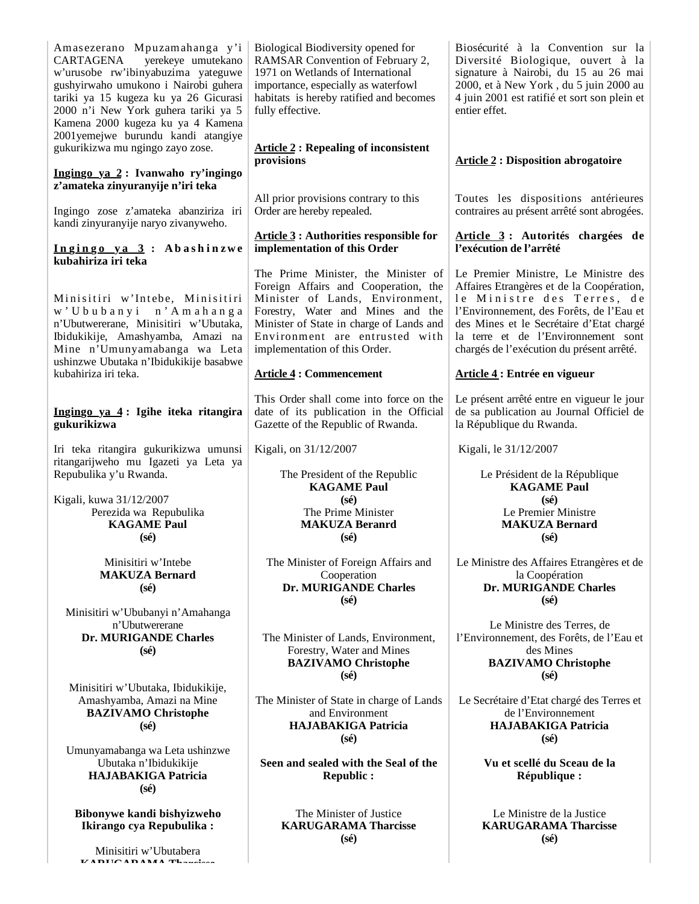Amasezerano Mpuzamahanga y'i CARTAGENA yerekeye umutekano w'urusobe rw'ibinyabuzima yateguwe gushyirwaho umukono i Nairobi guhera tariki ya 15 kugeza ku ya 26 Gicurasi 2000 n'i New York guhera tariki ya 5 Kamena 2000 kugeza ku ya 4 Kamena 2001yemejwe burundu kandi atangiye gukurikizwa mu ngingo zayo zose.

**Ingingo ya 2 : Ivanwaho ry'ingingo z'amateka zinyuranyije n'iri teka**

Ingingo zose z'amateka abanziriza iri kandi zinyuranyije naryo zivanyweho.

**Ingingo ya 3 : Abashinzwe kubahiriza iri teka**

Minisitiri w'Intebe, Minisitiri w'Ububanyi n'Amahanga n'Ubutwererane, Minisitiri w'Ubutaka, Ibidukikije, Amashyamba, Amazi na Mine n'Umunyamabanga wa Leta ushinzwe Ubutaka n'Ibidukikije basabwe kubahiriza iri teka.

**Ingingo ya 4 : Igihe iteka ritangira gukurikizwa**

Iri teka ritangira gukurikizwa umunsi ritangarijweho mu Igazeti ya Leta ya Repubulika y'u Rwanda.

Kigali, kuwa 31/12/2007

Perezida wa Repubulika
**KAGAME Paul**
**(sé)**

Minisitiri w'Intebe
**MAKUZA Bernard**
**(sé)**

Minisitiri w'Ububanyi n'Amahanga n'Ubutwererane
**Dr. MURIGANDE Charles**
**(sé)**

Minisitiri w'Ubutaka, Ibidukikije, Amashyamba, Amazi na Mine
**BAZIVAMO Christophe**
**(sé)**

Umunyamabanga wa Leta ushinzwe Ubutaka n'Ibidukikije
**HAJABAKIGA Patricia**
**(sé)**

**Bibonywe kandi bishyizweho Ikirango cya Repubulika :**

Minisitiri w'Ubutabera
**KARUGARAMA Tharcisse**

---

Biological Biodiversity opened for RAMSAR Convention of February 2, 1971 on Wetlands of International importance, especially as waterfowl habitats is hereby ratified and becomes fully effective.

**Article 2 : Repealing of inconsistent provisions**

All prior provisions contrary to this Order are hereby repealed.

**Article 3 : Authorities responsible for implementation of this Order**

The Prime Minister, the Minister of Foreign Affairs and Cooperation, the Minister of Lands, Environment, Forestry, Water and Mines and the Minister of State in charge of Lands and Environment are entrusted with implementation of this Order.

**Article 4 : Commencement**

This Order shall come into force on the date of its publication in the Official Gazette of the Republic of Rwanda.

Kigali, on 31/12/2007

The President of the Republic
**KAGAME Paul**
**(sé)**

The Prime Minister
**MAKUZA Beranrd**
**(sé)**

The Minister of Foreign Affairs and Cooperation
**Dr. MURIGANDE Charles**
**(sé)**

The Minister of Lands, Environment, Forestry, Water and Mines
**BAZIVAMO Christophe**
**(sé)**

The Minister of State in charge of Lands and Environment
**HAJABAKIGA Patricia**
**(sé)**

**Seen and sealed with the Seal of the Republic :**

The Minister of Justice
**KARUGARAMA Tharcisse**
**(sé)**

---

Biosécurité à la Convention sur la Diversité Biologique, ouvert à la signature à Nairobi, du 15 au 26 mai 2000, et à New York , du 5 juin 2000 au 4 juin 2001 est ratifié et sort son plein et entier effet.

**Article 2 : Disposition abrogatoire**

Toutes les dispositions antérieures contraires au présent arrêté sont abrogées.

**Article 3 : Autorités chargées de l'exécution de l'arrêté**

Le Premier Ministre, Le Ministre des Affaires Etrangères et de la Coopération, le Ministre des Terres, de l'Environnement, des Forêts, de l'Eau et des Mines et le Secrétaire d'Etat chargé la terre et de l'Environnement sont chargés de l'exécution du présent arrêté.

**Article 4 : Entrée en vigueur**

Le présent arrêté entre en vigueur le jour de sa publication au Journal Officiel de la République du Rwanda.

Kigali, le 31/12/2007

Le Président de la République
**KAGAME Paul**
**(sé)**

Le Premier Ministre
**MAKUZA Bernard**
**(sé)**

Le Ministre des Affaires Etrangères et de la Coopération
**Dr. MURIGANDE Charles**
**(sé)**

Le Ministre des Terres, de l'Environnement, des Forêts, de l'Eau et des Mines
**BAZIVAMO Christophe**
**(sé)**

Le Secrétaire d'Etat chargé des Terres et de l'Environnement
**HAJABAKIGA Patricia**
**(sé)**

**Vu et scellé du Sceau de la République :**

Le Ministre de la Justice
**KARUGARAMA Tharcisse**
**(sé)**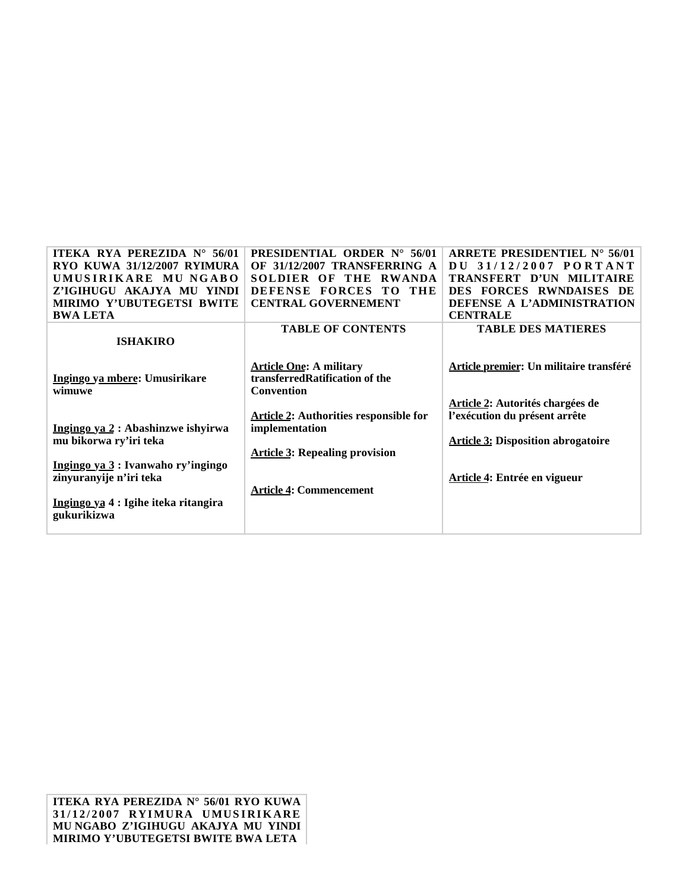| ITEKA RYA PEREZIDA N° 56/01 RYO KUWA 31/12/2007 RYIMURA UMUSIRIKARE MU NGABO Z'IGIHUGU AKAJYA MU YINDI MIRIMO Y'UBUTEGETSI BWITE BWA LETA | PRESIDENTIAL ORDER N° 56/01 OF 31/12/2007 TRANSFERRING A SOLDIER OF THE RWANDA DEFENSE FORCES TO THE CENTRAL GOVERNEMENT | ARRETE PRESIDENTIEL N° 56/01 DU 31/12/2007 PORTANT TRANSFERT D'UN MILITAIRE DES FORCES RWNDAISES DE DEFENSE A L'ADMINISTRATION CENTRALE |
|---|---|---|
| **ISHAKIRO**<br><br>**Ingingo ya mbere: Umusirikare wimuwe**<br><br>**Ingingo ya 2 : Abashinzwe ishyirwa mu bikorwa ry'iri teka**<br><br>**Ingingo ya 3 : Ivanwaho ry'ingingo zinyuranyije n'iri teka**<br><br>**Ingingo ya 4 : Igihe iteka ritangira gukurikizwa** | **TABLE OF CONTENTS**<br><br>**Article One: A military transferredRatification of the Convention**<br><br>**Article 2: Authorities responsible for implementation**<br><br>**Article 3: Repealing provision**<br><br>**Article 4: Commencement** | **TABLE DES MATIERES**<br><br>**Article premier: Un militaire transféré**<br><br>**Article 2: Autorités chargées de l'exécution du présent arrête**<br><br>**Article 3: Disposition abrogatoire**<br><br>**Article 4: Entrée en vigueur** |

**ITEKA RYA PEREZIDA N° 56/01 RYO KUWA 31/12/2007 RYIMURA UMUSIRIKARE MU NGABO Z'IGIHUGU AKAJYA MU YINDI MIRIMO Y'UBUTEGETSI BWITE BWA LETA**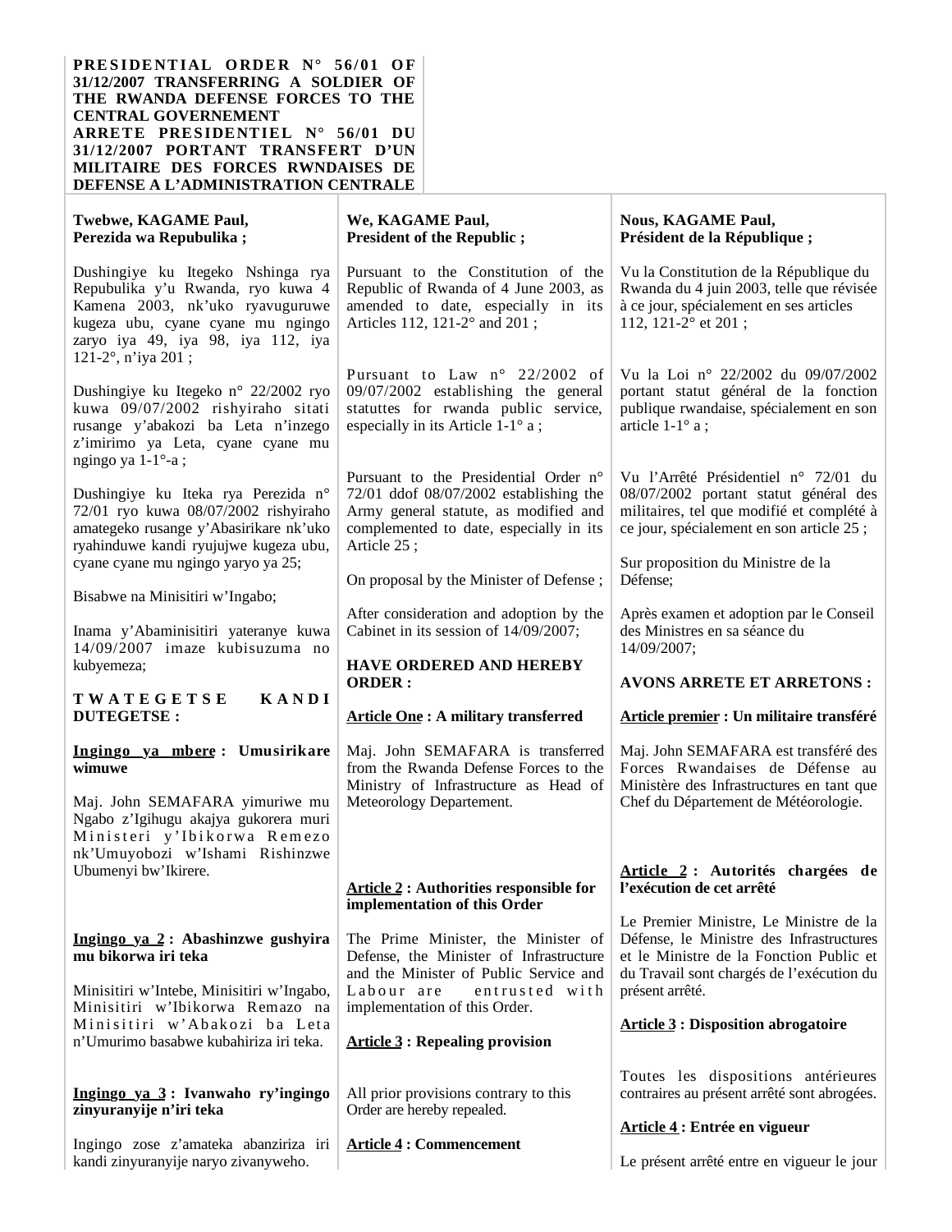**PRESIDENTIAL ORDER N° 56/01 OF 31/12/2007 TRANSFERRING A SOLDIER OF THE RWANDA DEFENSE FORCES TO THE CENTRAL GOVERNEMENT**

**ARRETE PRESIDENTIEL N° 56/01 DU 31/12/2007 PORTANT TRANSFERT D'UN MILITAIRE DES FORCES RWNDAISES DE DEFENSE A L'ADMINISTRATION CENTRALE**

**Twebwe, KAGAME Paul,**
**Perezida wa Repubulika ;**

Dushingiye ku Itegeko Nshinga rya Repubulika y'u Rwanda, ryo kuwa 4 Kamena 2003, nk'uko ryavuguruwe kugeza ubu, cyane cyane mu ngingo zaryo iya 49, iya 98, iya 112, iya 121-2°, n'iya 201 ;

Dushingiye ku Itegeko n° 22/2002 ryo kuwa 09/07/2002 rishyiraho sitati rusange y'abakozi ba Leta n'inzego z'imirimo ya Leta, cyane cyane mu ngingo ya 1-1°-a ;

Dushingiye ku Iteka rya Perezida n° 72/01 ryo kuwa 08/07/2002 rishyiraho amategeko rusange y'Abasirikare nk'uko ryahinduwe kandi ryujujwe kugeza ubu, cyane cyane mu ngingo yaryo ya 25;

Bisabwe na Minisitiri w'Ingabo;

Inama y'Abaminisitiri yateranye kuwa 14/09/2007 imaze kubisuzuma no kubyemeza;

**TWATEGETSE KANDI DUTEGETSE :**

**Ingingo ya mbere : Umusirikare wimuwe**

Maj. John SEMAFARA yimuriwe mu Ngabo z'Igihugu akajya gukorera muri Ministeri y'Ibikorwa Remezo nk'Umuyobozi w'Ishami Rishinzwe Ubumenyi bw'Ikirere.

**Ingingo ya 2 : Abashinzwe gushyira mu bikorwa iri teka**

Minisitiri w'Intebe, Minisitiri w'Ingabo, Minisitiri w'Ibikorwa Remazo na Minisitiri w'Abakozi ba Leta n'Umurimo basabwe kubahiriza iri teka.

**Ingingo ya 3 : Ivanwaho ry'ingingo zinyuranyije n'iri teka**

Ingingo zose z'amateka abanziriza iri kandi zinyuranyije naryo zivanyweho.

**We, KAGAME Paul,**
**President of the Republic ;**

Pursuant to the Constitution of the Republic of Rwanda of 4 June 2003, as amended to date, especially in its Articles 112, 121-2° and 201 ;

Pursuant to Law n° 22/2002 of 09/07/2002 establishing the general statuttes for rwanda public service, especially in its Article 1-1° a ;

Pursuant to the Presidential Order n° 72/01 ddof 08/07/2002 establishing the Army general statute, as modified and complemented to date, especially in its Article 25 ;

On proposal by the Minister of Defense ;

After consideration and adoption by the Cabinet in its session of 14/09/2007;

**HAVE ORDERED AND HEREBY ORDER :**

**Article One : A military transferred**

Maj. John SEMAFARA is transferred from the Rwanda Defense Forces to the Ministry of Infrastructure as Head of Meteorology Departement.

**Article 2 : Authorities responsible for implementation of this Order**

The Prime Minister, the Minister of Defense, the Minister of Infrastructure and the Minister of Public Service and Labour are entrusted with implementation of this Order.

**Article 3 : Repealing provision**

All prior provisions contrary to this Order are hereby repealed.

**Article 4 : Commencement**

**Nous, KAGAME Paul,**
**Président de la République ;**

Vu la Constitution de la République du Rwanda du 4 juin 2003, telle que révisée à ce jour, spécialement en ses articles 112, 121-2° et 201 ;

Vu la Loi n° 22/2002 du 09/07/2002 portant statut général de la fonction publique rwandaise, spécialement en son article 1-1° a ;

Vu l'Arrêté Présidentiel n° 72/01 du 08/07/2002 portant statut général des militaires, tel que modifié et complété à ce jour, spécialement en son article 25 ;

Sur proposition du Ministre de la Défense;

Après examen et adoption par le Conseil des Ministres en sa séance du 14/09/2007;

**AVONS ARRETE ET ARRETONS :**

**Article premier : Un militaire transféré**

Maj. John SEMAFARA est transféré des Forces Rwandaises de Défense au Ministère des Infrastructures en tant que Chef du Département de Météorologie.

**Article 2 : Autorités chargées de l'exécution de cet arrêté**

Le Premier Ministre, Le Ministre de la Défense, le Ministre des Infrastructures et le Ministre de la Fonction Public et du Travail sont chargés de l'exécution du présent arrêté.

**Article 3 : Disposition abrogatoire**

Toutes les dispositions antérieures contraires au présent arrêté sont abrogées.

**Article 4 : Entrée en vigueur**

Le présent arrêté entre en vigueur le jour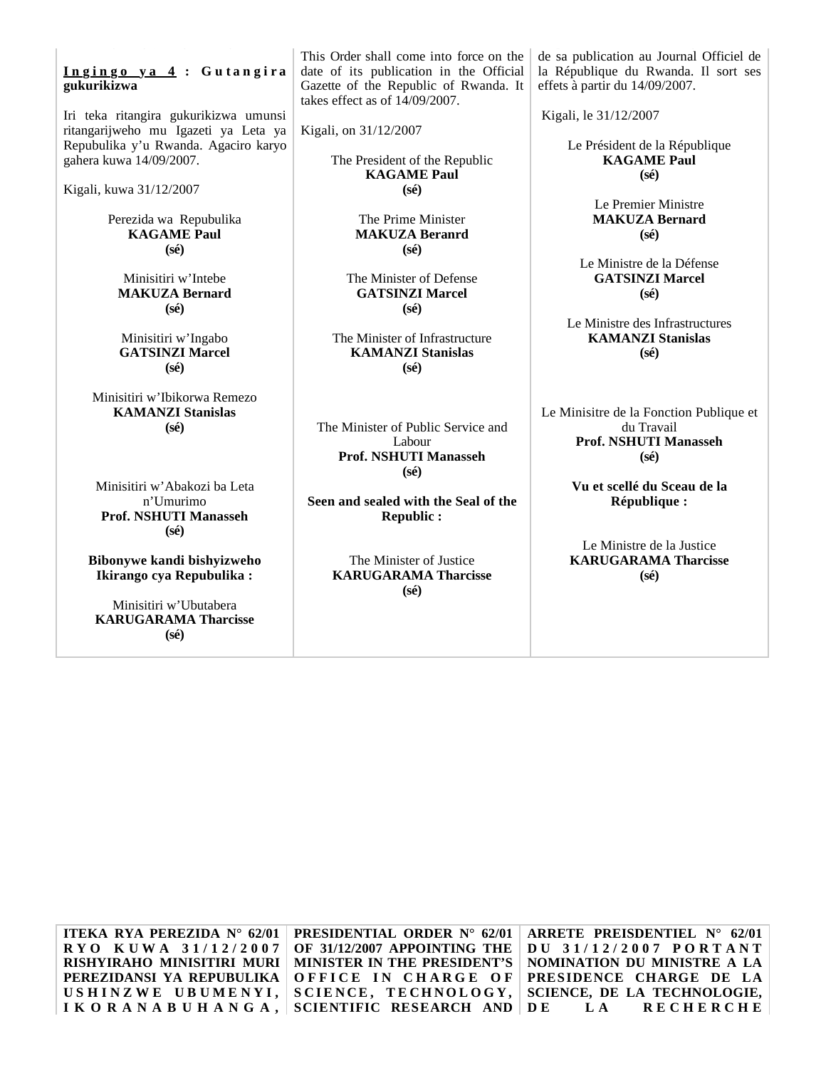**Ingingo ya 4 : Gutangira gukurikizwa**

Iri teka ritangira gukurikizwa umunsi ritangarijweho mu Igazeti ya Leta ya Repubulika y'u Rwanda. Agaciro karyo gahera kuwa 14/09/2007.

Kigali, kuwa 31/12/2007

Perezida wa Repubulika
**KAGAME Paul**
**(sé)**

Minisitiri w'Intebe
**MAKUZA Bernard**
**(sé)**

Minisitiri w'Ingabo
**GATSINZI Marcel**
**(sé)**

Minisitiri w'Ibikorwa Remezo
**KAMANZI Stanislas**
**(sé)**

Minisitiri w'Abakozi ba Leta n'Umurimo
**Prof. NSHUTI Manasseh**
**(sé)**

**Bibonywe kandi bishyizweho Ikirango cya Repubulika :**

Minisitiri w'Ubutabera
**KARUGARAMA Tharcisse**
**(sé)**

This Order shall come into force on the date of its publication in the Official Gazette of the Republic of Rwanda. It takes effect as of 14/09/2007.

Kigali, on 31/12/2007

The President of the Republic
**KAGAME Paul**
**(sé)**

The Prime Minister
**MAKUZA Beranrd**
**(sé)**

The Minister of Defense
**GATSINZI Marcel**
**(sé)**

The Minister of Infrastructure
**KAMANZI Stanislas**
**(sé)**

The Minister of Public Service and Labour
**Prof. NSHUTI Manasseh**
**(sé)**

**Seen and sealed with the Seal of the Republic :**

The Minister of Justice
**KARUGARAMA Tharcisse**
**(sé)**

de sa publication au Journal Officiel de la République du Rwanda. Il sort ses effets à partir du 14/09/2007.

Kigali, le 31/12/2007

Le Président de la République
**KAGAME Paul**
**(sé)**

Le Premier Ministre
**MAKUZA Bernard**
**(sé)**

Le Ministre de la Défense
**GATSINZI Marcel**
**(sé)**

Le Ministre des Infrastructures
**KAMANZI Stanislas**
**(sé)**

Le Minisitre de la Fonction Publique et du Travail
**Prof. NSHUTI Manasseh**
**(sé)**

**Vu et scellé du Sceau de la République :**

Le Ministre de la Justice
**KARUGARAMA Tharcisse**
**(sé)**

**ITEKA RYA PEREZIDA N° 62/01 RYO KUWA 31/12/2007 RISHYIRAHO MINISITIRI MURI PEREZIDANSI YA REPUBULIKA USHINZWE UBUMENYI, IKORANABUHANGA,**

**PRESIDENTIAL ORDER N° 62/01 OF 31/12/2007 APPOINTING THE MINISTER IN THE PRESIDENT'S OFFICE IN CHARGE OF SCIENCE, TECHNOLOGY, SCIENTIFIC RESEARCH AND**

**ARRETE PREISDENTIEL N° 62/01 DU 31/12/2007 PORTANT NOMINATION DU MINISTRE A LA PRESIDENCE CHARGE DE LA SCIENCE, DE LA TECHNOLOGIE, DE LA RECHERCHE**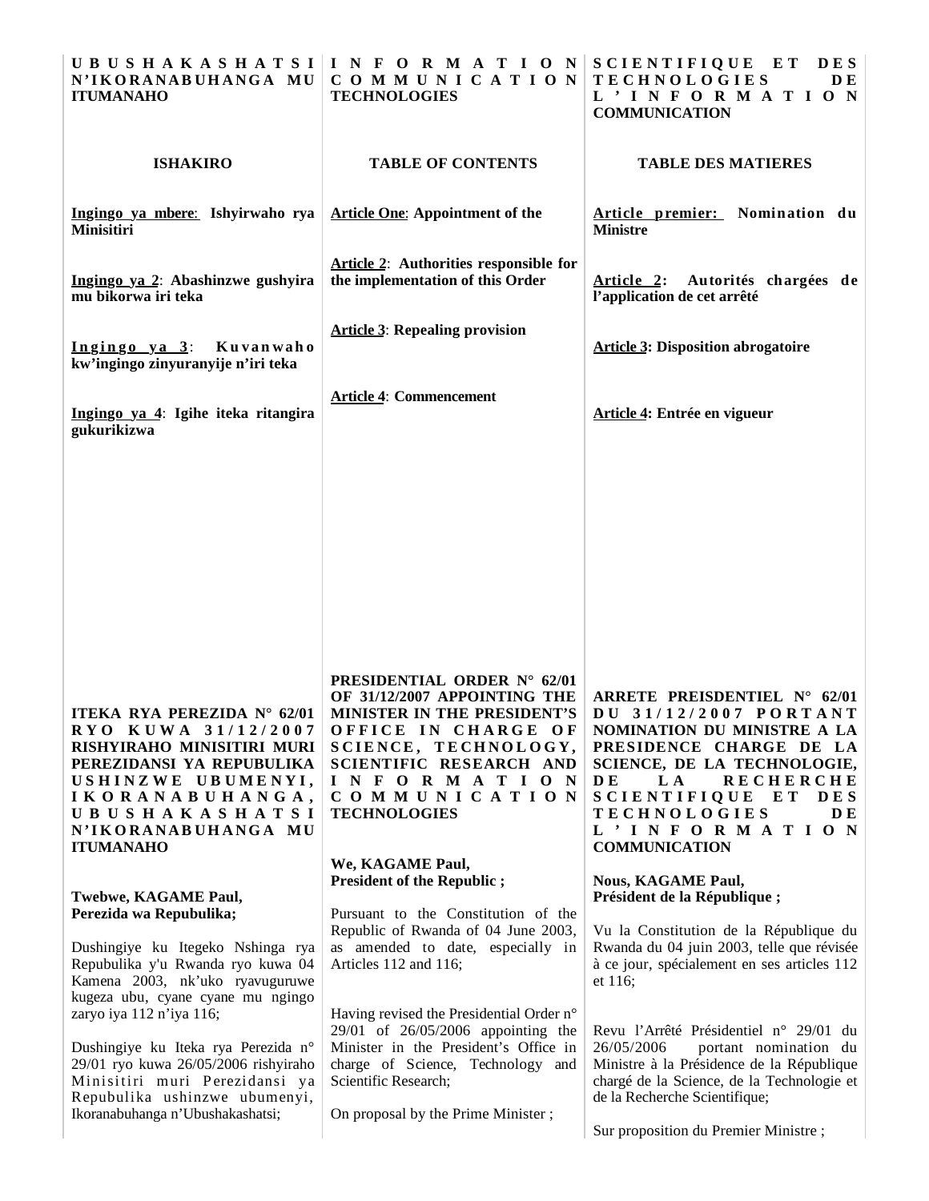**UBUSHAKASHATSI N'IKORANABUHANGA MU ITUMANAHO**

**ISHAKIRO**

**Ingingo ya mbere: Ishyirwaho rya Minisitiri**

**Ingingo ya 2: Abashinzwe gushyira mu bikorwa iri teka**

**Ingingo ya 3: Kuvanwaho kw'ingingo zinyuranyije n'iri teka**

**Ingingo ya 4: Igihe iteka ritangira gukurikizwa**

**ITEKA RYA PEREZIDA N° 62/01 RYO KUWA 31/12/2007 RISHYIRAHO MINISITIRI MURI PEREZIDANSI YA REPUBULIKA USHINZWE UBUMENYI, IKORANABUHANGA, UBUSHAKASHATSI N'IKORANABUHANGA MU ITUMANAHO**

**Twebwe, KAGAME Paul,**
**Perezida wa Repubulika;**

Dushingiye ku Itegeko Nshinga rya Repubulika y'u Rwanda ryo kuwa 04 Kamena 2003, nk'uko ryavuguruwe kugeza ubu, cyane cyane mu ngingo zaryo iya 112 n'iya 116;

Dushingiye ku Iteka rya Perezida n° 29/01 ryo kuwa 26/05/2006 rishyiraho Minisitiri muri Perezidansi ya Repubulika ushinzwe ubumenyi, Ikoranabuhanga n'Ubushakashatsi;

**INFORMATION COMMUNICATION TECHNOLOGIES**

**TABLE OF CONTENTS**

**Article One: Appointment of the**

**Article 2: Authorities responsible for the implementation of this Order**

**Article 3: Repealing provision**

**Article 4: Commencement**

**PRESIDENTIAL ORDER N° 62/01 OF 31/12/2007 APPOINTING THE MINISTER IN THE PRESIDENT'S OFFICE IN CHARGE OF SCIENCE, TECHNOLOGY, SCIENTIFIC RESEARCH AND INFORMATION COMMUNICATION TECHNOLOGIES**

**We, KAGAME Paul,**
**President of the Republic ;**

Pursuant to the Constitution of the Republic of Rwanda of 04 June 2003, as amended to date, especially in Articles 112 and 116;

Having revised the Presidential Order n° 29/01 of 26/05/2006 appointing the Minister in the President's Office in charge of Science, Technology and Scientific Research;

On proposal by the Prime Minister ;

**SCIENTIFIQUE ET DES TECHNOLOGIES DE L'INFORMATION COMMUNICATION**

**TABLE DES MATIERES**

**Article premier: Nomination du Ministre**

**Article 2: Autorités chargées de l'application de cet arrêté**

**Article 3: Disposition abrogatoire**

**Article 4: Entrée en vigueur**

**ARRETE PREISDENTIEL N° 62/01 DU 31/12/2007 PORTANT NOMINATION DU MINISTRE A LA PRESIDENCE CHARGE DE LA SCIENCE, DE LA TECHNOLOGIE, DE LA RECHERCHE SCIENTIFIQUE ET DES TECHNOLOGIES DE L'INFORMATION COMMUNICATION**

**Nous, KAGAME Paul,**
**Président de la République ;**

Vu la Constitution de la République du Rwanda du 04 juin 2003, telle que révisée à ce jour, spécialement en ses articles 112 et 116;

Revu l'Arrêté Présidentiel n° 29/01 du 26/05/2006 portant nomination du Ministre à la Présidence de la République chargé de la Science, de la Technologie et de la Recherche Scientifique;

Sur proposition du Premier Ministre ;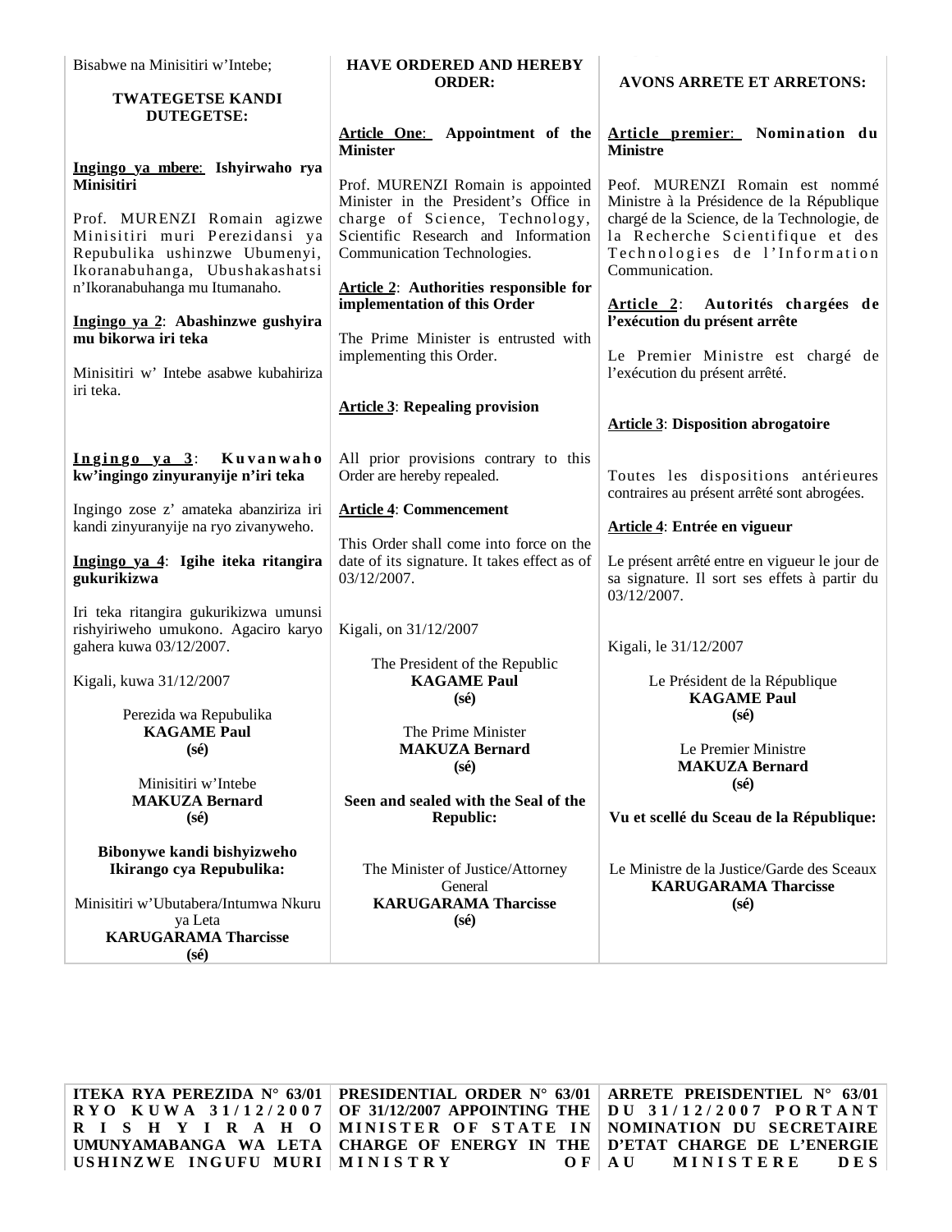Bisabwe na Minisitiri w'Intebe;

**TWATEGETSE KANDI DUTEGETSE:**

**Ingingo ya mbere: Ishyirwaho rya Minisitiri**

Prof. MURENZI Romain agizwe Minisitiri muri Perezidansi ya Repubulika ushinzwe Ubumenyi, Ikoranabuhanga, Ubushakashatsi n'Ikoranabuhanga mu Itumanaho.

**Ingingo ya 2: Abashinzwe gushyira mu bikorwa iri teka**

Minisitiri w' Intebe asabwe kubahiriza iri teka.

**Ingingo ya 3: Kuvanwaho kw'ingingo zinyuranyije n'iri teka**

Ingingo zose z' amateka abanziriza iri kandi zinyuranyije na ryo zivanyweho.

**Ingingo ya 4: Igihe iteka ritangira gukurikizwa**

Iri teka ritangira gukurikizwa umunsi rishyiriweho umukono. Agaciro karyo gahera kuwa 03/12/2007.

Kigali, kuwa 31/12/2007

Perezida wa Repubulika
**KAGAME Paul**
**(sé)**

Minisitiri w'Intebe
**MAKUZA Bernard**
**(sé)**

**Bibonywe kandi bishyizweho Ikirango cya Repubulika:**

Minisitiri w'Ubutabera/Intumwa Nkuru ya Leta
**KARUGARAMA Tharcisse**
**(sé)**

**HAVE ORDERED AND HEREBY ORDER:**

**Article One: Appointment of the Minister**

Prof. MURENZI Romain is appointed Minister in the President's Office in charge of Science, Technology, Scientific Research and Information Communication Technologies.

**Article 2: Authorities responsible for implementation of this Order**

The Prime Minister is entrusted with implementing this Order.

**Article 3: Repealing provision**

All prior provisions contrary to this Order are hereby repealed.

**Article 4: Commencement**

This Order shall come into force on the date of its signature. It takes effect as of 03/12/2007.

Kigali, on 31/12/2007

The President of the Republic
**KAGAME Paul**
**(sé)**

The Prime Minister
**MAKUZA Bernard**
**(sé)**

**Seen and sealed with the Seal of the Republic:**

The Minister of Justice/Attorney General
**KARUGARAMA Tharcisse**
**(sé)**

**AVONS ARRETE ET ARRETONS:**

**Article premier: Nomination du Ministre**

Peof. MURENZI Romain est nommé Ministre à la Présidence de la République chargé de la Science, de la Technologie, de la Recherche Scientifique et des Technologies de l'Information Communication.

**Article 2: Autorités chargées de l'exécution du présent arrête**

Le Premier Ministre est chargé de l'exécution du présent arrêté.

**Article 3: Disposition abrogatoire**

Toutes les dispositions antérieures contraires au présent arrêté sont abrogées.

**Article 4: Entrée en vigueur**

Le présent arrêté entre en vigueur le jour de sa signature. Il sort ses effets à partir du 03/12/2007.

Kigali, le 31/12/2007

Le Président de la République
**KAGAME Paul**
**(sé)**

Le Premier Ministre
**MAKUZA Bernard**
**(sé)**

**Vu et scellé du Sceau de la République:**

Le Ministre de la Justice/Garde des Sceaux
**KARUGARAMA Tharcisse**
**(sé)**

**ITEKA RYA PEREZIDA N° 63/01 RYO KUWA 31/12/2007 RISHYIRAHO UMUNYAMABANGA WA LETA USHINZWE INGUFU MURI**

**PRESIDENTIAL ORDER N° 63/01 OF 31/12/2007 APPOINTING THE MINISTER OF STATE IN CHARGE OF ENERGY IN THE MINISTRY OF**

**ARRETE PREISDENTIEL N° 63/01 DU 31/12/2007 PORTANT NOMINATION DU SECRETAIRE D'ETAT CHARGE DE L'ENERGIE AU MINISTERE DES**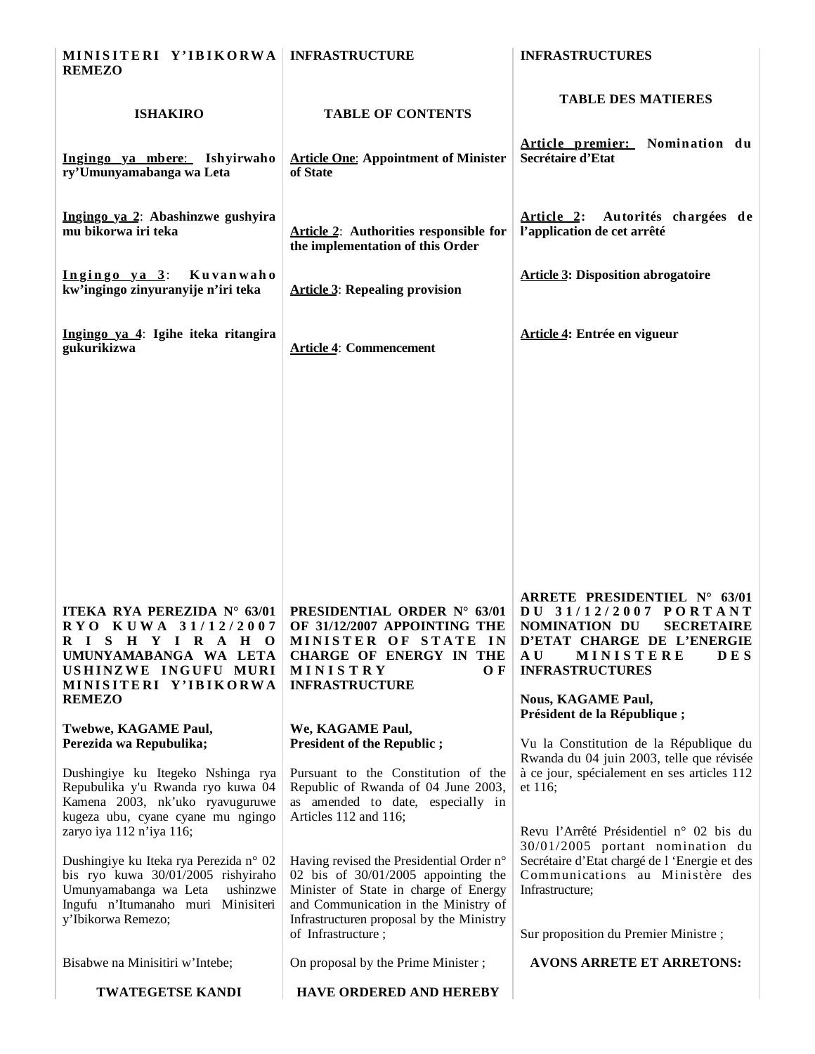**MINISITERI Y'IBIKORWA REMEZO**

**ISHAKIRO**

**Ingingo ya mbere: Ishyirwaho ry'Umunyamabanga wa Leta**

**Ingingo ya 2: Abashinzwe gushyira mu bikorwa iri teka**

**Ingingo ya 3: Kuvanwaho kw'ingingo zinyuranyije n'iri teka**

**Ingingo ya 4: Igihe iteka ritangira gukurikizwa**

**ITEKA RYA PEREZIDA N° 63/01 RYO KUWA 31/12/2007 RISHYIRAHO UMUNYAMABANGA WA LETA USHINZWE INGUFU MURI MINISITERI Y'IBIKORWA REMEZO**

**Twebwe, KAGAME Paul,**
**Perezida wa Repubulika;**

Dushingiye ku Itegeko Nshinga rya Repubulika y'u Rwanda ryo kuwa 04 Kamena 2003, nk'uko ryavuguruwe kugeza ubu, cyane cyane mu ngingo zaryo iya 112 n'iya 116;

Dushingiye ku Iteka rya Perezida n° 02 bis ryo kuwa 30/01/2005 rishyiraho Umunyamabanga wa Leta ushinzwe Ingufu n'Itumanaho muri Minisiteri y'Ibikorwa Remezo;

Bisabwe na Minisitiri w'Intebe;

**TWATEGETSE KANDI**

---

**INFRASTRUCTURE**

**TABLE OF CONTENTS**

**Article One: Appointment of Minister of State**

**Article 2: Authorities responsible for the implementation of this Order**

**Article 3: Repealing provision**

**Article 4: Commencement**

**PRESIDENTIAL ORDER N° 63/01 OF 31/12/2007 APPOINTING THE MINISTER OF STATE IN CHARGE OF ENERGY IN THE MINISTRY OF INFRASTRUCTURE**

**We, KAGAME Paul,**
**President of the Republic ;**

Pursuant to the Constitution of the Republic of Rwanda of 04 June 2003, as amended to date, especially in Articles 112 and 116;

Having revised the Presidential Order n° 02 bis of 30/01/2005 appointing the Minister of State in charge of Energy and Communication in the Ministry of Infrastructuren proposal by the Ministry of Infrastructure ;

On proposal by the Prime Minister ;

**HAVE ORDERED AND HEREBY**

---

**INFRASTRUCTURES**

**TABLE DES MATIERES**

**Article premier: Nomination du Secrétaire d'Etat**

**Article 2: Autorités chargées de l'application de cet arrêté**

**Article 3: Disposition abrogatoire**

**Article 4: Entrée en vigueur**

**ARRETE PRESIDENTIEL N° 63/01 DU 31/12/2007 PORTANT NOMINATION DU SECRETAIRE D'ETAT CHARGE DE L'ENERGIE AU MINISTERE DES INFRASTRUCTURES**

**Nous, KAGAME Paul,**
**Président de la République ;**

Vu la Constitution de la République du Rwanda du 04 juin 2003, telle que révisée à ce jour, spécialement en ses articles 112 et 116;

Revu l'Arrêté Présidentiel n° 02 bis du 30/01/2005 portant nomination du Secrétaire d'Etat chargé de l 'Energie et des Communications au Ministère des Infrastructure;

Sur proposition du Premier Ministre ;

**AVONS ARRETE ET ARRETONS:**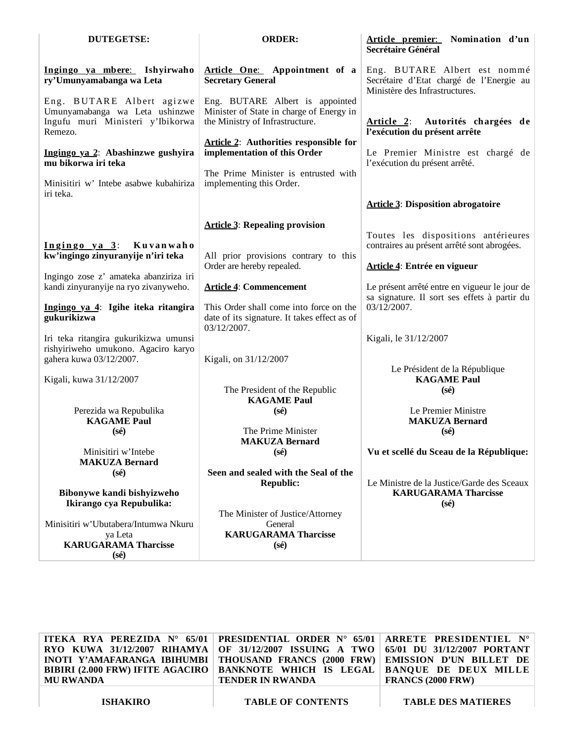**DUTEGETSE:**

**Ingingo ya mbere: Ishyirwaho ry'Umunyamabanga wa Leta**

Eng. BUTARE Albert agizwe Umunyamabanga wa Leta ushinzwe Ingufu muri Ministeri y'Ibikorwa Remezo.

**Ingingo ya 2: Abashinzwe gushyira mu bikorwa iri teka**

Minisitiri w' Intebe asabwe kubahiriza iri teka.

**Ingingo ya 3: Kuvanwaho kw'ingingo zinyuranyije n'iri teka**

Ingingo zose z' amateka abanziriza iri kandi zinyuranyije na ryo zivanyweho.

**Ingingo ya 4: Igihe iteka ritangira gukurikizwa**

Iri teka ritangira gukurikizwa umunsi rishyiriweho umukono. Agaciro karyo gahera kuwa 03/12/2007.

Kigali, kuwa 31/12/2007

Perezida wa Repubulika
**KAGAME Paul**
**(sé)**

Minisitiri w'Intebe
**MAKUZA Bernard**
**(sé)**

**Bibonywe kandi bishyizweho Ikirango cya Repubulika:**

Minisitiri w'Ubutabera/Intumwa Nkuru ya Leta
**KARUGARAMA Tharcisse**
**(sé)**

**ORDER:**

**Article One: Appointment of a Secretary General**

Eng. BUTARE Albert is appointed Minister of State in charge of Energy in the Ministry of Infrastructure.

**Article 2: Authorities responsible for implementation of this Order**

The Prime Minister is entrusted with implementing this Order.

**Article 3: Repealing provision**

All prior provisions contrary to this Order are hereby repealed.

**Article 4: Commencement**

This Order shall come into force on the date of its signature. It takes effect as of 03/12/2007.

Kigali, on 31/12/2007

The President of the Republic
**KAGAME Paul**
**(sé)**

The Prime Minister
**MAKUZA Bernard**
**(sé)**

**Seen and sealed with the Seal of the Republic:**

The Minister of Justice/Attorney General
**KARUGARAMA Tharcisse**
**(sé)**

**Article premier: Nomination d'un Secrétaire Général**

Eng. BUTARE Albert est nommé Secrétaire d'Etat chargé de l'Energie au Ministère des Infrastructures.

**Article 2: Autorités chargées de l'exécution du présent arrête**

Le Premier Ministre est chargé de l'exécution du présent arrêté.

**Article 3: Disposition abrogatoire**

Toutes les dispositions antérieures contraires au présent arrêté sont abrogées.

**Article 4: Entrée en vigueur**

Le présent arrêté entre en vigueur le jour de sa signature. Il sort ses effets à partir du 03/12/2007.

Kigali, le 31/12/2007

Le Président de la République
**KAGAME Paul**
**(sé)**

Le Premier Ministre
**MAKUZA Bernard**
**(sé)**

**Vu et scellé du Sceau de la République:**

Le Ministre de la Justice/Garde des Sceaux
**KARUGARAMA Tharcisse**
**(sé)**

---

**ITEKA RYA PEREZIDA N° 65/01 RYO KUWA 31/12/2007 RIHAMYA INOTI Y'AMAFARANGA IBIHUMBI BIBIRI (2.000 FRW) IFITE AGACIRO MU RWANDA**

**ISHAKIRO**

**PRESIDENTIAL ORDER N° 65/01 OF 31/12/2007 ISSUING A TWO THOUSAND FRANCS (2000 FRW) BANKNOTE WHICH IS LEGAL TENDER IN RWANDA**

**TABLE OF CONTENTS**

**ARRETE PRESIDENTIEL N° 65/01 DU 31/12/2007 PORTANT EMISSION D'UN BILLET DE BANQUE DE DEUX MILLE FRANCS (2000 FRW)**

**TABLE DES MATIERES**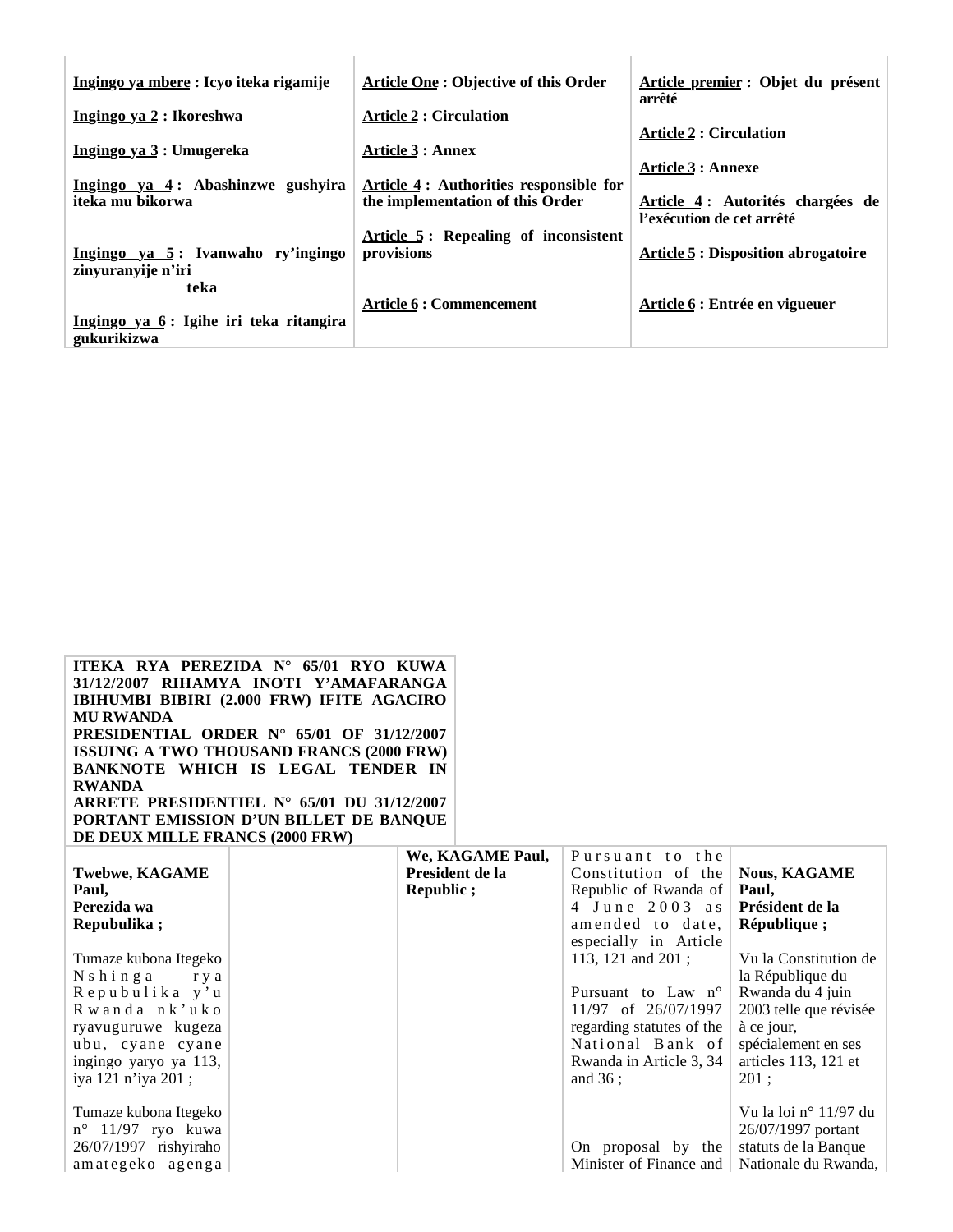| Ingingo ya mbere : Icyo iteka rigamije | Article One : Objective of this Order | Article premier : Objet du présent arrêté |
|---|---|---|
| Ingingo ya 2 : Ikoreshwa | Article 2 : Circulation | Article 2 : Circulation |
| Ingingo ya 3 : Umugereka | Article 3 : Annex | Article 3 : Annexe |
| Ingingo ya 4 : Abashinzwe gushyira iteka mu bikorwa | Article 4 : Authorities responsible for the implementation of this Order | Article 4 : Autorités chargées de l'exécution de cet arrêté |
| Ingingo ya 5 : Ivanwaho ry'ingingo zinyuranyije n'iri teka | Article 5 : Repealing of inconsistent provisions | Article 5 : Disposition abrogatoire |
| Ingingo ya 6 : Igihe iri teka ritangira gukurikizwa | Article 6 : Commencement | Article 6 : Entrée en vigueuer |

**ITEKA RYA PEREZIDA N° 65/01 RYO KUWA 31/12/2007 RIHAMYA INOTI Y'AMAFARANGA IBIHUMBI BIBIRI (2.000 FRW) IFITE AGACIRO MU RWANDA**

**PRESIDENTIAL ORDER N° 65/01 OF 31/12/2007 ISSUING A TWO THOUSAND FRANCS (2000 FRW) BANKNOTE WHICH IS LEGAL TENDER IN RWANDA**

**ARRETE PRESIDENTIEL N° 65/01 DU 31/12/2007 PORTANT EMISSION D'UN BILLET DE BANQUE DE DEUX MILLE FRANCS (2000 FRW)**

**Twebwe, KAGAME Paul, Perezida wa Repubulika ;**

Tumaze kubona Itegeko Nshinga rya Repubulika y'u Rwanda nk'uko ryavuguruwe kugeza ubu, cyane cyane ingingo yaryo ya 113, iya 121 n'iya 201 ;

Tumaze kubona Itegeko n° 11/97 ryo kuwa 26/07/1997 rishyiraho amategeko agenga

**We, KAGAME Paul, President de la Republic ;**

Pursuant to the Constitution of the Republic of Rwanda of 4 June 2003 as amended to date, especially in Article 113, 121 and 201 ;

Pursuant to Law n° 11/97 of 26/07/1997 regarding statutes of the National Bank of Rwanda in Article 3, 34 and 36 ;

On proposal by the Minister of Finance and

**Nous, KAGAME Paul, Président de la République ;**

Vu la Constitution de la République du Rwanda du 4 juin 2003 telle que révisée à ce jour, spécialement en ses articles 113, 121 et 201 ;

Vu la loi n° 11/97 du 26/07/1997 portant statuts de la Banque Nationale du Rwanda,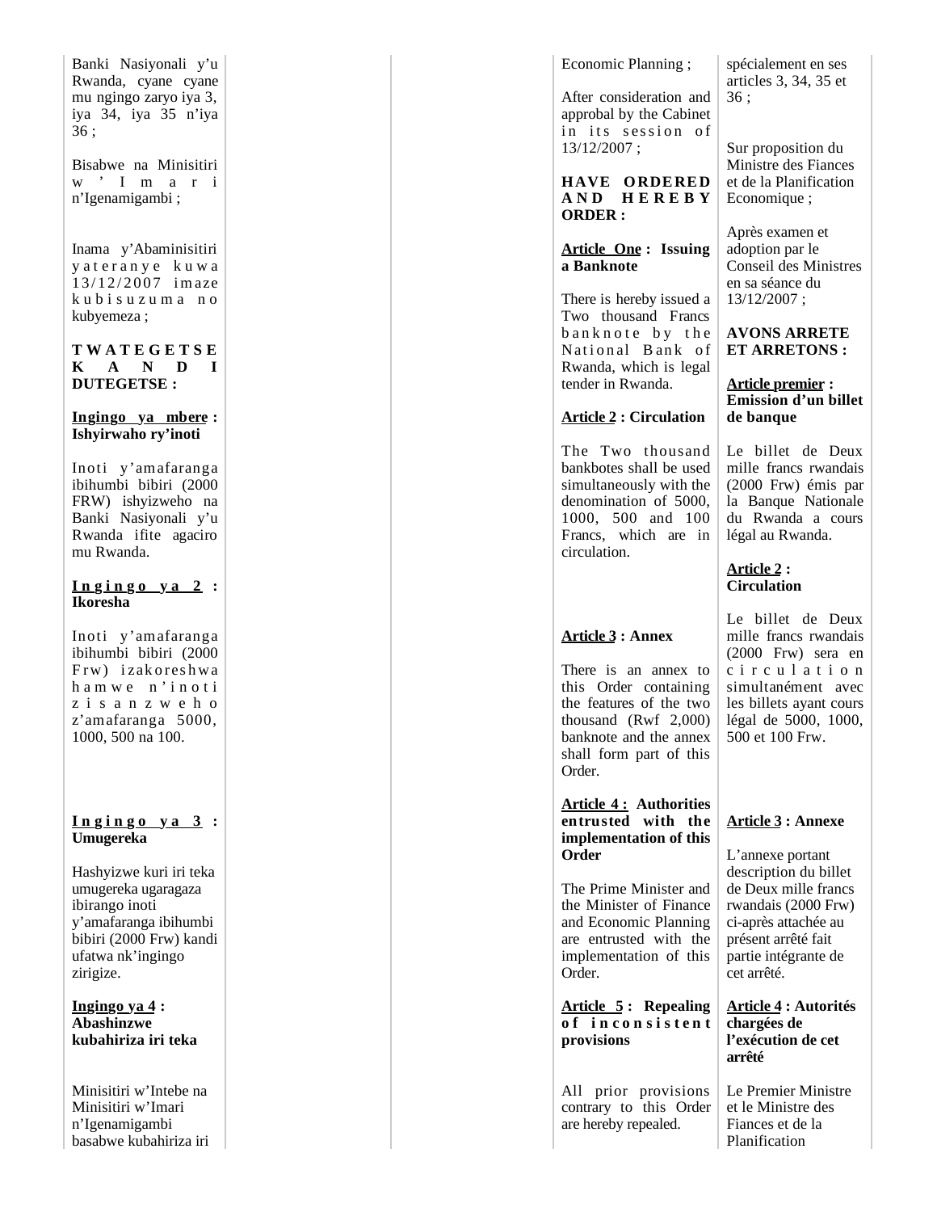Banki Nasiyonali y'u Rwanda, cyane cyane mu ngingo zaryo iya 3, iya 34, iya 35 n'iya 36 ;

Bisabwe na Minisitiri w'Imari n'Igenamigambi ;

Inama y'Abaminisitiri yateranye kuwa 13/12/2007 imaze kubisuzuma no kubyemeza ;

**TWATEGETSE KANDI DUTEGETSE :**

**Ingingo ya mbere : Ishyirwaho ry'inoti**

Inoti y'amafaranga ibihumbi bibiri (2000 FRW) ishyizweho na Banki Nasiyonali y'u Rwanda ifite agaciro mu Rwanda.

**Ingingo ya 2 : Ikoresha**

Inoti y'amafaranga ibihumbi bibiri (2000 Frw) izakoreshwa hamwe n'inoti zisanzweho z'amafaranga 5000, 1000, 500 na 100.

**Ingingo ya 3 : Umugereka**

Hashyizwe kuri iri teka umugereka ugaragaza ibirango inoti y'amafaranga ibihumbi bibiri (2000 Frw) kandi ufatwa nk'ingingo zirigize.

**Ingingo ya 4 : Abashinzwe kubahiriza iri teka**

Minisitiri w'Intebe na Minisitiri w'Imari n'Igenamigambi basabwe kubahiriza iri

---

Economic Planning ;

After consideration and approbal by the Cabinet in its session of 13/12/2007 ;

**HAVE ORDERED AND HEREBY ORDER :**

**Article One : Issuing a Banknote**

There is hereby issued a Two thousand Francs banknote by the National Bank of Rwanda, which is legal tender in Rwanda.

**Article 2 : Circulation**

The Two thousand bankbotes shall be used simultaneously with the denomination of 5000, 1000, 500 and 100 Francs, which are in circulation.

**Article 3 : Annex**

There is an annex to this Order containing the features of the two thousand (Rwf 2,000) banknote and the annex shall form part of this Order.

**Article 4 : Authorities entrusted with the implementation of this Order**

The Prime Minister and the Minister of Finance and Economic Planning are entrusted with the implementation of this Order.

**Article 5 : Repealing of inconsistent provisions**

All prior provisions contrary to this Order are hereby repealed.

---

spécialement en ses articles 3, 34, 35 et 36 ;

Sur proposition du Ministre des Fiances et de la Planification Economique ;

Après examen et adoption par le Conseil des Ministres en sa séance du 13/12/2007 ;

**AVONS ARRETE ET ARRETONS :**

**Article premier : Emission d'un billet de banque**

Le billet de Deux mille francs rwandais (2000 Frw) émis par la Banque Nationale du Rwanda a cours légal au Rwanda.

**Article 2 : Circulation**

Le billet de Deux mille francs rwandais (2000 Frw) sera en circulation simultanément avec les billets ayant cours légal de 5000, 1000, 500 et 100 Frw.

**Article 3 : Annexe**

L'annexe portant description du billet de Deux mille francs rwandais (2000 Frw) ci-après attachée au présent arrêté fait partie intégrante de cet arrêté.

**Article 4 : Autorités chargées de l'exécution de cet arrêté**

Le Premier Ministre et le Ministre des Fiances et de la Planification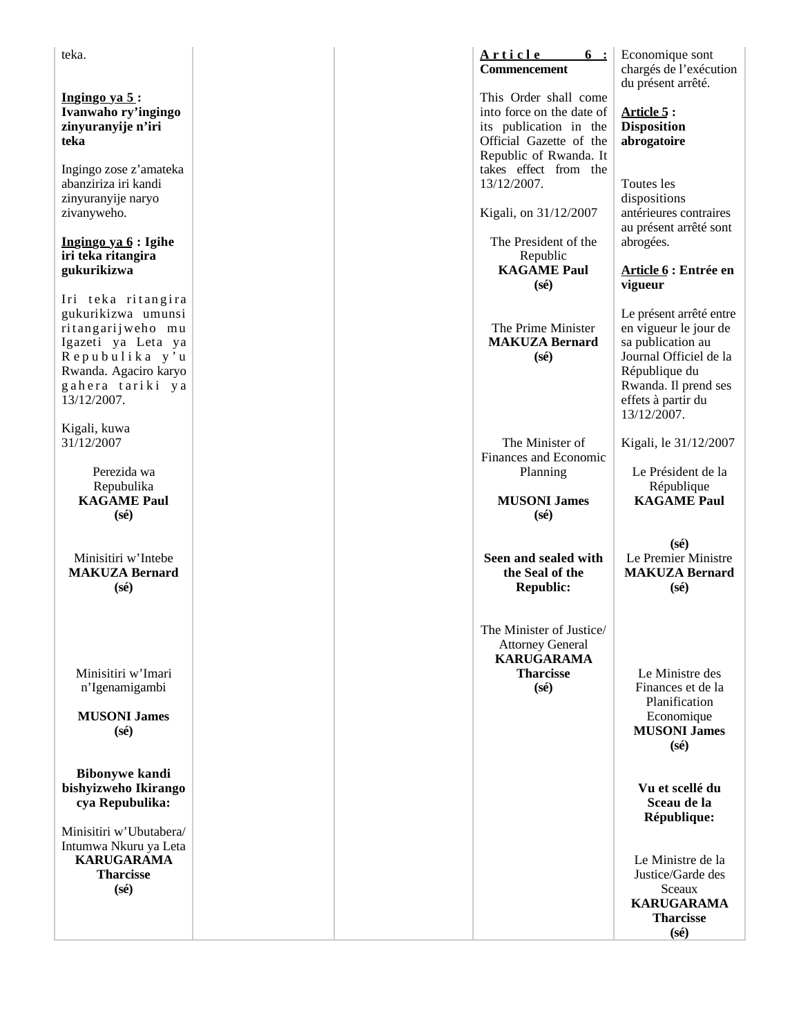teka.

**Ingingo ya 5 : Ivanwaho ry'ingingo zinyuranyije n'iri teka**

Ingingo zose z'amateka abanziriza iri kandi zinyuranyije naryo zivanyweho.

**Ingingo ya 6 : Igihe iri teka ritangira gukurikizwa**

Iri teka ritangira gukurikizwa umunsi ritangarijweho mu Igazeti ya Leta ya Repubulika y'u Rwanda. Agaciro karyo gahera tariki ya 13/12/2007.

Kigali, kuwa 31/12/2007

Perezida wa Repubulika
**KAGAME Paul**
**(sé)**

Minisitiri w'Intebe
**MAKUZA Bernard**
**(sé)**

Minisitiri w'Imari n'Igenamigambi

**MUSONI James**
**(sé)**

**Bibonywe kandi bishyizweho Ikirango cya Repubulika:**

Minisitiri w'Ubutabera/ Intumwa Nkuru ya Leta
**KARUGARAMA Tharcisse**
**(sé)**

**Article 6 : Commencement**

This Order shall come into force on the date of its publication in the Official Gazette of the Republic of Rwanda. It takes effect from the 13/12/2007.

Kigali, on 31/12/2007

The President of the Republic
**KAGAME Paul**
**(sé)**

The Prime Minister
**MAKUZA Bernard**
**(sé)**

The Minister of Finances and Economic Planning

**MUSONI James**
**(sé)**

**Seen and sealed with the Seal of the Republic:**

The Minister of Justice/ Attorney General
**KARUGARAMA Tharcisse**
**(sé)**

Economique sont chargés de l'exécution du présent arrêté.

**Article 5 : Disposition abrogatoire**

Toutes les dispositions antérieures contraires au présent arrêté sont abrogées.

**Article 6 : Entrée en vigueur**

Le présent arrêté entre en vigueur le jour de sa publication au Journal Officiel de la République du Rwanda. Il prend ses effets à partir du 13/12/2007.

Kigali, le 31/12/2007

Le Président de la République
**KAGAME Paul**

**(sé)**
Le Premier Ministre
**MAKUZA Bernard**
**(sé)**

Le Ministre des Finances et de la Planification Economique
**MUSONI James**
**(sé)**

**Vu et scellé du Sceau de la République:**

Le Ministre de la Justice/Garde des Sceaux
**KARUGARAMA Tharcisse**
**(sé)**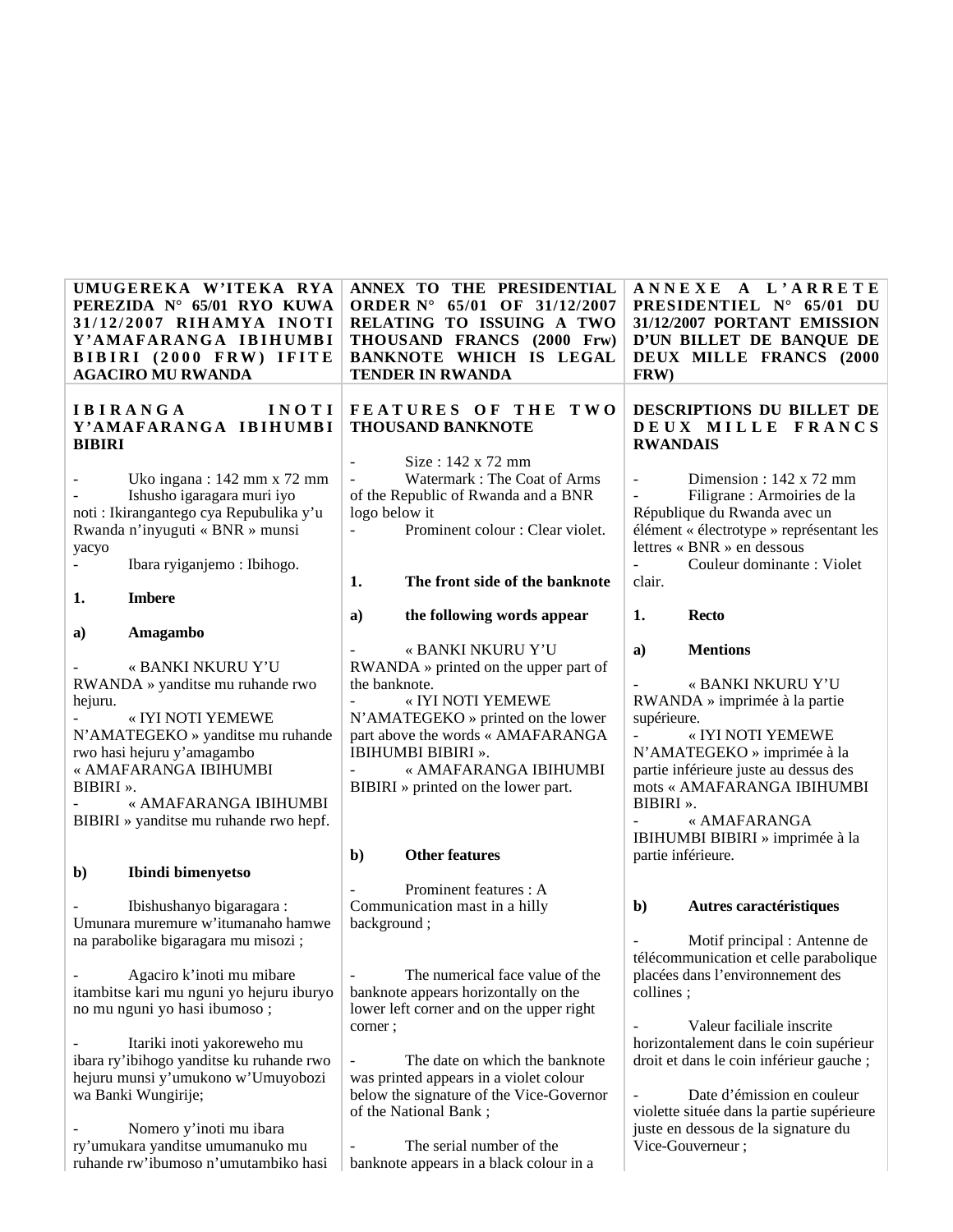**UMUGEREKA W'ITEKA RYA PEREZIDA N° 65/01 RYO KUWA 31/12/2007 RIHAMYA INOTI Y'AMAFARANGA IBIHUMBI BIBIRI (2000 FRW) IFITE AGACIRO MU RWANDA**

**IBIRANGA INOTI Y'AMAFARANGA IBIHUMBI BIBIRI**

- Uko ingana : 142 mm x 72 mm
- Ishusho igaragara muri iyo noti : Ikirangantego cya Repubulika y'u Rwanda n'inyuguti « BNR » munsi yacyo
- Ibara ryiganjemo : Ibihogo.

**1. Imbere**

**a) Amagambo**

- « BANKI NKURU Y'U RWANDA » yanditse mu ruhande rwo hejuru.
- « IYI NOTI YEMEWE N'AMATEGEKO » yanditse mu ruhande rwo hasi hejuru y'amagambo « AMAFARANGA IBIHUMBI BIBIRI ».
- « AMAFARANGA IBIHUMBI BIBIRI » yanditse mu ruhande rwo hepf.

**b) Ibindi bimenyetso**

- Ibishushanyo bigaragara : Umunara muremure w'itumanaho hamwe na parabolike bigaragara mu misozi ;

- Agaciro k'inoti mu mibare itambitse kari mu nguni yo hejuru iburyo no mu nguni yo hasi ibumoso ;

- Itariki inoti yakoreweho mu ibara ry'ibihogo yanditse ku ruhande rwo hejuru munsi y'umukono w'Umuyobozi wa Banki Wungirije;

- Nomero y'inoti mu ibara ry'umukara yanditse umumanuko mu ruhande rw'ibumoso n'umutambiko hasi

**ANNEX TO THE PRESIDENTIAL ORDER N° 65/01 OF 31/12/2007 RELATING TO ISSUING A TWO THOUSAND FRANCS (2000 Frw) BANKNOTE WHICH IS LEGAL TENDER IN RWANDA**

**FEATURES OF THE TWO THOUSAND BANKNOTE**

- Size : 142 x 72 mm
- Watermark : The Coat of Arms of the Republic of Rwanda and a BNR logo below it
- Prominent colour : Clear violet.

**1. The front side of the banknote**

**a) the following words appear**

- « BANKI NKURU Y'U RWANDA » printed on the upper part of the banknote.
- « IYI NOTI YEMEWE N'AMATEGEKO » printed on the lower part above the words « AMAFARANGA IBIHUMBI BIBIRI ».
- « AMAFARANGA IBIHUMBI BIBIRI » printed on the lower part.

**b) Other features**

- Prominent features : A Communication mast in a hilly background ;

- The numerical face value of the banknote appears horizontally on the lower left corner and on the upper right corner ;

- The date on which the banknote was printed appears in a violet colour below the signature of the Vice-Governor of the National Bank ;

- The serial number of the banknote appears in a black colour in a

**ANNEXE A L'ARRETE PRESIDENTIEL N° 65/01 DU 31/12/2007 PORTANT EMISSION D'UN BILLET DE BANQUE DE DEUX MILLE FRANCS (2000 FRW)**

**DESCRIPTIONS DU BILLET DE DEUX MILLE FRANCS RWANDAIS**

- Dimension : 142 x 72 mm
- Filigrane : Armoiries de la République du Rwanda avec un élément « électrotype » représentant les lettres « BNR » en dessous
- Couleur dominante : Violet clair.

**1. Recto**

**a) Mentions**

- « BANKI NKURU Y'U RWANDA » imprimée à la partie supérieure.
- « IYI NOTI YEMEWE N'AMATEGEKO » imprimée à la partie inférieure juste au dessus des mots « AMAFARANGA IBIHUMBI BIBIRI ».
- « AMAFARANGA IBIHUMBI BIBIRI » imprimée à la partie inférieure.

**b) Autres caractéristiques**

- Motif principal : Antenne de télécommunication et celle parabolique placées dans l'environnement des collines ;

- Valeur faciliale inscrite horizontalement dans le coin supérieur droit et dans le coin inférieur gauche ;

- Date d'émission en couleur violette située dans la partie supérieure juste en dessous de la signature du Vice-Gouverneur ;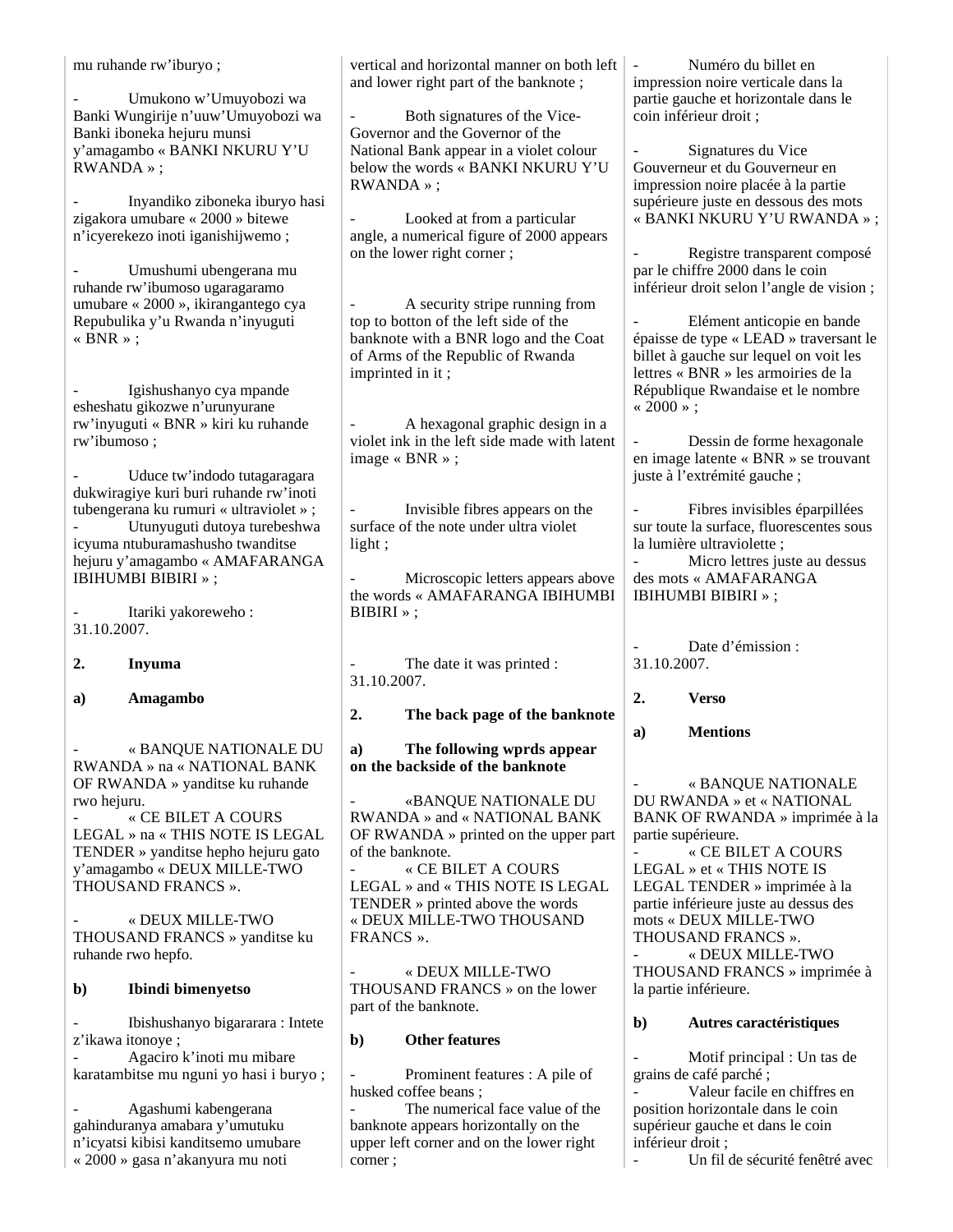mu ruhande rw'iburyo ;

- Umukono w'Umuyobozi wa Banki Wungirije n'uuw'Umuyobozi wa Banki iboneka hejuru munsi y'amagambo « BANKI NKURU Y'U RWANDA » ;

- Inyandiko ziboneka iburyo hasi zigakora umubare « 2000 » bitewe n'icyerekezo inoti iganishijwemo ;

- Umushumi ubengerana mu ruhande rw'ibumoso ugaragaramo umubare « 2000 », ikirangantego cya Repubulika y'u Rwanda n'inyuguti « BNR » ;

- Igishushanyo cya mpande esheshatu gikozwe n'urunyurane rw'inyuguti « BNR » kiri ku ruhande rw'ibumoso ;

- Uduce tw'indodo tutagaragara dukwiragiye kuri buri ruhande rw'inoti tubengerana ku rumuri « ultraviolet » ;
- Utunyuguti dutoya turebeshwa icyuma ntuburamashusho twanditse hejuru y'amagambo « AMAFARANGA IBIHUMBI BIBIRI » ;

- Itariki yakoreweho : 31.10.2007.

**2. Inyuma**

**a) Amagambo**

- « BANQUE NATIONALE DU RWANDA » na « NATIONAL BANK OF RWANDA » yanditse ku ruhande rwo hejuru.
- « CE BILET A COURS LEGAL » na « THIS NOTE IS LEGAL TENDER » yanditse hepho hejuru gato y'amagambo « DEUX MILLE-TWO THOUSAND FRANCS ».

- « DEUX MILLE-TWO THOUSAND FRANCS » yanditse ku ruhande rwo hepfo.

**b) Ibindi bimenyetso**

- Ibishushanyo bigararara : Intete z'ikawa itonoye ;
- Agaciro k'inoti mu mibare karatambitse mu nguni yo hasi i buryo ;

- Agashumi kabengerana gahinduranya amabara y'umutuku n'icyatsi kibisi kanditsemo umubare « 2000 » gasa n'akanyura mu noti

vertical and horizontal manner on both left and lower right part of the banknote ;

- Both signatures of the Vice-Governor and the Governor of the National Bank appear in a violet colour below the words « BANKI NKURU Y'U RWANDA » ;

- Looked at from a particular angle, a numerical figure of 2000 appears on the lower right corner ;

- A security stripe running from top to botton of the left side of the banknote with a BNR logo and the Coat of Arms of the Republic of Rwanda imprinted in it ;

- A hexagonal graphic design in a violet ink in the left side made with latent image « BNR » ;

- Invisible fibres appears on the surface of the note under ultra violet light ;

- Microscopic letters appears above the words « AMAFARANGA IBIHUMBI BIBIRI » ;

- The date it was printed : 31.10.2007.

**2. The back page of the banknote**

**a) The following wprds appear on the backside of the banknote**

- «BANQUE NATIONALE DU RWANDA » and « NATIONAL BANK OF RWANDA » printed on the upper part of the banknote.
- « CE BILET A COURS LEGAL » and « THIS NOTE IS LEGAL TENDER » printed above the words « DEUX MILLE-TWO THOUSAND FRANCS ».

- « DEUX MILLE-TWO THOUSAND FRANCS » on the lower part of the banknote.

**b) Other features**

- Prominent features : A pile of husked coffee beans ;
- The numerical face value of the banknote appears horizontally on the upper left corner and on the lower right corner ;

- Numéro du billet en impression noire verticale dans la partie gauche et horizontale dans le coin inférieur droit ;

- Signatures du Vice Gouverneur et du Gouverneur en impression noire placée à la partie supérieure juste en dessous des mots « BANKI NKURU Y'U RWANDA » ;

- Registre transparent composé par le chiffre 2000 dans le coin inférieur droit selon l'angle de vision ;

- Elément anticopie en bande épaisse de type « LEAD » traversant le billet à gauche sur lequel on voit les lettres « BNR » les armoiries de la République Rwandaise et le nombre « 2000 » ;

- Dessin de forme hexagonale en image latente « BNR » se trouvant juste à l'extrémité gauche ;

- Fibres invisibles éparpillées sur toute la surface, fluorescentes sous la lumière ultraviolette ;
- Micro lettres juste au dessus des mots « AMAFARANGA IBIHUMBI BIBIRI » ;

- Date d'émission : 31.10.2007.

**2. Verso**

**a) Mentions**

- « BANQUE NATIONALE DU RWANDA » et « NATIONAL BANK OF RWANDA » imprimée à la partie supérieure.
- « CE BILET A COURS LEGAL » et « THIS NOTE IS LEGAL TENDER » imprimée à la partie inférieure juste au dessus des mots « DEUX MILLE-TWO THOUSAND FRANCS ».
- « DEUX MILLE-TWO THOUSAND FRANCS » imprimée à la partie inférieure.

**b) Autres caractéristiques**

- Motif principal : Un tas de grains de café parché ;
- Valeur facile en chiffres en position horizontale dans le coin supérieur gauche et dans le coin inférieur droit ;
- Un fil de sécurité fenêtré avec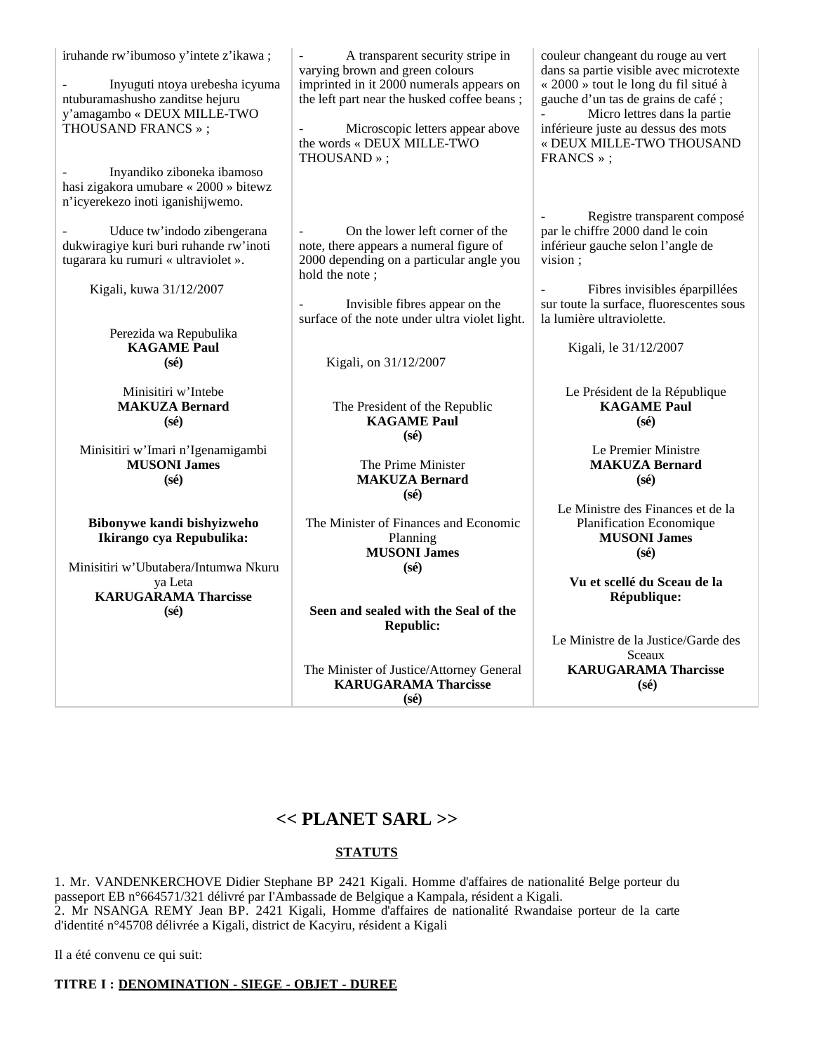iruhande rw'ibumoso y'intete z'ikawa ;

- Inyuguti ntoya urebesha icyuma ntuburamashusho zanditse hejuru y'amagambo « DEUX MILLE-TWO THOUSAND FRANCS » ;

- Inyandiko ziboneka ibamoso hasi zigakora umubare « 2000 » bitewz n'icyerekezo inoti iganishijwemo.

- Uduce tw'indodo zibengerana dukwiragiye kuri buri ruhande rw'inoti tugarara ku rumuri « ultraviolet ».

Kigali, kuwa 31/12/2007

Perezida wa Repubulika
**KAGAME Paul**
**(sé)**

Minisitiri w'Intebe
**MAKUZA Bernard**
**(sé)**

Minisitiri w'Imari n'Igenamigambi
**MUSONI James**
**(sé)**

**Bibonywe kandi bishyizweho Ikirango cya Repubulika:**

Minisitiri w'Ubutabera/Intumwa Nkuru ya Leta
**KARUGARAMA Tharcisse**
**(sé)**

- A transparent security stripe in varying brown and green colours imprinted in it 2000 numerals appears on the left part near the husked coffee beans ;

- Microscopic letters appear above the words « DEUX MILLE-TWO THOUSAND » ;

- On the lower left corner of the note, there appears a numeral figure of 2000 depending on a particular angle you hold the note ;

- Invisible fibres appear on the surface of the note under ultra violet light.

Kigali, on 31/12/2007

The President of the Republic
**KAGAME Paul**
**(sé)**

The Prime Minister
**MAKUZA Bernard**
**(sé)**

The Minister of Finances and Economic Planning
**MUSONI James**
**(sé)**

**Seen and sealed with the Seal of the Republic:**

The Minister of Justice/Attorney General
**KARUGARAMA Tharcisse**
**(sé)**

couleur changeant du rouge au vert dans sa partie visible avec microtexte « 2000 » tout le long du fil situé à gauche d'un tas de grains de café ;

- Micro lettres dans la partie inférieure juste au dessus des mots « DEUX MILLE-TWO THOUSAND FRANCS » ;

- Registre transparent composé par le chiffre 2000 dand le coin inférieur gauche selon l'angle de vision ;

- Fibres invisibles éparpillées sur toute la surface, fluorescentes sous la lumière ultraviolette.

Kigali, le 31/12/2007

Le Président de la République
**KAGAME Paul**
**(sé)**

Le Premier Ministre
**MAKUZA Bernard**
**(sé)**

Le Ministre des Finances et de la Planification Economique
**MUSONI James**
**(sé)**

**Vu et scellé du Sceau de la République:**

Le Ministre de la Justice/Garde des Sceaux
**KARUGARAMA Tharcisse**
**(sé)**

# << PLANET SARL >>

## STATUTS

1. Mr. VANDENKERCHOVE Didier Stephane BP 2421 Kigali. Homme d'affaires de nationalité Belge porteur du passeport EB n°664571/321 délivré par l'Ambassade de Belgique a Kampala, résident a Kigali.
2. Mr NSANGA REMY Jean BP. 2421 Kigali, Homme d'affaires de nationalité Rwandaise porteur de la carte d'identité n°45708 délivrée a Kigali, district de Kacyiru, résident a Kigali

Il a été convenu ce qui suit:

**TITRE I : DENOMINATION - SIEGE - OBJET - DUREE**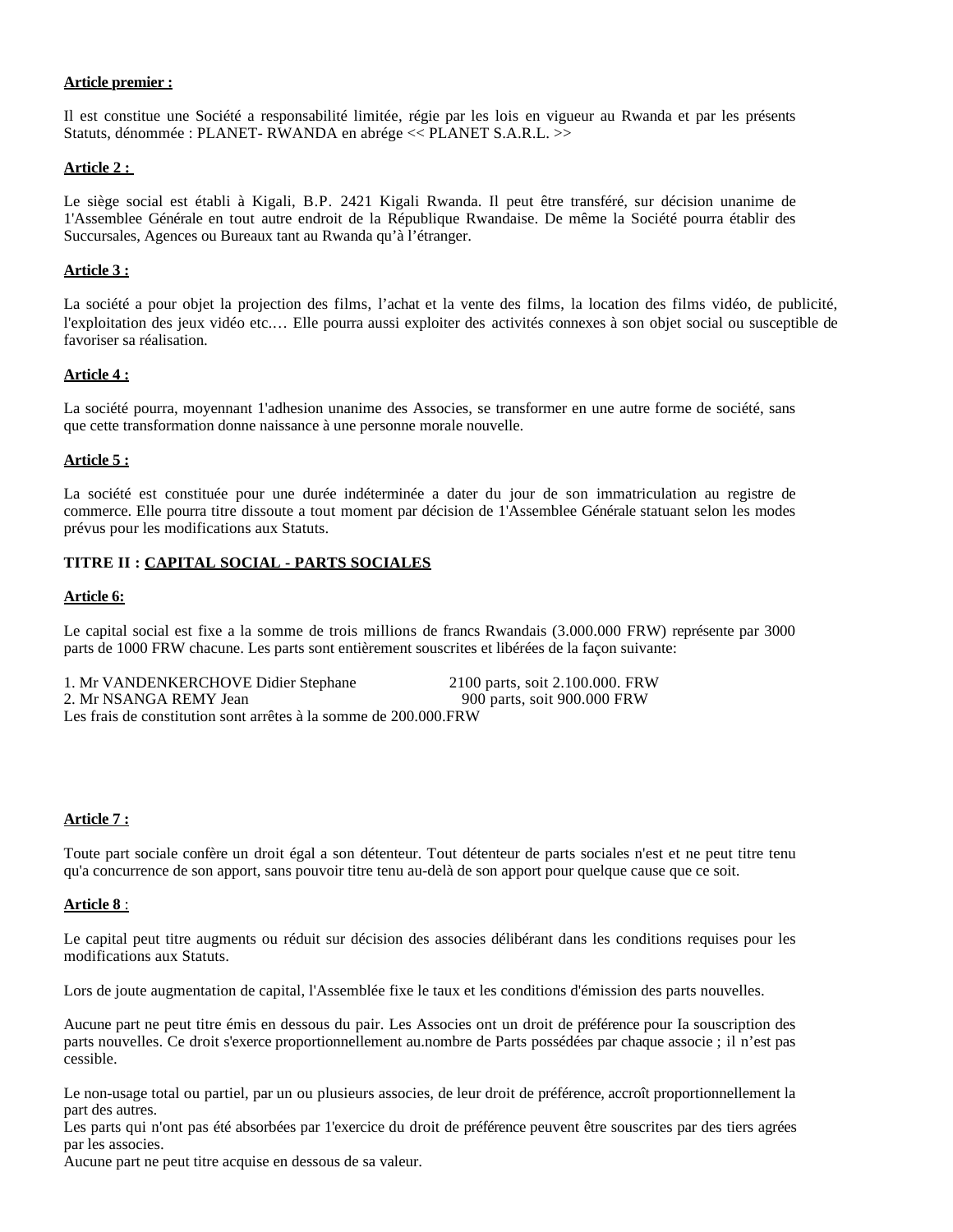**Article premier :**

Il est constitue une Société a responsabilité limitée, régie par les lois en vigueur au Rwanda et par les présents Statuts, dénommée : PLANET- RWANDA en abrége << PLANET S.A.R.L. >>

**Article 2 :**

Le siège social est établi à Kigali, B.P. 2421 Kigali Rwanda. Il peut être transféré, sur décision unanime de 1'Assemblee Générale en tout autre endroit de la République Rwandaise. De même la Société pourra établir des Succursales, Agences ou Bureaux tant au Rwanda qu'à l'étranger.

**Article 3 :**

La société a pour objet la projection des films, l'achat et la vente des films, la location des films vidéo, de publicité, l'exploitation des jeux vidéo etc.… Elle pourra aussi exploiter des activités connexes à son objet social ou susceptible de favoriser sa réalisation.

**Article 4 :**

La société pourra, moyennant 1'adhesion unanime des Associes, se transformer en une autre forme de société, sans que cette transformation donne naissance à une personne morale nouvelle.

**Article 5 :**

La société est constituée pour une durée indéterminée a dater du jour de son immatriculation au registre de commerce. Elle pourra titre dissoute a tout moment par décision de 1'Assemblee Générale statuant selon les modes prévus pour les modifications aux Statuts.

**TITRE II : CAPITAL SOCIAL - PARTS SOCIALES**

**Article 6:**

Le capital social est fixe a la somme de trois millions de francs Rwandais (3.000.000 FRW) représente par 3000 parts de 1000 FRW chacune. Les parts sont entièrement souscrites et libérées de la façon suivante:

1. Mr VANDENKERCHOVE Didier Stephane 2100 parts, soit 2.100.000. FRW
2. Mr NSANGA REMY Jean 900 parts, soit 900.000 FRW

Les frais de constitution sont arrêtes à la somme de 200.000.FRW

**Article 7 :**

Toute part sociale confère un droit égal a son détenteur. Tout détenteur de parts sociales n'est et ne peut titre tenu qu'a concurrence de son apport, sans pouvoir titre tenu au-delà de son apport pour quelque cause que ce soit.

**Article 8** :

Le capital peut titre augments ou réduit sur décision des associes délibérant dans les conditions requises pour les modifications aux Statuts.

Lors de joute augmentation de capital, l'Assemblée fixe le taux et les conditions d'émission des parts nouvelles.

Aucune part ne peut titre émis en dessous du pair. Les Associes ont un droit de préférence pour Ia souscription des parts nouvelles. Ce droit s'exerce proportionnellement au.nombre de Parts possédées par chaque associe ; il n'est pas cessible.

Le non-usage total ou partiel, par un ou plusieurs associes, de leur droit de préférence, accroît proportionnellement la part des autres.
Les parts qui n'ont pas été absorbées par 1'exercice du droit de préférence peuvent être souscrites par des tiers agrées par les associes.
Aucune part ne peut titre acquise en dessous de sa valeur.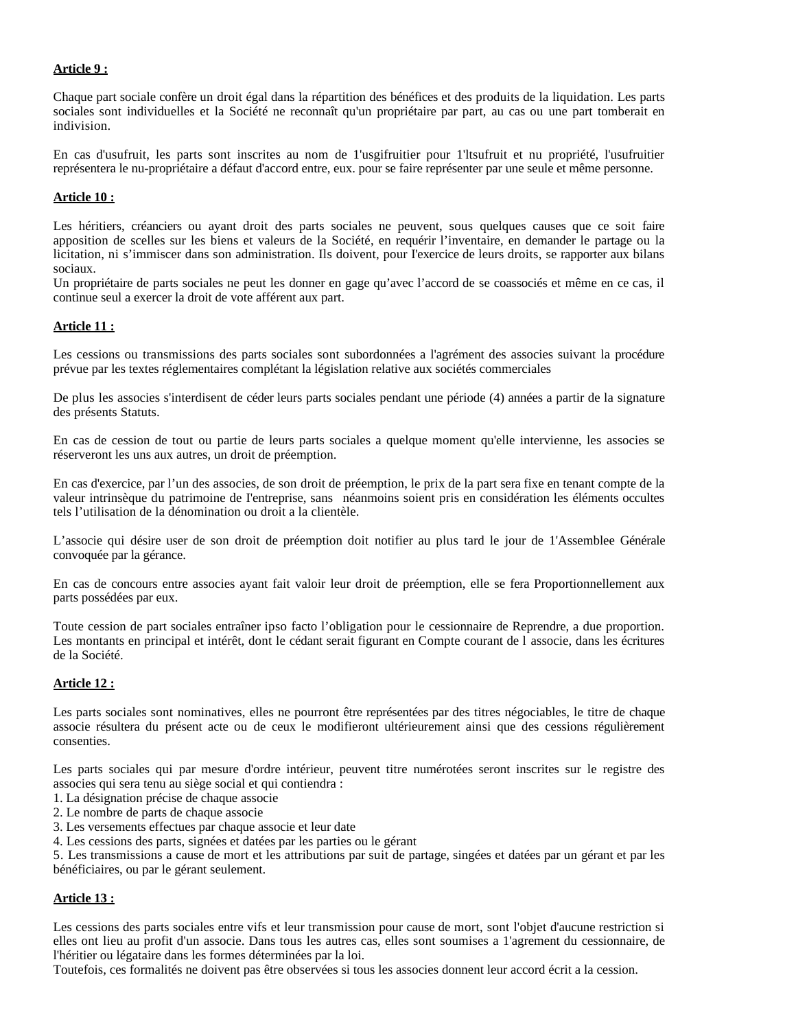**Article 9 :**

Chaque part sociale confère un droit égal dans la répartition des bénéfices et des produits de la liquidation. Les parts sociales sont individuelles et la Société ne reconnaît qu'un propriétaire par part, au cas ou une part tomberait en indivision.

En cas d'usufruit, les parts sont inscrites au nom de 1'usgifruitier pour 1'ltsufruit et nu propriété, l'usufruitier représentera le nu-propriétaire a défaut d'accord entre, eux. pour se faire représenter par une seule et même personne.

**Article 10 :**

Les héritiers, créanciers ou ayant droit des parts sociales ne peuvent, sous quelques causes que ce soit faire apposition de scelles sur les biens et valeurs de la Société, en requérir l'inventaire, en demander le partage ou la licitation, ni s'immiscer dans son administration. Ils doivent, pour l'exercice de leurs droits, se rapporter aux bilans sociaux.
Un propriétaire de parts sociales ne peut les donner en gage qu'avec l'accord de se coassociés et même en ce cas, il continue seul a exercer la droit de vote afférent aux part.

**Article 11 :**

Les cessions ou transmissions des parts sociales sont subordonnées a l'agrément des associes suivant la procédure prévue par les textes réglementaires complétant la législation relative aux sociétés commerciales

De plus les associes s'interdisent de céder leurs parts sociales pendant une période (4) années a partir de la signature des présents Statuts.

En cas de cession de tout ou partie de leurs parts sociales a quelque moment qu'elle intervienne, les associes se réserveront les uns aux autres, un droit de préemption.

En cas d'exercice, par l'un des associes, de son droit de préemption, le prix de la part sera fixe en tenant compte de la valeur intrinsèque du patrimoine de l'entreprise, sans néanmoins soient pris en considération les éléments occultes tels l'utilisation de la dénomination ou droit a la clientèle.

L'associe qui désire user de son droit de préemption doit notifier au plus tard le jour de 1'Assemblee Générale convoquée par la gérance.

En cas de concours entre associes ayant fait valoir leur droit de préemption, elle se fera Proportionnellement aux parts possédées par eux.

Toute cession de part sociales entraîner ipso facto l'obligation pour le cessionnaire de Reprendre, a due proportion. Les montants en principal et intérêt, dont le cédant serait figurant en Compte courant de l associe, dans les écritures de la Société.

**Article 12 :**

Les parts sociales sont nominatives, elles ne pourront être représentées par des titres négociables, le titre de chaque associe résultera du présent acte ou de ceux le modifieront ultérieurement ainsi que des cessions régulièrement consenties.

Les parts sociales qui par mesure d'ordre intérieur, peuvent titre numérotées seront inscrites sur le registre des associes qui sera tenu au siège social et qui contiendra :
1. La désignation précise de chaque associe
2. Le nombre de parts de chaque associe
3. Les versements effectues par chaque associe et leur date
4. Les cessions des parts, signées et datées par les parties ou le gérant
5. Les transmissions a cause de mort et les attributions par suit de partage, singées et datées par un gérant et par les bénéficiaires, ou par le gérant seulement.

**Article 13 :**

Les cessions des parts sociales entre vifs et leur transmission pour cause de mort, sont l'objet d'aucune restriction si elles ont lieu au profit d'un associe. Dans tous les autres cas, elles sont soumises a 1'agrement du cessionnaire, de l'héritier ou légataire dans les formes déterminées par la loi.
Toutefois, ces formalités ne doivent pas être observées si tous les associes donnent leur accord écrit a la cession.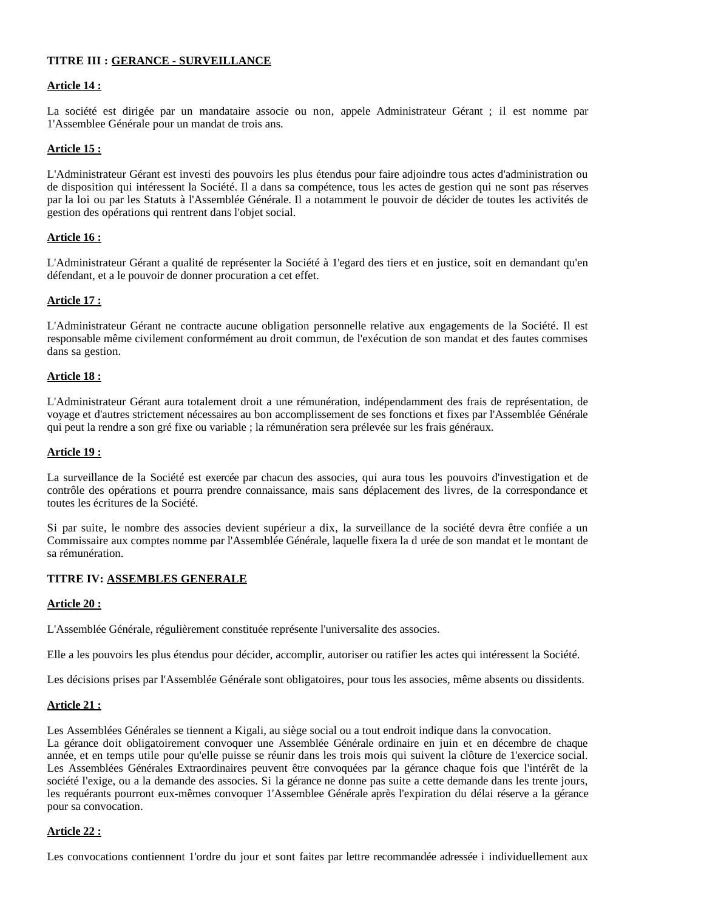**TITRE III : <u>GERANCE - SURVEILLANCE</u>**

**<u>Article 14 :</u>**

La société est dirigée par un mandataire associe ou non, appele Administrateur Gérant ; il est nomme par 1'Assemblee Générale pour un mandat de trois ans.

**<u>Article 15 :</u>**

L'Administrateur Gérant est investi des pouvoirs les plus étendus pour faire adjoindre tous actes d'administration ou de disposition qui intéressent la Société. Il a dans sa compétence, tous les actes de gestion qui ne sont pas réserves par la loi ou par les Statuts à l'Assemblée Générale. Il a notamment le pouvoir de décider de toutes les activités de gestion des opérations qui rentrent dans l'objet social.

**<u>Article 16 :</u>**

L'Administrateur Gérant a qualité de représenter la Société à 1'egard des tiers et en justice, soit en demandant qu'en défendant, et a le pouvoir de donner procuration a cet effet.

**<u>Article 17 :</u>**

L'Administrateur Gérant ne contracte aucune obligation personnelle relative aux engagements de la Société. Il est responsable même civilement conformément au droit commun, de l'exécution de son mandat et des fautes commises dans sa gestion.

**<u>Article 18 :</u>**

L'Administrateur Gérant aura totalement droit a une rémunération, indépendamment des frais de représentation, de voyage et d'autres strictement nécessaires au bon accomplissement de ses fonctions et fixes par l'Assemblée Générale qui peut la rendre a son gré fixe ou variable ; la rémunération sera prélevée sur les frais généraux.

**<u>Article 19 :</u>**

La surveillance de la Société est exercée par chacun des associes, qui aura tous les pouvoirs d'investigation et de contrôle des opérations et pourra prendre connaissance, mais sans déplacement des livres, de la correspondance et toutes les écritures de la Société.

Si par suite, le nombre des associes devient supérieur a dix, la surveillance de la société devra être confiée a un Commissaire aux comptes nomme par l'Assemblée Générale, laquelle fixera la d urée de son mandat et le montant de sa rémunération.

**TITRE IV: <u>ASSEMBLES GENERALE</u>**

**<u>Article 20 :</u>**

L'Assemblée Générale, régulièrement constituée représente l'universalite des associes.

Elle a les pouvoirs les plus étendus pour décider, accomplir, autoriser ou ratifier les actes qui intéressent la Société.

Les décisions prises par l'Assemblée Générale sont obligatoires, pour tous les associes, même absents ou dissidents.

**<u>Article 21 :</u>**

Les Assemblées Générales se tiennent a Kigali, au siège social ou a tout endroit indique dans la convocation.
La gérance doit obligatoirement convoquer une Assemblée Générale ordinaire en juin et en décembre de chaque année, et en temps utile pour qu'elle puisse se réunir dans les trois mois qui suivent la clôture de 1'exercice social. Les Assemblées Générales Extraordinaires peuvent être convoquées par la gérance chaque fois que l'intérêt de la société l'exige, ou a la demande des associes. Si la gérance ne donne pas suite a cette demande dans les trente jours, les requérants pourront eux-mêmes convoquer 1'Assemblee Générale après l'expiration du délai réserve a la gérance pour sa convocation.

**<u>Article 22 :</u>**

Les convocations contiennent 1'ordre du jour et sont faites par lettre recommandée adressée i individuellement aux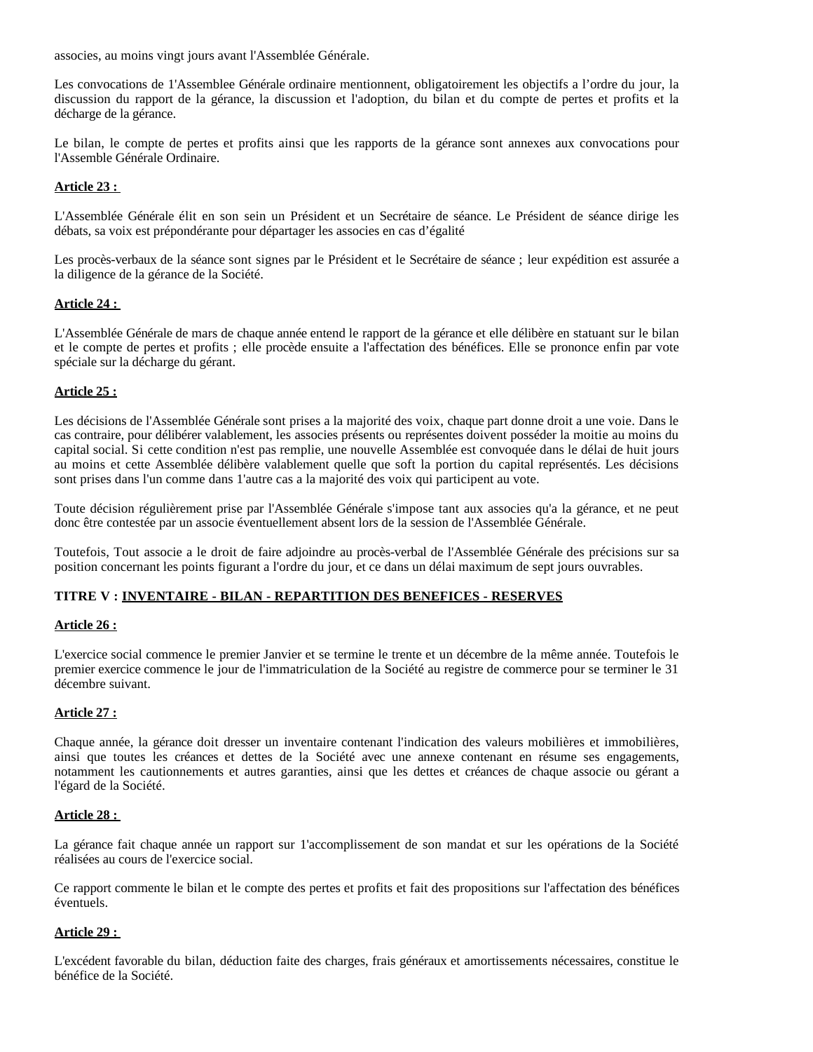associes, au moins vingt jours avant l'Assemblée Générale.

Les convocations de 1'Assemblee Générale ordinaire mentionnent, obligatoirement les objectifs a l'ordre du jour, la discussion du rapport de la gérance, la discussion et l'adoption, du bilan et du compte de pertes et profits et la décharge de la gérance.

Le bilan, le compte de pertes et profits ainsi que les rapports de la gérance sont annexes aux convocations pour l'Assemble Générale Ordinaire.

**Article 23 :**

L'Assemblée Générale élit en son sein un Président et un Secrétaire de séance. Le Président de séance dirige les débats, sa voix est prépondérante pour départager les associes en cas d'égalité

Les procès-verbaux de la séance sont signes par le Président et le Secrétaire de séance ; leur expédition est assurée a la diligence de la gérance de la Société.

**Article 24 :**

L'Assemblée Générale de mars de chaque année entend le rapport de la gérance et elle délibère en statuant sur le bilan et le compte de pertes et profits ; elle procède ensuite a l'affectation des bénéfices. Elle se prononce enfin par vote spéciale sur la décharge du gérant.

**Article 25 :**

Les décisions de l'Assemblée Générale sont prises a la majorité des voix, chaque part donne droit a une voie. Dans le cas contraire, pour délibérer valablement, les associes présents ou représentes doivent posséder la moitie au moins du capital social. Si cette condition n'est pas remplie, une nouvelle Assemblée est convoquée dans le délai de huit jours au moins et cette Assemblée délibère valablement quelle que soft la portion du capital représentés. Les décisions sont prises dans l'un comme dans 1'autre cas a la majorité des voix qui participent au vote.

Toute décision régulièrement prise par l'Assemblée Générale s'impose tant aux associes qu'a la gérance, et ne peut donc être contestée par un associe éventuellement absent lors de la session de l'Assemblée Générale.

Toutefois, Tout associe a le droit de faire adjoindre au procès-verbal de l'Assemblée Générale des précisions sur sa position concernant les points figurant a l'ordre du jour, et ce dans un délai maximum de sept jours ouvrables.

## TITRE V : INVENTAIRE - BILAN - REPARTITION DES BENEFICES - RESERVES

**Article 26 :**

L'exercice social commence le premier Janvier et se termine le trente et un décembre de la même année. Toutefois le premier exercice commence le jour de l'immatriculation de la Société au registre de commerce pour se terminer le 31 décembre suivant.

**Article 27 :**

Chaque année, la gérance doit dresser un inventaire contenant l'indication des valeurs mobilières et immobilières, ainsi que toutes les créances et dettes de la Société avec une annexe contenant en résume ses engagements, notamment les cautionnements et autres garanties, ainsi que les dettes et créances de chaque associe ou gérant a l'égard de la Société.

**Article 28 :**

La gérance fait chaque année un rapport sur 1'accomplissement de son mandat et sur les opérations de la Société réalisées au cours de l'exercice social.

Ce rapport commente le bilan et le compte des pertes et profits et fait des propositions sur l'affectation des bénéfices éventuels.

**Article 29 :**

L'excédent favorable du bilan, déduction faite des charges, frais généraux et amortissements nécessaires, constitue le bénéfice de la Société.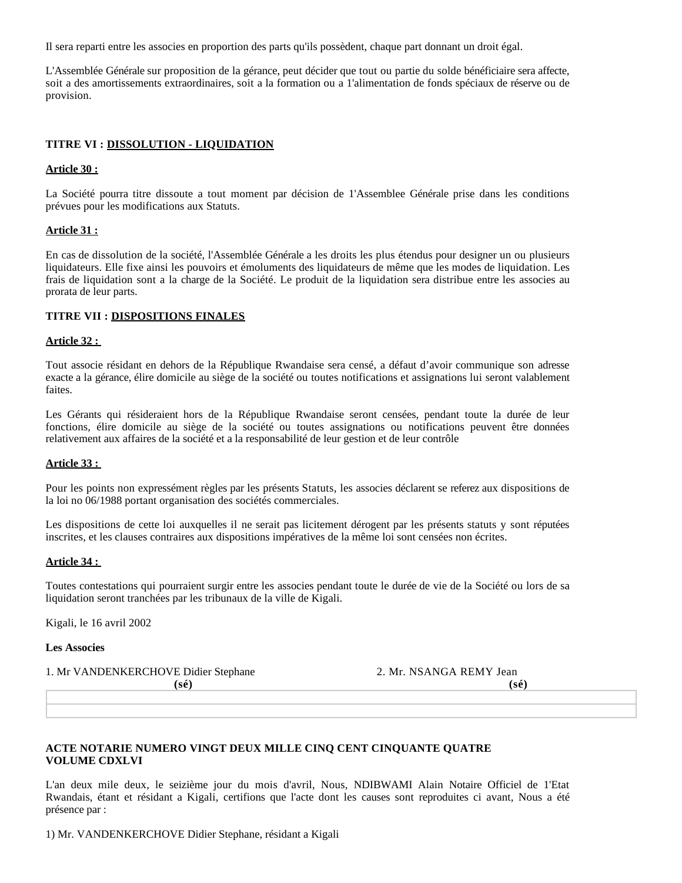Il sera reparti entre les associes en proportion des parts qu'ils possèdent, chaque part donnant un droit égal.

L'Assemblée Générale sur proposition de la gérance, peut décider que tout ou partie du solde bénéficiaire sera affecte, soit a des amortissements extraordinaires, soit a la formation ou a 1'alimentation de fonds spéciaux de réserve ou de provision.

**TITRE VI : DISSOLUTION - LIQUIDATION**

**Article 30 :**

La Société pourra titre dissoute a tout moment par décision de 1'Assemblee Générale prise dans les conditions prévues pour les modifications aux Statuts.

**Article 31 :**

En cas de dissolution de la société, l'Assemblée Générale a les droits les plus étendus pour designer un ou plusieurs liquidateurs. Elle fixe ainsi les pouvoirs et émoluments des liquidateurs de même que les modes de liquidation. Les frais de liquidation sont a la charge de la Société. Le produit de la liquidation sera distribue entre les associes au prorata de leur parts.

**TITRE VII : DISPOSITIONS FINALES**

**Article 32 :**

Tout associe résidant en dehors de la République Rwandaise sera censé, a défaut d'avoir communique son adresse exacte a la gérance, élire domicile au siège de la société ou toutes notifications et assignations lui seront valablement faites.

Les Gérants qui résideraient hors de la République Rwandaise seront censées, pendant toute la durée de leur fonctions, élire domicile au siège de la société ou toutes assignations ou notifications peuvent être données relativement aux affaires de la société et a la responsabilité de leur gestion et de leur contrôle

**Article 33 :**

Pour les points non expressément règles par les présents Statuts, les associes déclarent se referez aux dispositions de la loi no 06/1988 portant organisation des sociétés commerciales.

Les dispositions de cette loi auxquelles il ne serait pas licitement dérogent par les présents statuts y sont réputées inscrites, et les clauses contraires aux dispositions impératives de la même loi sont censées non écrites.

**Article 34 :**

Toutes contestations qui pourraient surgir entre les associes pendant toute le durée de vie de la Société ou lors de sa liquidation seront tranchées par les tribunaux de la ville de Kigali.

Kigali, le 16 avril 2002

**Les Associes**

| 1. Mr VANDENKERCHOVE Didier Stephane | 2. Mr. NSANGA REMY Jean |
|---|---|
| **(sé)** | **(sé)** |

**ACTE NOTARIE NUMERO VINGT DEUX MILLE CINQ CENT CINQUANTE QUATRE VOLUME CDXLVI**

L'an deux mile deux, le seizième jour du mois d'avril, Nous, NDIBWAMI Alain Notaire Officiel de 1'Etat Rwandais, étant et résidant a Kigali, certifions que l'acte dont les causes sont reproduites ci avant, Nous a été présence par :

1) Mr. VANDENKERCHOVE Didier Stephane, résidant a Kigali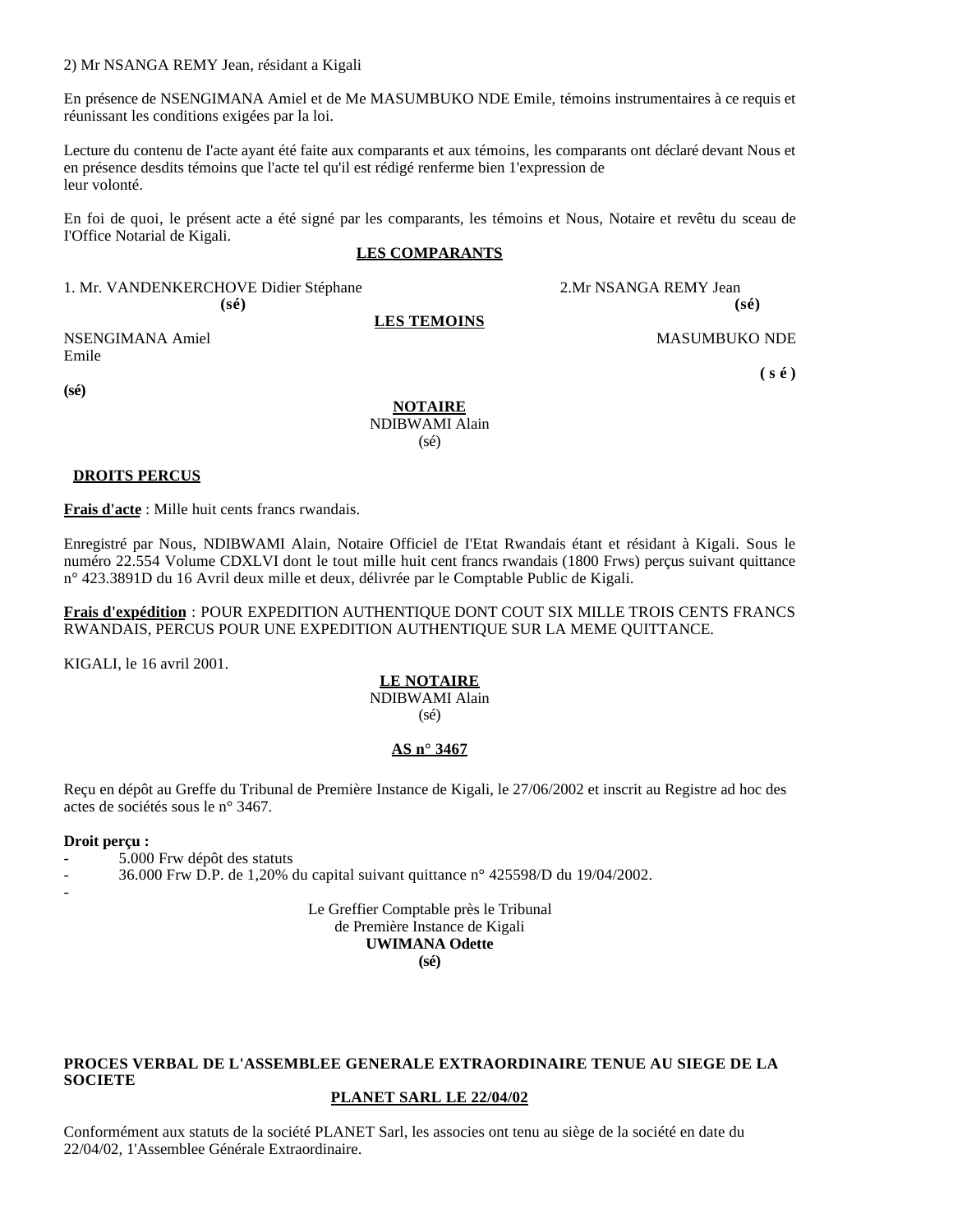2) Mr NSANGA REMY Jean, résidant a Kigali

En présence de NSENGIMANA Amiel et de Me MASUMBUKO NDE Emile, témoins instrumentaires à ce requis et réunissant les conditions exigées par la loi.

Lecture du contenu de I'acte ayant été faite aux comparants et aux témoins, les comparants ont déclaré devant Nous et en présence desdits témoins que l'acte tel qu'il est rédigé renferme bien 1'expression de leur volonté.

En foi de quoi, le présent acte a été signé par les comparants, les témoins et Nous, Notaire et revêtu du sceau de I'Office Notarial de Kigali.

**LES COMPARANTS**

1. Mr. VANDENKERCHOVE Didier Stéphane **(sé)**

2.Mr NSANGA REMY Jean **(sé)**

**LES TEMOINS**

NSENGIMANA Amiel **(sé)**

MASUMBUKO NDE Emile **( s é )**

**NOTAIRE**
NDIBWAMI Alain
(sé)

**DROITS PERCUS**

**Frais d'acte** : Mille huit cents francs rwandais.

Enregistré par Nous, NDIBWAMI Alain, Notaire Officiel de I'Etat Rwandais étant et résidant à Kigali. Sous le numéro 22.554 Volume CDXLVI dont le tout mille huit cent francs rwandais (1800 Frws) perçus suivant quittance n° 423.3891D du 16 Avril deux mille et deux, délivrée par le Comptable Public de Kigali.

**Frais d'expédition** : POUR EXPEDITION AUTHENTIQUE DONT COUT SIX MILLE TROIS CENTS FRANCS RWANDAIS, PERCUS POUR UNE EXPEDITION AUTHENTIQUE SUR LA MEME QUITTANCE.

KIGALI, le 16 avril 2001.

**LE NOTAIRE**
NDIBWAMI Alain
(sé)

**AS n° 3467**

Reçu en dépôt au Greffe du Tribunal de Première Instance de Kigali, le 27/06/2002 et inscrit au Registre ad hoc des actes de sociétés sous le n° 3467.

**Droit perçu :**

- 5.000 Frw dépôt des statuts
- 36.000 Frw D.P. de 1,20% du capital suivant quittance n° 425598/D du 19/04/2002.
-

Le Greffier Comptable près le Tribunal
de Première Instance de Kigali
**UWIMANA Odette**
**(sé)**

**PROCES VERBAL DE L'ASSEMBLEE GENERALE EXTRAORDINAIRE TENUE AU SIEGE DE LA SOCIETE**

**PLANET SARL LE 22/04/02**

Conformément aux statuts de la société PLANET Sarl, les associes ont tenu au siège de la société en date du 22/04/02, 1'Assemblee Générale Extraordinaire.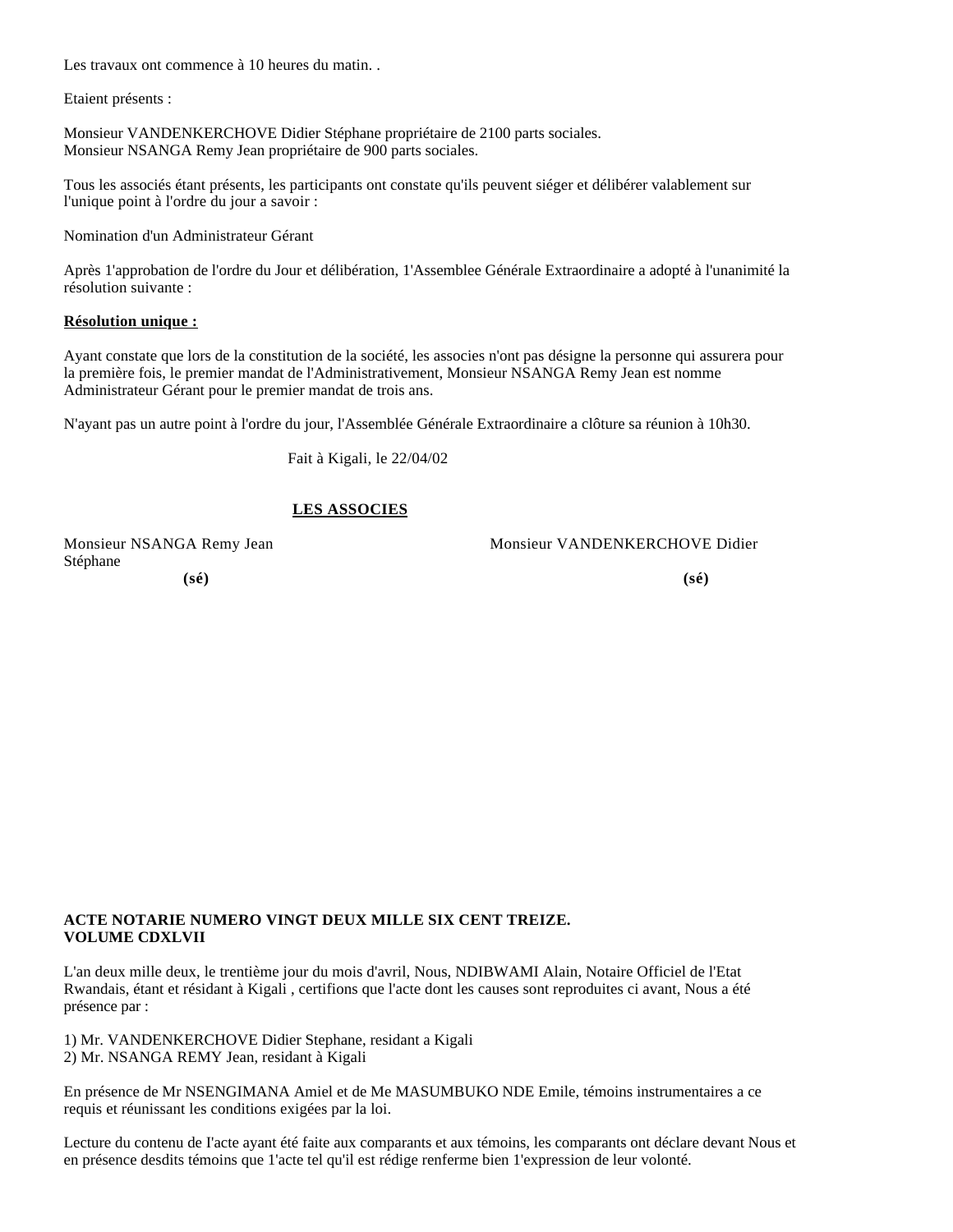Les travaux ont commence à 10 heures du matin. .

Etaient présents :

Monsieur VANDENKERCHOVE Didier Stéphane propriétaire de 2100 parts sociales.
Monsieur NSANGA Remy Jean propriétaire de 900 parts sociales.

Tous les associés étant présents, les participants ont constate qu'ils peuvent siéger et délibérer valablement sur l'unique point à l'ordre du jour a savoir :

Nomination d'un Administrateur Gérant

Après 1'approbation de l'ordre du Jour et délibération, 1'Assemblee Générale Extraordinaire a adopté à l'unanimité la résolution suivante :

**Résolution unique :**

Ayant constate que lors de la constitution de la société, les associes n'ont pas désigne la personne qui assurera pour la première fois, le premier mandat de l'Administrativement, Monsieur NSANGA Remy Jean est nomme Administrateur Gérant pour le premier mandat de trois ans.

N'ayant pas un autre point à l'ordre du jour, l'Assemblée Générale Extraordinaire a clôture sa réunion à 10h30.

Fait à Kigali, le 22/04/02

**LES ASSOCIES**

Monsieur NSANGA Remy Jean
**(sé)**

Monsieur VANDENKERCHOVE Didier Stéphane
**(sé)**

**ACTE NOTARIE NUMERO VINGT DEUX MILLE SIX CENT TREIZE.**
**VOLUME CDXLVII**

L'an deux mille deux, le trentième jour du mois d'avril, Nous, NDIBWAMI Alain, Notaire Officiel de l'Etat Rwandais, étant et résidant à Kigali , certifions que l'acte dont les causes sont reproduites ci avant, Nous a été présence par :

1) Mr. VANDENKERCHOVE Didier Stephane, resident a Kigali
2) Mr. NSANGA REMY Jean, residant à Kigali

En présence de Mr NSENGIMANA Amiel et de Me MASUMBUKO NDE Emile, témoins instrumentaires a ce requis et réunissant les conditions exigées par la loi.

Lecture du contenu de l'acte ayant été faite aux comparants et aux témoins, les comparants ont déclare devant Nous et en présence desdits témoins que 1'acte tel qu'il est rédige renferme bien 1'expression de leur volonté.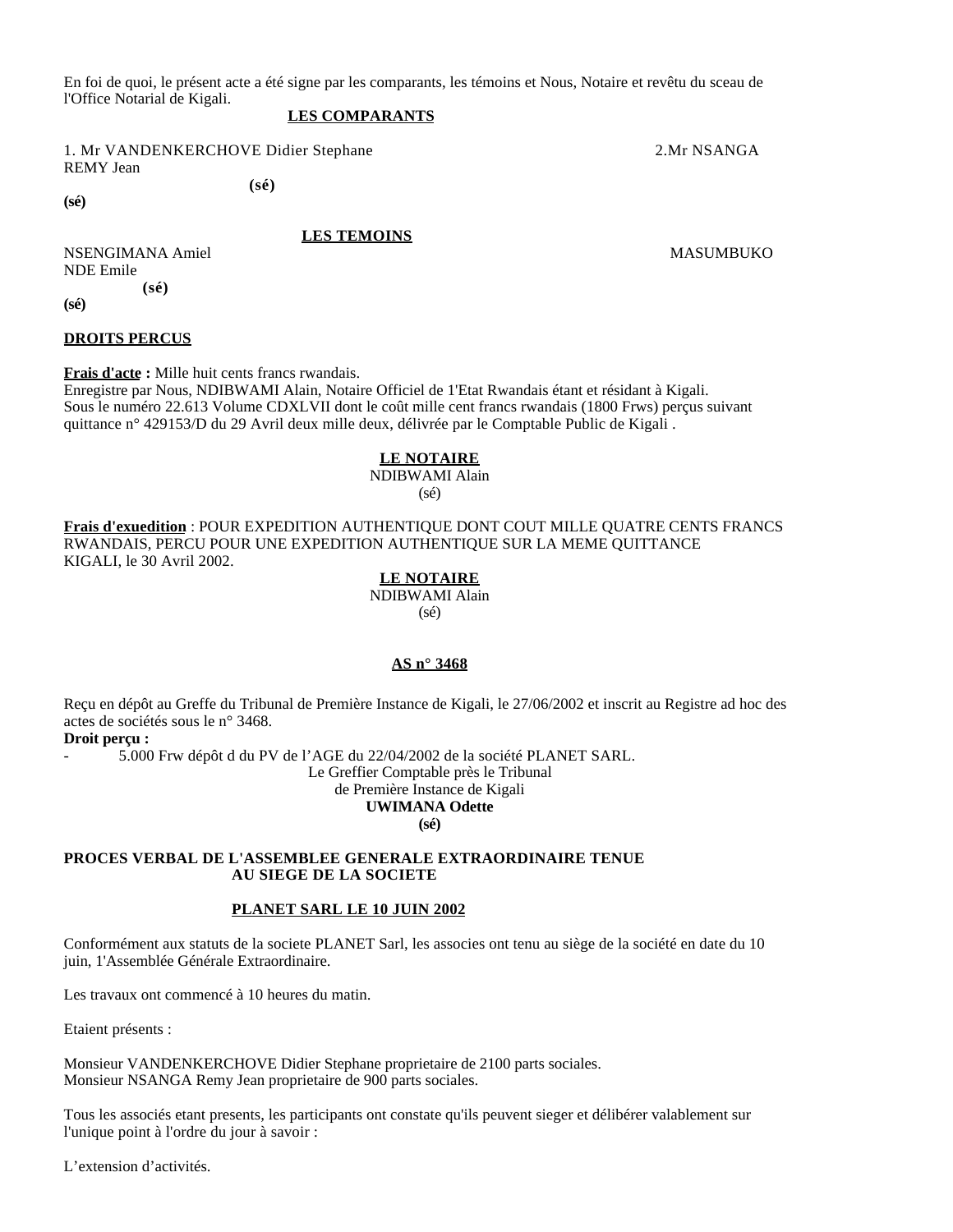En foi de quoi, le présent acte a été signe par les comparants, les témoins et Nous, Notaire et revêtu du sceau de l'Office Notarial de Kigali.

**LES COMPARANTS**

1. Mr VANDENKERCHOVE Didier Stephane 2.Mr NSANGA REMY Jean

**(sé)**

**(sé)**

**LES TEMOINS**

NSENGIMANA Amiel MASUMBUKO NDE Emile

**(sé)**

**(sé)**

**DROITS PERCUS**

**Frais d'acte :** Mille huit cents francs rwandais.
Enregistre par Nous, NDIBWAMI Alain, Notaire Officiel de 1'Etat Rwandais étant et résidant à Kigali.
Sous le numéro 22.613 Volume CDXLVII dont le coût mille cent francs rwandais (1800 Frws) perçus suivant quittance n° 429153/D du 29 Avril deux mille deux, délivrée par le Comptable Public de Kigali .

**LE NOTAIRE**
NDIBWAMI Alain
(sé)

**Frais d'exuedition** : POUR EXPEDITION AUTHENTIQUE DONT COUT MILLE QUATRE CENTS FRANCS RWANDAIS, PERCU POUR UNE EXPEDITION AUTHENTIQUE SUR LA MEME QUITTANCE
KIGALI, le 30 Avril 2002.

**LE NOTAIRE**
NDIBWAMI Alain
(sé)

**AS n° 3468**

Reçu en dépôt au Greffe du Tribunal de Première Instance de Kigali, le 27/06/2002 et inscrit au Registre ad hoc des actes de sociétés sous le n° 3468.
**Droit perçu :**
- 5.000 Frw dépôt d du PV de l'AGE du 22/04/2002 de la société PLANET SARL.

Le Greffier Comptable près le Tribunal
de Première Instance de Kigali
**UWIMANA Odette**
**(sé)**

**PROCES VERBAL DE L'ASSEMBLEE GENERALE EXTRAORDINAIRE TENUE AU SIEGE DE LA SOCIETE**

**PLANET SARL LE 10 JUIN 2002**

Conformément aux statuts de la societe PLANET Sarl, les associes ont tenu au siège de la société en date du 10 juin, 1'Assemblée Générale Extraordinaire.

Les travaux ont commencé à 10 heures du matin.

Etaient présents :

Monsieur VANDENKERCHOVE Didier Stephane proprietaire de 2100 parts sociales.
Monsieur NSANGA Remy Jean proprietaire de 900 parts sociales.

Tous les associés etant presents, les participants ont constate qu'ils peuvent sieger et délibérer valablement sur l'unique point à l'ordre du jour à savoir :

L'extension d'activités.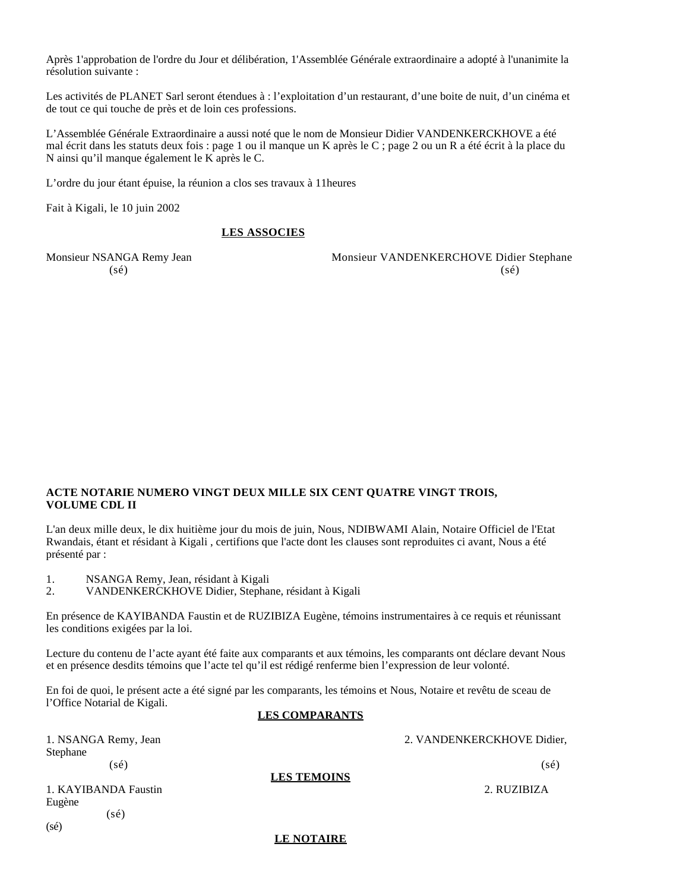Après 1'approbation de l'ordre du Jour et délibération, 1'Assemblée Générale extraordinaire a adopté à l'unanimite la résolution suivante :

Les activités de PLANET Sarl seront étendues à : l'exploitation d'un restaurant, d'une boite de nuit, d'un cinéma et de tout ce qui touche de près et de loin ces professions.

L'Assemblée Générale Extraordinaire a aussi noté que le nom de Monsieur Didier VANDENKERCKHOVE a été mal écrit dans les statuts deux fois : page 1 ou il manque un K après le C ; page 2 ou un R a été écrit à la place du N ainsi qu'il manque également le K après le C.

L'ordre du jour étant épuise, la réunion a clos ses travaux à 11heures

Fait à Kigali, le 10 juin 2002

**LES ASSOCIES**

Monsieur NSANGA Remy Jean (sé)

Monsieur VANDENKERCHOVE Didier Stephane (sé)

**ACTE NOTARIE NUMERO VINGT DEUX MILLE SIX CENT QUATRE VINGT TROIS, VOLUME CDL II**

L'an deux mille deux, le dix huitième jour du mois de juin, Nous, NDIBWAMI Alain, Notaire Officiel de l'Etat Rwandais, étant et résidant à Kigali , certifions que l'acte dont les clauses sont reproduites ci avant, Nous a été présenté par :

1. NSANGA Remy, Jean, résidant à Kigali
2. VANDENKERCKHOVE Didier, Stephane, résidant à Kigali

En présence de KAYIBANDA Faustin et de RUZIBIZA Eugène, témoins instrumentaires à ce requis et réunissant les conditions exigées par la loi.

Lecture du contenu de l'acte ayant été faite aux comparants et aux témoins, les comparants ont déclare devant Nous et en présence desdits témoins que l'acte tel qu'il est rédigé renferme bien l'expression de leur volonté.

En foi de quoi, le présent acte a été signé par les comparants, les témoins et Nous, Notaire et revêtu de sceau de l'Office Notarial de Kigali.

**LES COMPARANTS**

1. NSANGA Remy, Jean (sé)
2. VANDENKERCKHOVE Didier, Stephane (sé)

**LES TEMOINS**

1. KAYIBANDA Faustin (sé)
2. RUZIBIZA Eugène (sé)

**LE NOTAIRE**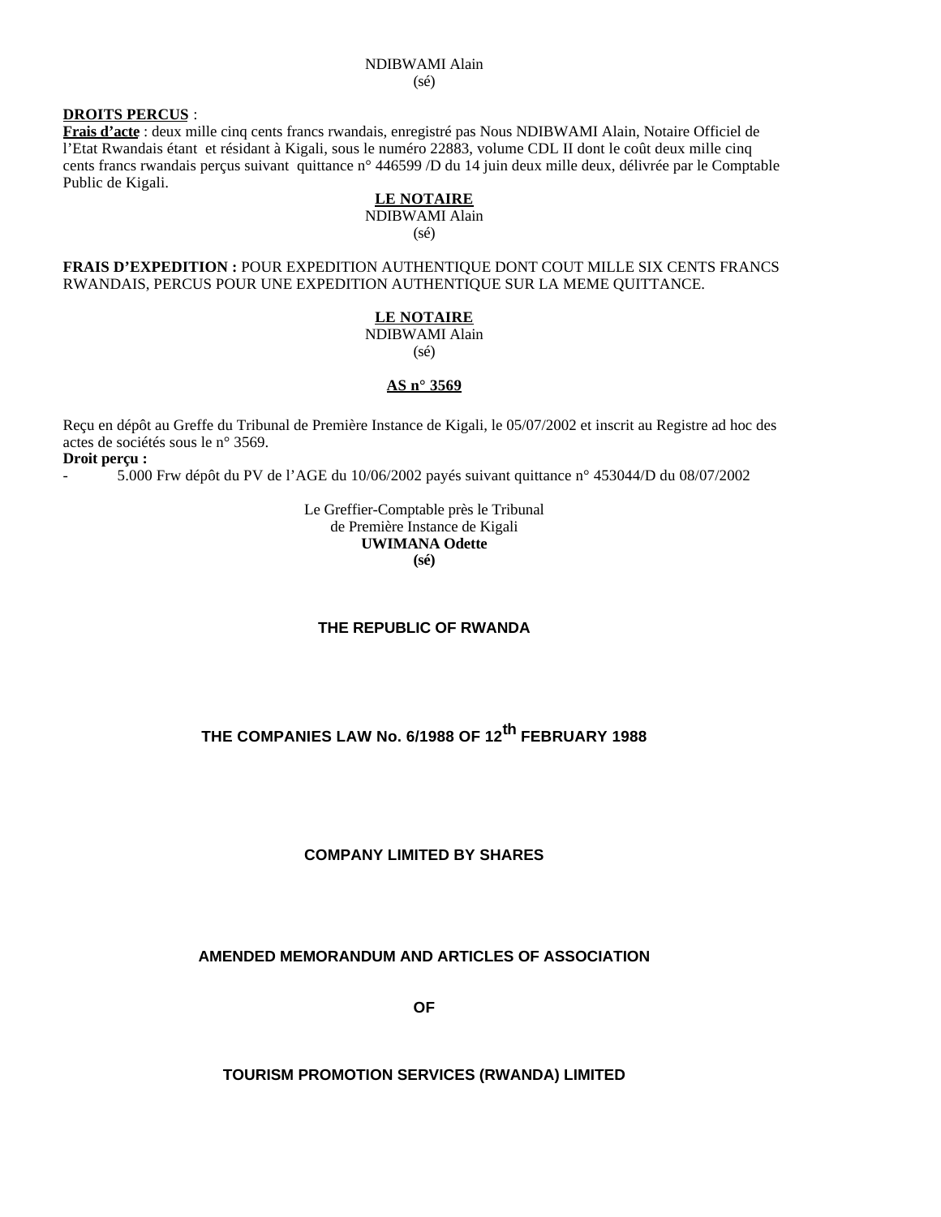NDIBWAMI Alain
(sé)

**DROITS PERCUS** :

**Frais d'acte** : deux mille cinq cents francs rwandais, enregistré pas Nous NDIBWAMI Alain, Notaire Officiel de l'Etat Rwandais étant et résidant à Kigali, sous le numéro 22883, volume CDL II dont le coût deux mille cinq cents francs rwandais perçus suivant quittance n° 446599 /D du 14 juin deux mille deux, délivrée par le Comptable Public de Kigali.

**LE NOTAIRE**
NDIBWAMI Alain
(sé)

**FRAIS D'EXPEDITION :** POUR EXPEDITION AUTHENTIQUE DONT COUT MILLE SIX CENTS FRANCS RWANDAIS, PERCUS POUR UNE EXPEDITION AUTHENTIQUE SUR LA MEME QUITTANCE.

**LE NOTAIRE**
NDIBWAMI Alain
(sé)

**AS n° 3569**

Reçu en dépôt au Greffe du Tribunal de Première Instance de Kigali, le 05/07/2002 et inscrit au Registre ad hoc des actes de sociétés sous le n° 3569.

**Droit perçu :**

- 5.000 Frw dépôt du PV de l'AGE du 10/06/2002 payés suivant quittance n° 453044/D du 08/07/2002

Le Greffier-Comptable près le Tribunal
de Première Instance de Kigali
**UWIMANA Odette**
**(sé)**

# THE REPUBLIC OF RWANDA

## THE COMPANIES LAW No. 6/1988 OF 12th FEBRUARY 1988

## COMPANY LIMITED BY SHARES

## AMENDED MEMORANDUM AND ARTICLES OF ASSOCIATION

## OF

## TOURISM PROMOTION SERVICES (RWANDA) LIMITED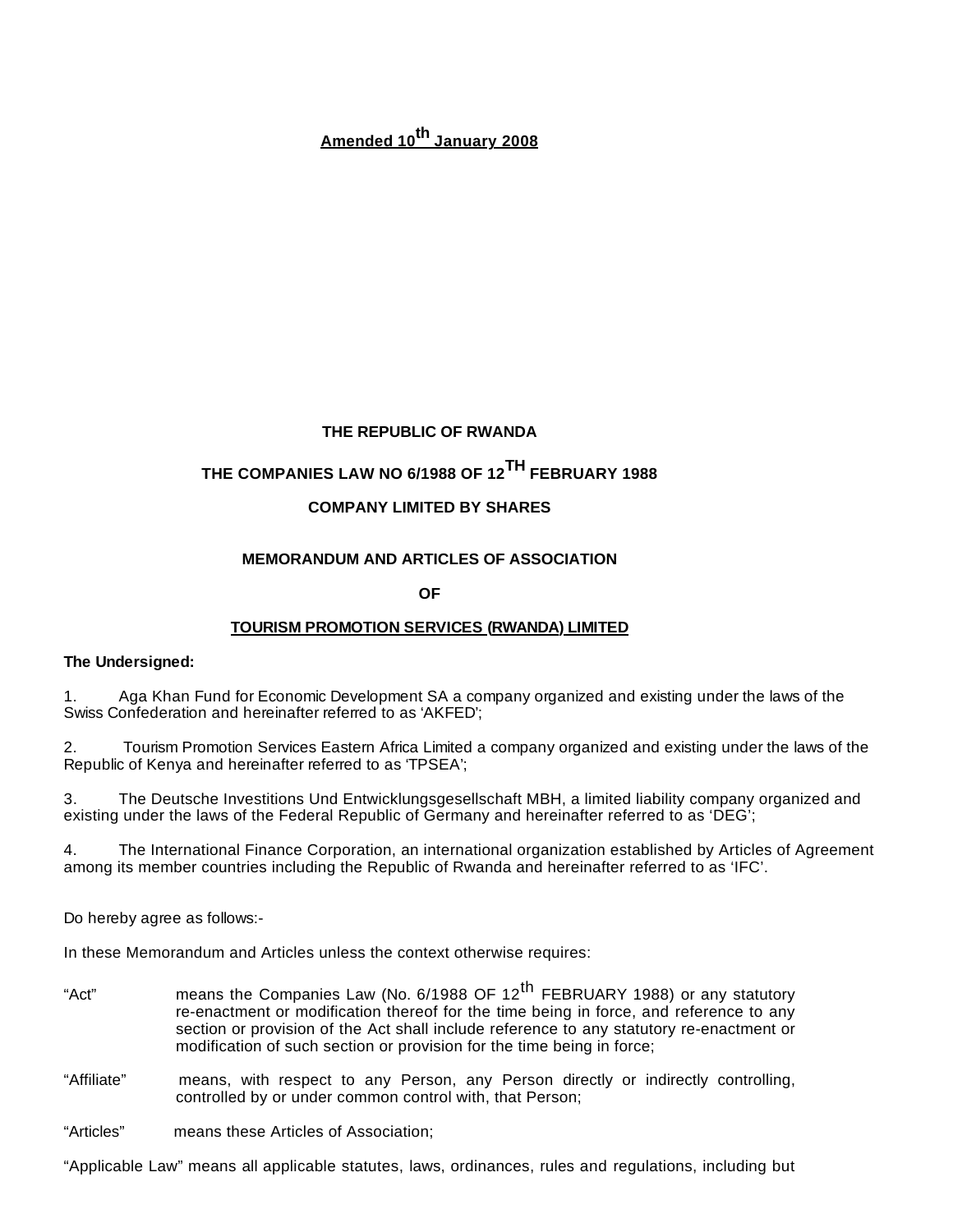**Amended 10th January 2008**

**THE REPUBLIC OF RWANDA**

**THE COMPANIES LAW NO 6/1988 OF 12TH FEBRUARY 1988**

**COMPANY LIMITED BY SHARES**

**MEMORANDUM AND ARTICLES OF ASSOCIATION**

**OF**

**TOURISM PROMOTION SERVICES (RWANDA) LIMITED**

**The Undersigned:**

1. Aga Khan Fund for Economic Development SA a company organized and existing under the laws of the Swiss Confederation and hereinafter referred to as 'AKFED';

2. Tourism Promotion Services Eastern Africa Limited a company organized and existing under the laws of the Republic of Kenya and hereinafter referred to as 'TPSEA';

3. The Deutsche Investitions Und Entwicklungsgesellschaft MBH, a limited liability company organized and existing under the laws of the Federal Republic of Germany and hereinafter referred to as 'DEG';

4. The International Finance Corporation, an international organization established by Articles of Agreement among its member countries including the Republic of Rwanda and hereinafter referred to as 'IFC'.

Do hereby agree as follows:-

In these Memorandum and Articles unless the context otherwise requires:

"Act" means the Companies Law (No. 6/1988 OF 12th FEBRUARY 1988) or any statutory re-enactment or modification thereof for the time being in force, and reference to any section or provision of the Act shall include reference to any statutory re-enactment or modification of such section or provision for the time being in force;

"Affiliate" means, with respect to any Person, any Person directly or indirectly controlling, controlled by or under common control with, that Person;

"Articles" means these Articles of Association;

"Applicable Law" means all applicable statutes, laws, ordinances, rules and regulations, including but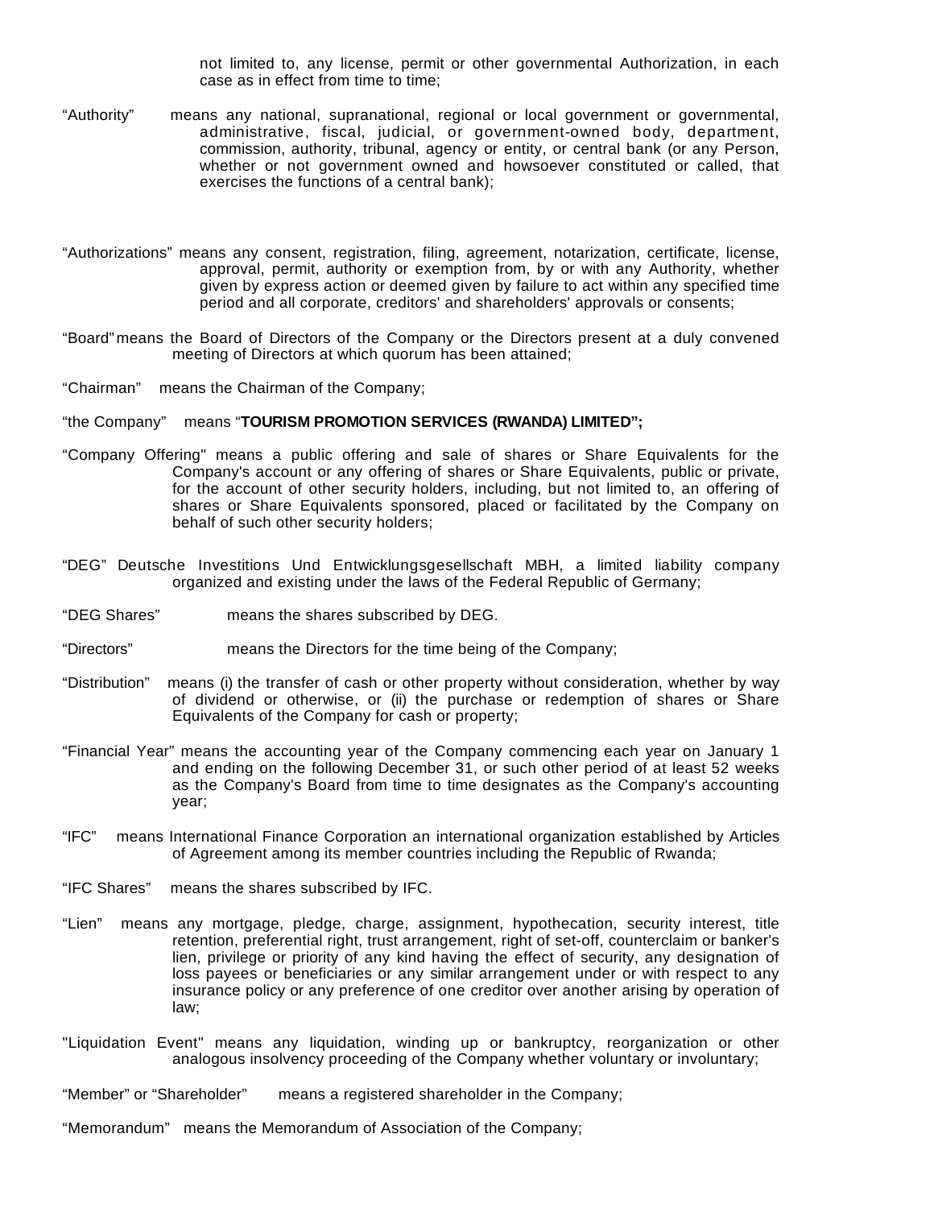not limited to, any license, permit or other governmental Authorization, in each case as in effect from time to time;

"Authority" means any national, supranational, regional or local government or governmental, administrative, fiscal, judicial, or government-owned body, department, commission, authority, tribunal, agency or entity, or central bank (or any Person, whether or not government owned and howsoever constituted or called, that exercises the functions of a central bank);

"Authorizations" means any consent, registration, filing, agreement, notarization, certificate, license, approval, permit, authority or exemption from, by or with any Authority, whether given by express action or deemed given by failure to act within any specified time period and all corporate, creditors' and shareholders' approvals or consents;

"Board" means the Board of Directors of the Company or the Directors present at a duly convened meeting of Directors at which quorum has been attained;

"Chairman" means the Chairman of the Company;

"the Company" means "**TOURISM PROMOTION SERVICES (RWANDA) LIMITED";**

"Company Offering" means a public offering and sale of shares or Share Equivalents for the Company's account or any offering of shares or Share Equivalents, public or private, for the account of other security holders, including, but not limited to, an offering of shares or Share Equivalents sponsored, placed or facilitated by the Company on behalf of such other security holders;

"DEG" Deutsche Investitions Und Entwicklungsgesellschaft MBH, a limited liability company organized and existing under the laws of the Federal Republic of Germany;

"DEG Shares" means the shares subscribed by DEG.

"Directors" means the Directors for the time being of the Company;

"Distribution" means (i) the transfer of cash or other property without consideration, whether by way of dividend or otherwise, or (ii) the purchase or redemption of shares or Share Equivalents of the Company for cash or property;

"Financial Year" means the accounting year of the Company commencing each year on January 1 and ending on the following December 31, or such other period of at least 52 weeks as the Company's Board from time to time designates as the Company's accounting year;

"IFC" means International Finance Corporation an international organization established by Articles of Agreement among its member countries including the Republic of Rwanda;

"IFC Shares" means the shares subscribed by IFC.

"Lien" means any mortgage, pledge, charge, assignment, hypothecation, security interest, title retention, preferential right, trust arrangement, right of set-off, counterclaim or banker's lien, privilege or priority of any kind having the effect of security, any designation of loss payees or beneficiaries or any similar arrangement under or with respect to any insurance policy or any preference of one creditor over another arising by operation of law;

"Liquidation Event" means any liquidation, winding up or bankruptcy, reorganization or other analogous insolvency proceeding of the Company whether voluntary or involuntary;

"Member" or "Shareholder" means a registered shareholder in the Company;

"Memorandum" means the Memorandum of Association of the Company;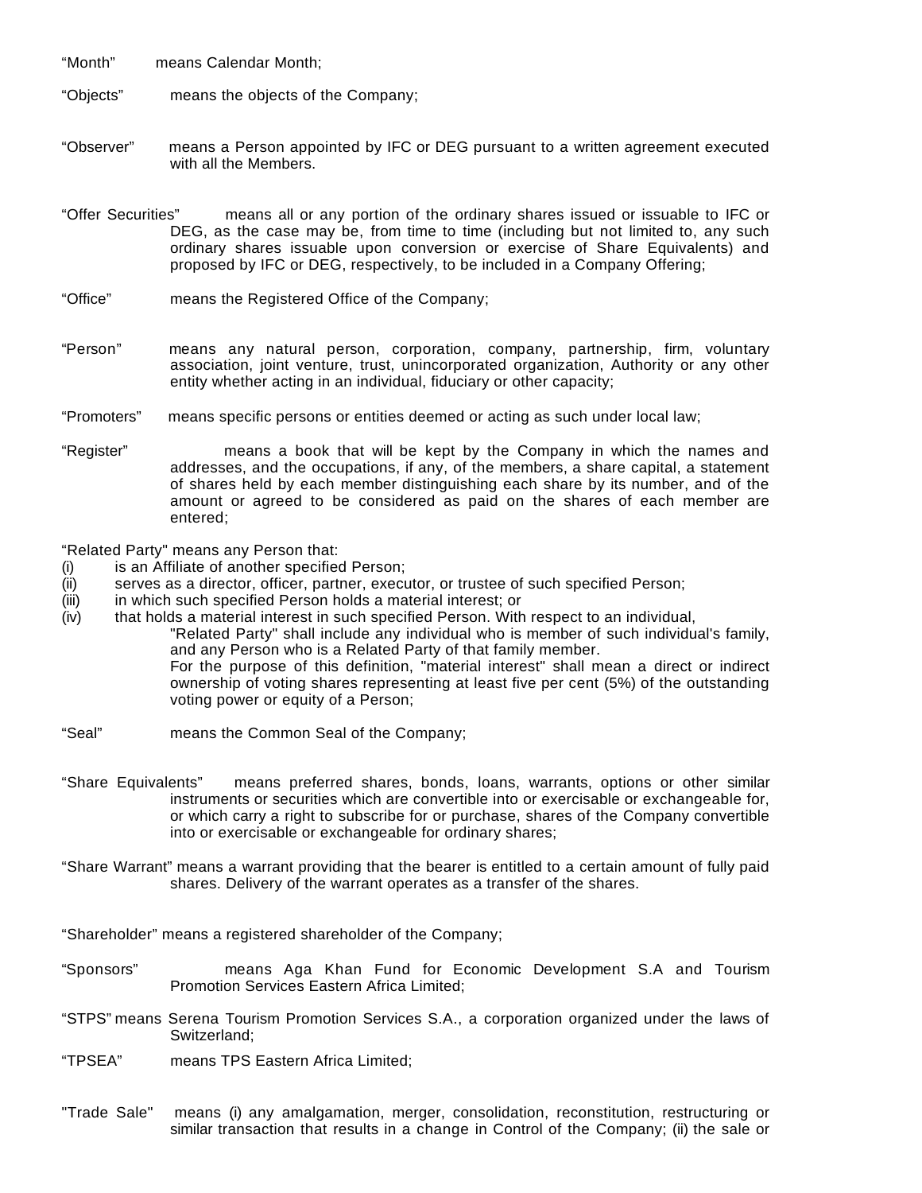"Month" means Calendar Month;

"Objects" means the objects of the Company;

"Observer" means a Person appointed by IFC or DEG pursuant to a written agreement executed with all the Members.

"Offer Securities" means all or any portion of the ordinary shares issued or issuable to IFC or DEG, as the case may be, from time to time (including but not limited to, any such ordinary shares issuable upon conversion or exercise of Share Equivalents) and proposed by IFC or DEG, respectively, to be included in a Company Offering;

"Office" means the Registered Office of the Company;

"Person" means any natural person, corporation, company, partnership, firm, voluntary association, joint venture, trust, unincorporated organization, Authority or any other entity whether acting in an individual, fiduciary or other capacity;

"Promoters" means specific persons or entities deemed or acting as such under local law;

"Register" means a book that will be kept by the Company in which the names and addresses, and the occupations, if any, of the members, a share capital, a statement of shares held by each member distinguishing each share by its number, and of the amount or agreed to be considered as paid on the shares of each member are entered;

"Related Party" means any Person that:

(i) is an Affiliate of another specified Person;
(ii) serves as a director, officer, partner, executor, or trustee of such specified Person;
(iii) in which such specified Person holds a material interest; or
(iv) that holds a material interest in such specified Person. With respect to an individual, "Related Party" shall include any individual who is member of such individual's family, and any Person who is a Related Party of that family member.
For the purpose of this definition, "material interest" shall mean a direct or indirect ownership of voting shares representing at least five per cent (5%) of the outstanding voting power or equity of a Person;

"Seal" means the Common Seal of the Company;

"Share Equivalents" means preferred shares, bonds, loans, warrants, options or other similar instruments or securities which are convertible into or exercisable or exchangeable for, or which carry a right to subscribe for or purchase, shares of the Company convertible into or exercisable or exchangeable for ordinary shares;

"Share Warrant" means a warrant providing that the bearer is entitled to a certain amount of fully paid shares. Delivery of the warrant operates as a transfer of the shares.

"Shareholder" means a registered shareholder of the Company;

"Sponsors" means Aga Khan Fund for Economic Development S.A and Tourism Promotion Services Eastern Africa Limited;

"STPS" means Serena Tourism Promotion Services S.A., a corporation organized under the laws of Switzerland;

"TPSEA" means TPS Eastern Africa Limited;

"Trade Sale" means (i) any amalgamation, merger, consolidation, reconstitution, restructuring or similar transaction that results in a change in Control of the Company; (ii) the sale or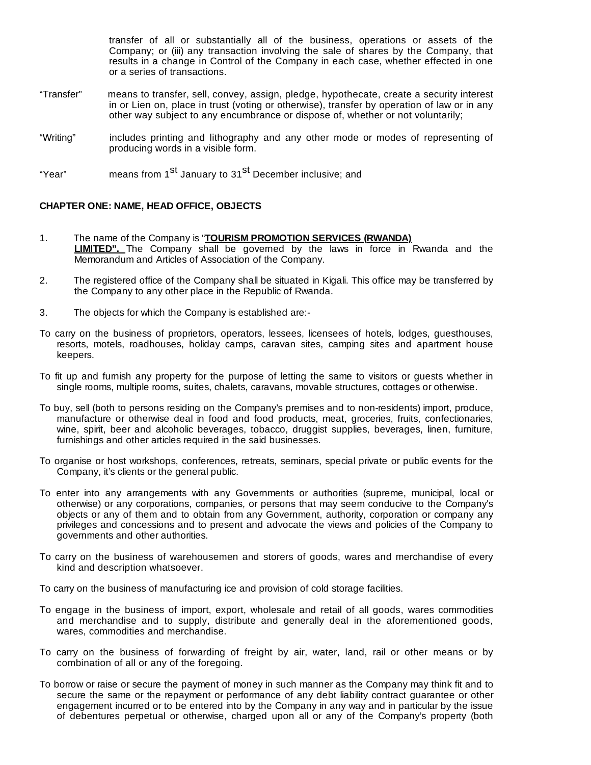transfer of all or substantially all of the business, operations or assets of the Company; or (iii) any transaction involving the sale of shares by the Company, that results in a change in Control of the Company in each case, whether effected in one or a series of transactions.

"Transfer" means to transfer, sell, convey, assign, pledge, hypothecate, create a security interest in or Lien on, place in trust (voting or otherwise), transfer by operation of law or in any other way subject to any encumbrance or dispose of, whether or not voluntarily;

"Writing" includes printing and lithography and any other mode or modes of representing of producing words in a visible form.

"Year" means from 1st January to 31st December inclusive; and

**CHAPTER ONE: NAME, HEAD OFFICE, OBJECTS**

1. The name of the Company is "**TOURISM PROMOTION SERVICES (RWANDA) LIMITED".** The Company shall be governed by the laws in force in Rwanda and the Memorandum and Articles of Association of the Company.

2. The registered office of the Company shall be situated in Kigali. This office may be transferred by the Company to any other place in the Republic of Rwanda.

3. The objects for which the Company is established are:-

To carry on the business of proprietors, operators, lessees, licensees of hotels, lodges, guesthouses, resorts, motels, roadhouses, holiday camps, caravan sites, camping sites and apartment house keepers.

To fit up and furnish any property for the purpose of letting the same to visitors or guests whether in single rooms, multiple rooms, suites, chalets, caravans, movable structures, cottages or otherwise.

To buy, sell (both to persons residing on the Company's premises and to non-residents) import, produce, manufacture or otherwise deal in food and food products, meat, groceries, fruits, confectionaries, wine, spirit, beer and alcoholic beverages, tobacco, druggist supplies, beverages, linen, furniture, furnishings and other articles required in the said businesses.

To organise or host workshops, conferences, retreats, seminars, special private or public events for the Company, it's clients or the general public.

To enter into any arrangements with any Governments or authorities (supreme, municipal, local or otherwise) or any corporations, companies, or persons that may seem conducive to the Company's objects or any of them and to obtain from any Government, authority, corporation or company any privileges and concessions and to present and advocate the views and policies of the Company to governments and other authorities.

To carry on the business of warehousemen and storers of goods, wares and merchandise of every kind and description whatsoever.

To carry on the business of manufacturing ice and provision of cold storage facilities.

To engage in the business of import, export, wholesale and retail of all goods, wares commodities and merchandise and to supply, distribute and generally deal in the aforementioned goods, wares, commodities and merchandise.

To carry on the business of forwarding of freight by air, water, land, rail or other means or by combination of all or any of the foregoing.

To borrow or raise or secure the payment of money in such manner as the Company may think fit and to secure the same or the repayment or performance of any debt liability contract guarantee or other engagement incurred or to be entered into by the Company in any way and in particular by the issue of debentures perpetual or otherwise, charged upon all or any of the Company's property (both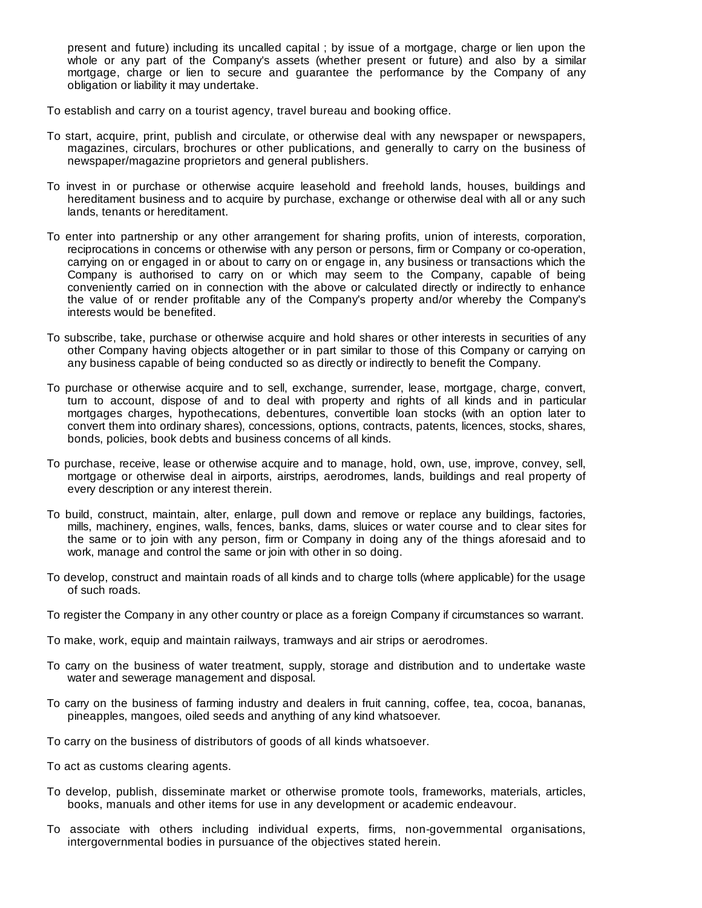present and future) including its uncalled capital ; by issue of a mortgage, charge or lien upon the whole or any part of the Company's assets (whether present or future) and also by a similar mortgage, charge or lien to secure and guarantee the performance by the Company of any obligation or liability it may undertake.

To establish and carry on a tourist agency, travel bureau and booking office.

To start, acquire, print, publish and circulate, or otherwise deal with any newspaper or newspapers, magazines, circulars, brochures or other publications, and generally to carry on the business of newspaper/magazine proprietors and general publishers.

To invest in or purchase or otherwise acquire leasehold and freehold lands, houses, buildings and hereditament business and to acquire by purchase, exchange or otherwise deal with all or any such lands, tenants or hereditament.

To enter into partnership or any other arrangement for sharing profits, union of interests, corporation, reciprocations in concerns or otherwise with any person or persons, firm or Company or co-operation, carrying on or engaged in or about to carry on or engage in, any business or transactions which the Company is authorised to carry on or which may seem to the Company, capable of being conveniently carried on in connection with the above or calculated directly or indirectly to enhance the value of or render profitable any of the Company's property and/or whereby the Company's interests would be benefited.

To subscribe, take, purchase or otherwise acquire and hold shares or other interests in securities of any other Company having objects altogether or in part similar to those of this Company or carrying on any business capable of being conducted so as directly or indirectly to benefit the Company.

To purchase or otherwise acquire and to sell, exchange, surrender, lease, mortgage, charge, convert, turn to account, dispose of and to deal with property and rights of all kinds and in particular mortgages charges, hypothecations, debentures, convertible loan stocks (with an option later to convert them into ordinary shares), concessions, options, contracts, patents, licences, stocks, shares, bonds, policies, book debts and business concerns of all kinds.

To purchase, receive, lease or otherwise acquire and to manage, hold, own, use, improve, convey, sell, mortgage or otherwise deal in airports, airstrips, aerodromes, lands, buildings and real property of every description or any interest therein.

To build, construct, maintain, alter, enlarge, pull down and remove or replace any buildings, factories, mills, machinery, engines, walls, fences, banks, dams, sluices or water course and to clear sites for the same or to join with any person, firm or Company in doing any of the things aforesaid and to work, manage and control the same or join with other in so doing.

To develop, construct and maintain roads of all kinds and to charge tolls (where applicable) for the usage of such roads.

To register the Company in any other country or place as a foreign Company if circumstances so warrant.

To make, work, equip and maintain railways, tramways and air strips or aerodromes.

To carry on the business of water treatment, supply, storage and distribution and to undertake waste water and sewerage management and disposal.

To carry on the business of farming industry and dealers in fruit canning, coffee, tea, cocoa, bananas, pineapples, mangoes, oiled seeds and anything of any kind whatsoever.

To carry on the business of distributors of goods of all kinds whatsoever.

To act as customs clearing agents.

To develop, publish, disseminate market or otherwise promote tools, frameworks, materials, articles, books, manuals and other items for use in any development or academic endeavour.

To associate with others including individual experts, firms, non-governmental organisations, intergovernmental bodies in pursuance of the objectives stated herein.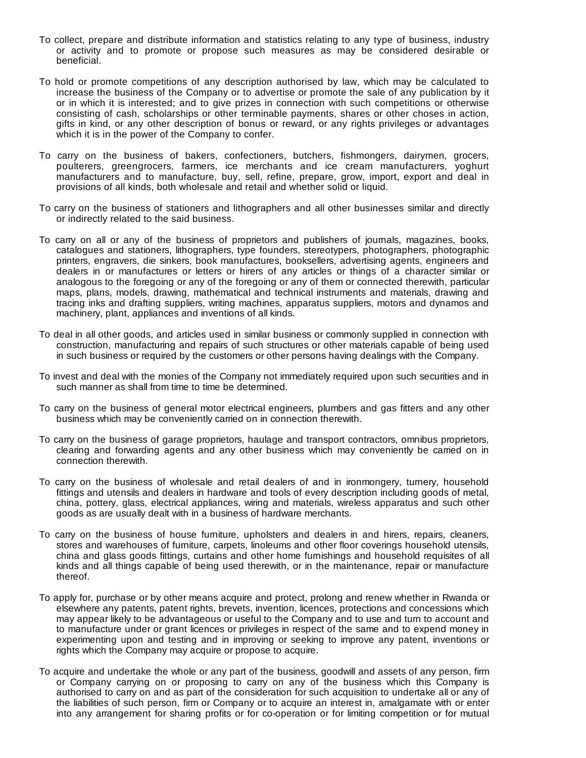To collect, prepare and distribute information and statistics relating to any type of business, industry or activity and to promote or propose such measures as may be considered desirable or beneficial.

To hold or promote competitions of any description authorised by law, which may be calculated to increase the business of the Company or to advertise or promote the sale of any publication by it or in which it is interested; and to give prizes in connection with such competitions or otherwise consisting of cash, scholarships or other terminable payments, shares or other choses in action, gifts in kind, or any other description of bonus or reward, or any rights privileges or advantages which it is in the power of the Company to confer.

To carry on the business of bakers, confectioners, butchers, fishmongers, dairymen, grocers, poulterers, greengrocers, farmers, ice merchants and ice cream manufacturers, yoghurt manufacturers and to manufacture, buy, sell, refine, prepare, grow, import, export and deal in provisions of all kinds, both wholesale and retail and whether solid or liquid.

To carry on the business of stationers and lithographers and all other businesses similar and directly or indirectly related to the said business.

To carry on all or any of the business of proprietors and publishers of journals, magazines, books, catalogues and stationers, lithographers, type founders, stereotypers, photographers, photographic printers, engravers, die sinkers, book manufactures, booksellers, advertising agents, engineers and dealers in or manufactures or letters or hirers of any articles or things of a character similar or analogous to the foregoing or any of the foregoing or any of them or connected therewith, particular maps, plans, models, drawing, mathematical and technical instruments and materials, drawing and tracing inks and drafting suppliers, writing machines, apparatus suppliers, motors and dynamos and machinery, plant, appliances and inventions of all kinds.

To deal in all other goods, and articles used in similar business or commonly supplied in connection with construction, manufacturing and repairs of such structures or other materials capable of being used in such business or required by the customers or other persons having dealings with the Company.

To invest and deal with the monies of the Company not immediately required upon such securities and in such manner as shall from time to time be determined.

To carry on the business of general motor electrical engineers, plumbers and gas fitters and any other business which may be conveniently carried on in connection therewith.

To carry on the business of garage proprietors, haulage and transport contractors, omnibus proprietors, clearing and forwarding agents and any other business which may conveniently be carried on in connection therewith.

To carry on the business of wholesale and retail dealers of and in ironmongery, turnery, household fittings and utensils and dealers in hardware and tools of every description including goods of metal, china, pottery, glass, electrical appliances, wiring and materials, wireless apparatus and such other goods as are usually dealt with in a business of hardware merchants.

To carry on the business of house furniture, upholsters and dealers in and hirers, repairs, cleaners, stores and warehouses of furniture, carpets, linoleums and other floor coverings household utensils, china and glass goods fittings, curtains and other home furnishings and household requisites of all kinds and all things capable of being used therewith, or in the maintenance, repair or manufacture thereof.

To apply for, purchase or by other means acquire and protect, prolong and renew whether in Rwanda or elsewhere any patents, patent rights, brevets, invention, licences, protections and concessions which may appear likely to be advantageous or useful to the Company and to use and turn to account and to manufacture under or grant licences or privileges in respect of the same and to expend money in experimenting upon and testing and in improving or seeking to improve any patent, inventions or rights which the Company may acquire or propose to acquire.

To acquire and undertake the whole or any part of the business, goodwill and assets of any person, firm or Company carrying on or proposing to carry on any of the business which this Company is authorised to carry on and as part of the consideration for such acquisition to undertake all or any of the liabilities of such person, firm or Company or to acquire an interest in, amalgamate with or enter into any arrangement for sharing profits or for co-operation or for limiting competition or for mutual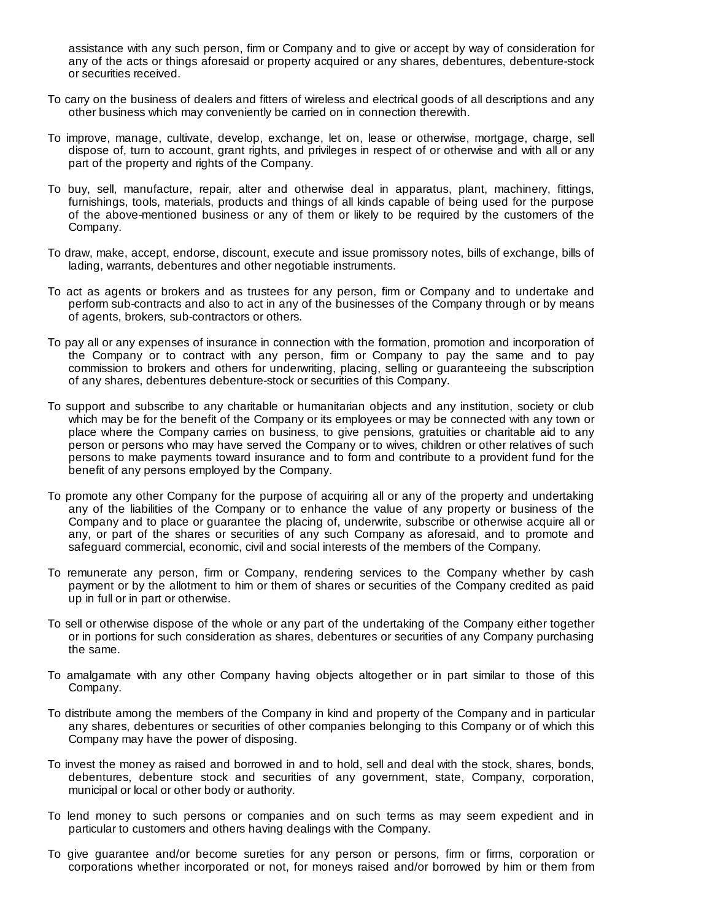assistance with any such person, firm or Company and to give or accept by way of consideration for any of the acts or things aforesaid or property acquired or any shares, debentures, debenture-stock or securities received.

To carry on the business of dealers and fitters of wireless and electrical goods of all descriptions and any other business which may conveniently be carried on in connection therewith.

To improve, manage, cultivate, develop, exchange, let on, lease or otherwise, mortgage, charge, sell dispose of, turn to account, grant rights, and privileges in respect of or otherwise and with all or any part of the property and rights of the Company.

To buy, sell, manufacture, repair, alter and otherwise deal in apparatus, plant, machinery, fittings, furnishings, tools, materials, products and things of all kinds capable of being used for the purpose of the above-mentioned business or any of them or likely to be required by the customers of the Company.

To draw, make, accept, endorse, discount, execute and issue promissory notes, bills of exchange, bills of lading, warrants, debentures and other negotiable instruments.

To act as agents or brokers and as trustees for any person, firm or Company and to undertake and perform sub-contracts and also to act in any of the businesses of the Company through or by means of agents, brokers, sub-contractors or others.

To pay all or any expenses of insurance in connection with the formation, promotion and incorporation of the Company or to contract with any person, firm or Company to pay the same and to pay commission to brokers and others for underwriting, placing, selling or guaranteeing the subscription of any shares, debentures debenture-stock or securities of this Company.

To support and subscribe to any charitable or humanitarian objects and any institution, society or club which may be for the benefit of the Company or its employees or may be connected with any town or place where the Company carries on business, to give pensions, gratuities or charitable aid to any person or persons who may have served the Company or to wives, children or other relatives of such persons to make payments toward insurance and to form and contribute to a provident fund for the benefit of any persons employed by the Company.

To promote any other Company for the purpose of acquiring all or any of the property and undertaking any of the liabilities of the Company or to enhance the value of any property or business of the Company and to place or guarantee the placing of, underwrite, subscribe or otherwise acquire all or any, or part of the shares or securities of any such Company as aforesaid, and to promote and safeguard commercial, economic, civil and social interests of the members of the Company.

To remunerate any person, firm or Company, rendering services to the Company whether by cash payment or by the allotment to him or them of shares or securities of the Company credited as paid up in full or in part or otherwise.

To sell or otherwise dispose of the whole or any part of the undertaking of the Company either together or in portions for such consideration as shares, debentures or securities of any Company purchasing the same.

To amalgamate with any other Company having objects altogether or in part similar to those of this Company.

To distribute among the members of the Company in kind and property of the Company and in particular any shares, debentures or securities of other companies belonging to this Company or of which this Company may have the power of disposing.

To invest the money as raised and borrowed in and to hold, sell and deal with the stock, shares, bonds, debentures, debenture stock and securities of any government, state, Company, corporation, municipal or local or other body or authority.

To lend money to such persons or companies and on such terms as may seem expedient and in particular to customers and others having dealings with the Company.

To give guarantee and/or become sureties for any person or persons, firm or firms, corporation or corporations whether incorporated or not, for moneys raised and/or borrowed by him or them from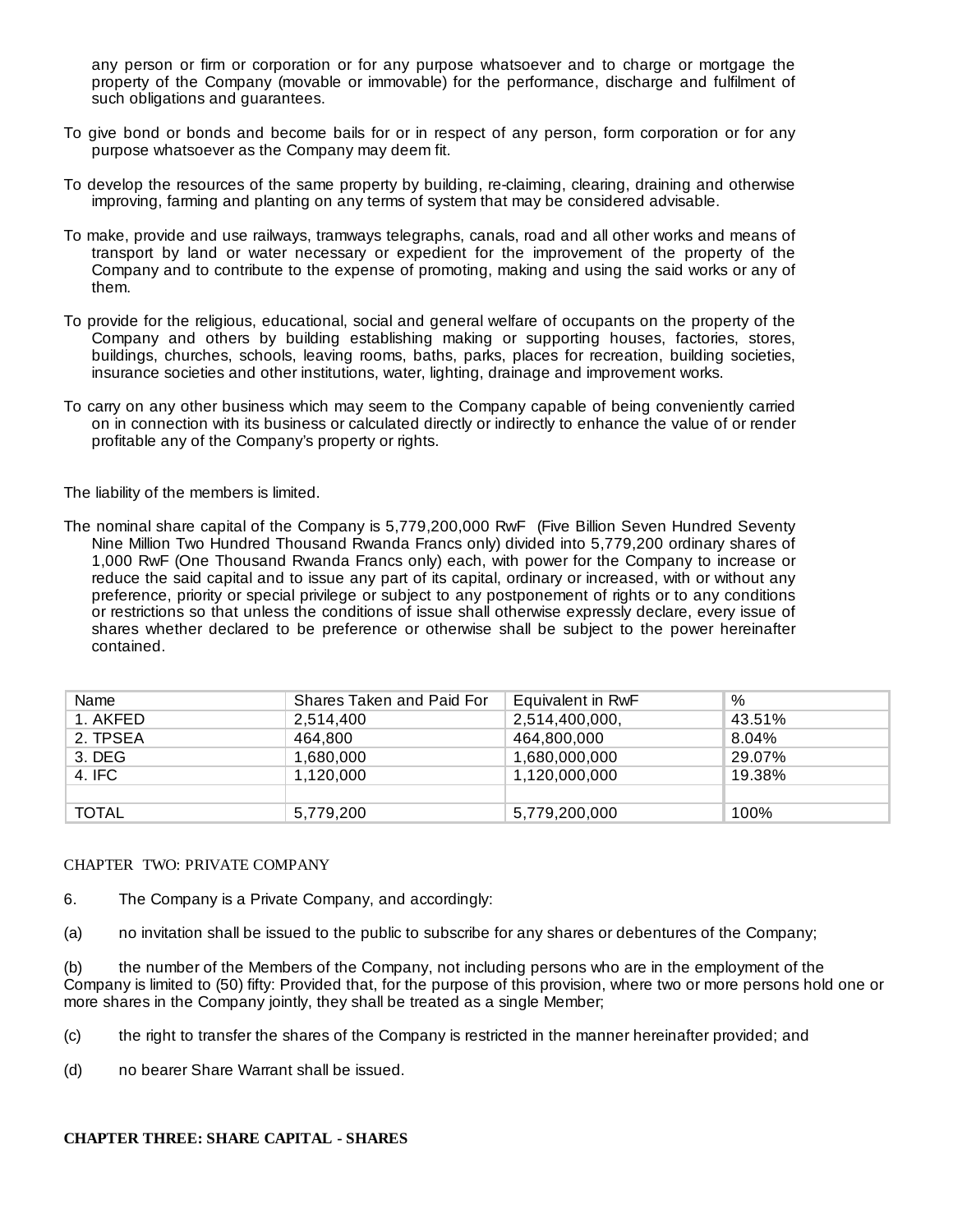any person or firm or corporation or for any purpose whatsoever and to charge or mortgage the property of the Company (movable or immovable) for the performance, discharge and fulfilment of such obligations and guarantees.

To give bond or bonds and become bails for or in respect of any person, form corporation or for any purpose whatsoever as the Company may deem fit.

To develop the resources of the same property by building, re-claiming, clearing, draining and otherwise improving, farming and planting on any terms of system that may be considered advisable.

To make, provide and use railways, tramways telegraphs, canals, road and all other works and means of transport by land or water necessary or expedient for the improvement of the property of the Company and to contribute to the expense of promoting, making and using the said works or any of them.

To provide for the religious, educational, social and general welfare of occupants on the property of the Company and others by building establishing making or supporting houses, factories, stores, buildings, churches, schools, leaving rooms, baths, parks, places for recreation, building societies, insurance societies and other institutions, water, lighting, drainage and improvement works.

To carry on any other business which may seem to the Company capable of being conveniently carried on in connection with its business or calculated directly or indirectly to enhance the value of or render profitable any of the Company's property or rights.

The liability of the members is limited.

The nominal share capital of the Company is 5,779,200,000 RwF (Five Billion Seven Hundred Seventy Nine Million Two Hundred Thousand Rwanda Francs only) divided into 5,779,200 ordinary shares of 1,000 RwF (One Thousand Rwanda Francs only) each, with power for the Company to increase or reduce the said capital and to issue any part of its capital, ordinary or increased, with or without any preference, priority or special privilege or subject to any postponement of rights or to any conditions or restrictions so that unless the conditions of issue shall otherwise expressly declare, every issue of shares whether declared to be preference or otherwise shall be subject to the power hereinafter contained.

| Name | Shares Taken and Paid For | Equivalent in RwF | % |
|---|---|---|---|
| 1. AKFED | 2,514,400 | 2,514,400,000, | 43.51% |
| 2. TPSEA | 464,800 | 464,800,000 | 8.04% |
| 3. DEG | 1,680,000 | 1,680,000,000 | 29.07% |
| 4. IFC | 1,120,000 | 1,120,000,000 | 19.38% |
| | | | |
| TOTAL | 5,779,200 | 5,779,200,000 | 100% |

## CHAPTER TWO: PRIVATE COMPANY

6. The Company is a Private Company, and accordingly:

(a) no invitation shall be issued to the public to subscribe for any shares or debentures of the Company;

(b) the number of the Members of the Company, not including persons who are in the employment of the Company is limited to (50) fifty: Provided that, for the purpose of this provision, where two or more persons hold one or more shares in the Company jointly, they shall be treated as a single Member;

(c) the right to transfer the shares of the Company is restricted in the manner hereinafter provided; and

(d) no bearer Share Warrant shall be issued.

## CHAPTER THREE: SHARE CAPITAL - SHARES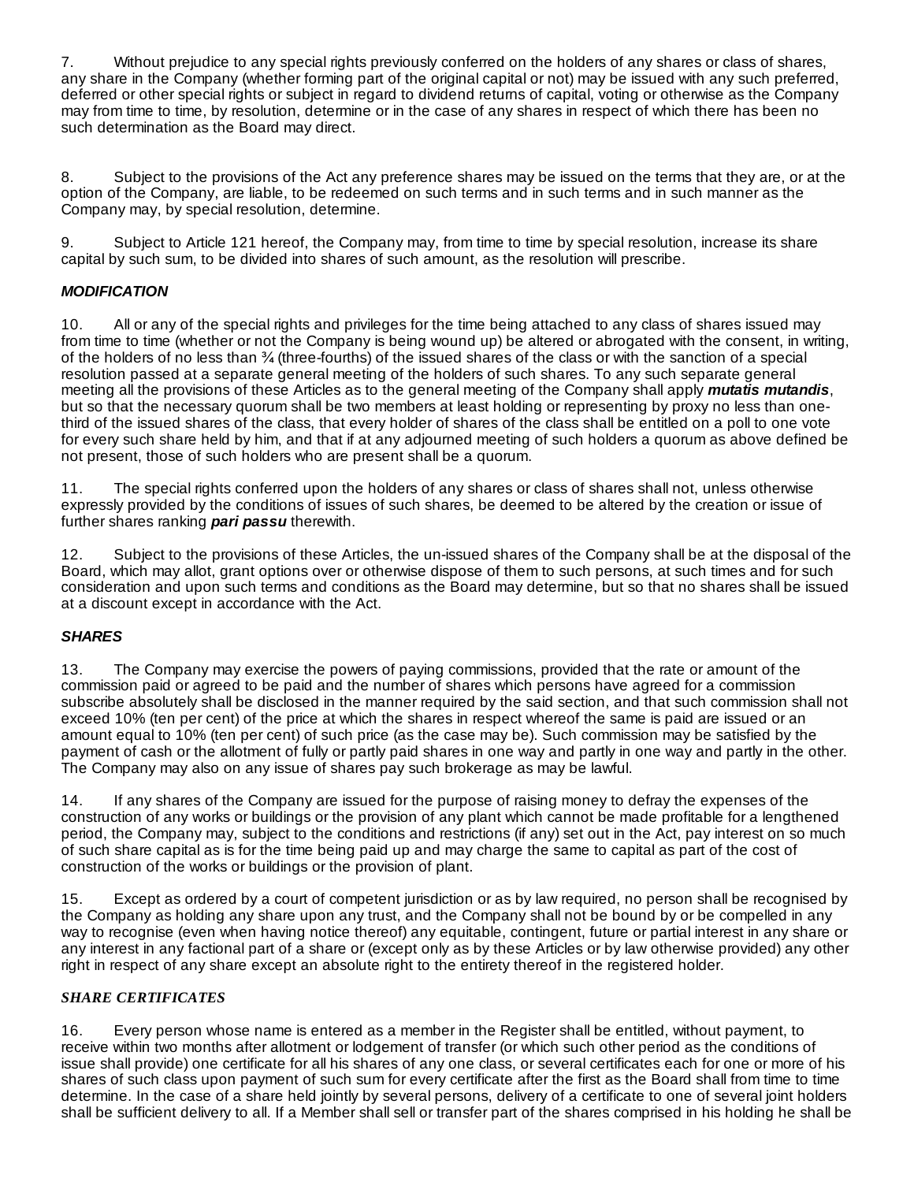7. Without prejudice to any special rights previously conferred on the holders of any shares or class of shares, any share in the Company (whether forming part of the original capital or not) may be issued with any such preferred, deferred or other special rights or subject in regard to dividend returns of capital, voting or otherwise as the Company may from time to time, by resolution, determine or in the case of any shares in respect of which there has been no such determination as the Board may direct.

8. Subject to the provisions of the Act any preference shares may be issued on the terms that they are, or at the option of the Company, are liable, to be redeemed on such terms and in such terms and in such manner as the Company may, by special resolution, determine.

9. Subject to Article 121 hereof, the Company may, from time to time by special resolution, increase its share capital by such sum, to be divided into shares of such amount, as the resolution will prescribe.

***MODIFICATION***

10. All or any of the special rights and privileges for the time being attached to any class of shares issued may from time to time (whether or not the Company is being wound up) be altered or abrogated with the consent, in writing, of the holders of no less than ¾ (three-fourths) of the issued shares of the class or with the sanction of a special resolution passed at a separate general meeting of the holders of such shares. To any such separate general meeting all the provisions of these Articles as to the general meeting of the Company shall apply ***mutatis mutandis***, but so that the necessary quorum shall be two members at least holding or representing by proxy no less than one-third of the issued shares of the class, that every holder of shares of the class shall be entitled on a poll to one vote for every such share held by him, and that if at any adjourned meeting of such holders a quorum as above defined be not present, those of such holders who are present shall be a quorum.

11. The special rights conferred upon the holders of any shares or class of shares shall not, unless otherwise expressly provided by the conditions of issues of such shares, be deemed to be altered by the creation or issue of further shares ranking ***pari passu*** therewith.

12. Subject to the provisions of these Articles, the un-issued shares of the Company shall be at the disposal of the Board, which may allot, grant options over or otherwise dispose of them to such persons, at such times and for such consideration and upon such terms and conditions as the Board may determine, but so that no shares shall be issued at a discount except in accordance with the Act.

***SHARES***

13. The Company may exercise the powers of paying commissions, provided that the rate or amount of the commission paid or agreed to be paid and the number of shares which persons have agreed for a commission subscribe absolutely shall be disclosed in the manner required by the said section, and that such commission shall not exceed 10% (ten per cent) of the price at which the shares in respect whereof the same is paid are issued or an amount equal to 10% (ten per cent) of such price (as the case may be). Such commission may be satisfied by the payment of cash or the allotment of fully or partly paid shares in one way and partly in one way and partly in the other. The Company may also on any issue of shares pay such brokerage as may be lawful.

14. If any shares of the Company are issued for the purpose of raising money to defray the expenses of the construction of any works or buildings or the provision of any plant which cannot be made profitable for a lengthened period, the Company may, subject to the conditions and restrictions (if any) set out in the Act, pay interest on so much of such share capital as is for the time being paid up and may charge the same to capital as part of the cost of construction of the works or buildings or the provision of plant.

15. Except as ordered by a court of competent jurisdiction or as by law required, no person shall be recognised by the Company as holding any share upon any trust, and the Company shall not be bound by or be compelled in any way to recognise (even when having notice thereof) any equitable, contingent, future or partial interest in any share or any interest in any factional part of a share or (except only as by these Articles or by law otherwise provided) any other right in respect of any share except an absolute right to the entirety thereof in the registered holder.

***SHARE CERTIFICATES***

16. Every person whose name is entered as a member in the Register shall be entitled, without payment, to receive within two months after allotment or lodgement of transfer (or which such other period as the conditions of issue shall provide) one certificate for all his shares of any one class, or several certificates each for one or more of his shares of such class upon payment of such sum for every certificate after the first as the Board shall from time to time determine. In the case of a share held jointly by several persons, delivery of a certificate to one of several joint holders shall be sufficient delivery to all. If a Member shall sell or transfer part of the shares comprised in his holding he shall be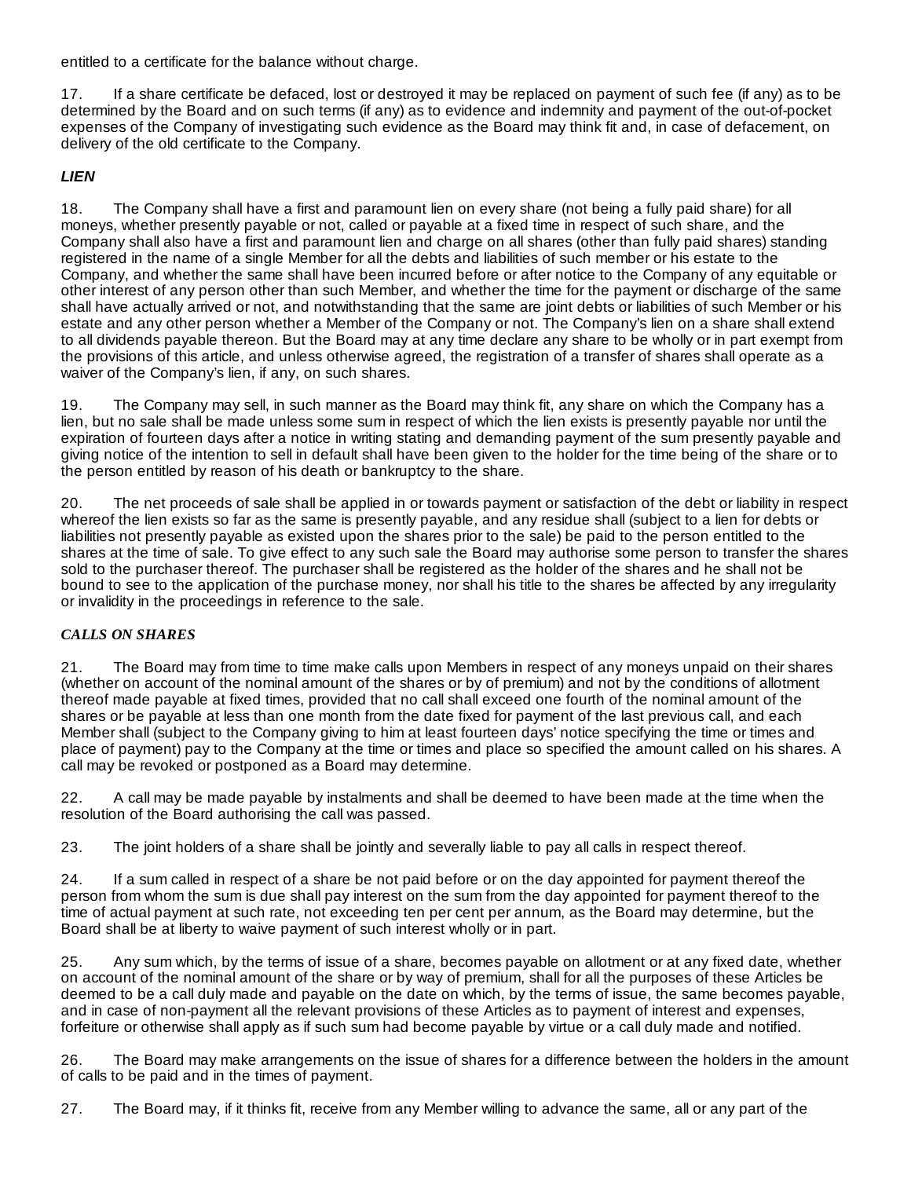entitled to a certificate for the balance without charge.

17. If a share certificate be defaced, lost or destroyed it may be replaced on payment of such fee (if any) as to be determined by the Board and on such terms (if any) as to evidence and indemnity and payment of the out-of-pocket expenses of the Company of investigating such evidence as the Board may think fit and, in case of defacement, on delivery of the old certificate to the Company.

***LIEN***

18. The Company shall have a first and paramount lien on every share (not being a fully paid share) for all moneys, whether presently payable or not, called or payable at a fixed time in respect of such share, and the Company shall also have a first and paramount lien and charge on all shares (other than fully paid shares) standing registered in the name of a single Member for all the debts and liabilities of such member or his estate to the Company, and whether the same shall have been incurred before or after notice to the Company of any equitable or other interest of any person other than such Member, and whether the time for the payment or discharge of the same shall have actually arrived or not, and notwithstanding that the same are joint debts or liabilities of such Member or his estate and any other person whether a Member of the Company or not. The Company's lien on a share shall extend to all dividends payable thereon. But the Board may at any time declare any share to be wholly or in part exempt from the provisions of this article, and unless otherwise agreed, the registration of a transfer of shares shall operate as a waiver of the Company's lien, if any, on such shares.

19. The Company may sell, in such manner as the Board may think fit, any share on which the Company has a lien, but no sale shall be made unless some sum in respect of which the lien exists is presently payable nor until the expiration of fourteen days after a notice in writing stating and demanding payment of the sum presently payable and giving notice of the intention to sell in default shall have been given to the holder for the time being of the share or to the person entitled by reason of his death or bankruptcy to the share.

20. The net proceeds of sale shall be applied in or towards payment or satisfaction of the debt or liability in respect whereof the lien exists so far as the same is presently payable, and any residue shall (subject to a lien for debts or liabilities not presently payable as existed upon the shares prior to the sale) be paid to the person entitled to the shares at the time of sale. To give effect to any such sale the Board may authorise some person to transfer the shares sold to the purchaser thereof. The purchaser shall be registered as the holder of the shares and he shall not be bound to see to the application of the purchase money, nor shall his title to the shares be affected by any irregularity or invalidity in the proceedings in reference to the sale.

***CALLS ON SHARES***

21. The Board may from time to time make calls upon Members in respect of any moneys unpaid on their shares (whether on account of the nominal amount of the shares or by of premium) and not by the conditions of allotment thereof made payable at fixed times, provided that no call shall exceed one fourth of the nominal amount of the shares or be payable at less than one month from the date fixed for payment of the last previous call, and each Member shall (subject to the Company giving to him at least fourteen days' notice specifying the time or times and place of payment) pay to the Company at the time or times and place so specified the amount called on his shares. A call may be revoked or postponed as a Board may determine.

22. A call may be made payable by instalments and shall be deemed to have been made at the time when the resolution of the Board authorising the call was passed.

23. The joint holders of a share shall be jointly and severally liable to pay all calls in respect thereof.

24. If a sum called in respect of a share be not paid before or on the day appointed for payment thereof the person from whom the sum is due shall pay interest on the sum from the day appointed for payment thereof to the time of actual payment at such rate, not exceeding ten per cent per annum, as the Board may determine, but the Board shall be at liberty to waive payment of such interest wholly or in part.

25. Any sum which, by the terms of issue of a share, becomes payable on allotment or at any fixed date, whether on account of the nominal amount of the share or by way of premium, shall for all the purposes of these Articles be deemed to be a call duly made and payable on the date on which, by the terms of issue, the same becomes payable, and in case of non-payment all the relevant provisions of these Articles as to payment of interest and expenses, forfeiture or otherwise shall apply as if such sum had become payable by virtue or a call duly made and notified.

26. The Board may make arrangements on the issue of shares for a difference between the holders in the amount of calls to be paid and in the times of payment.

27. The Board may, if it thinks fit, receive from any Member willing to advance the same, all or any part of the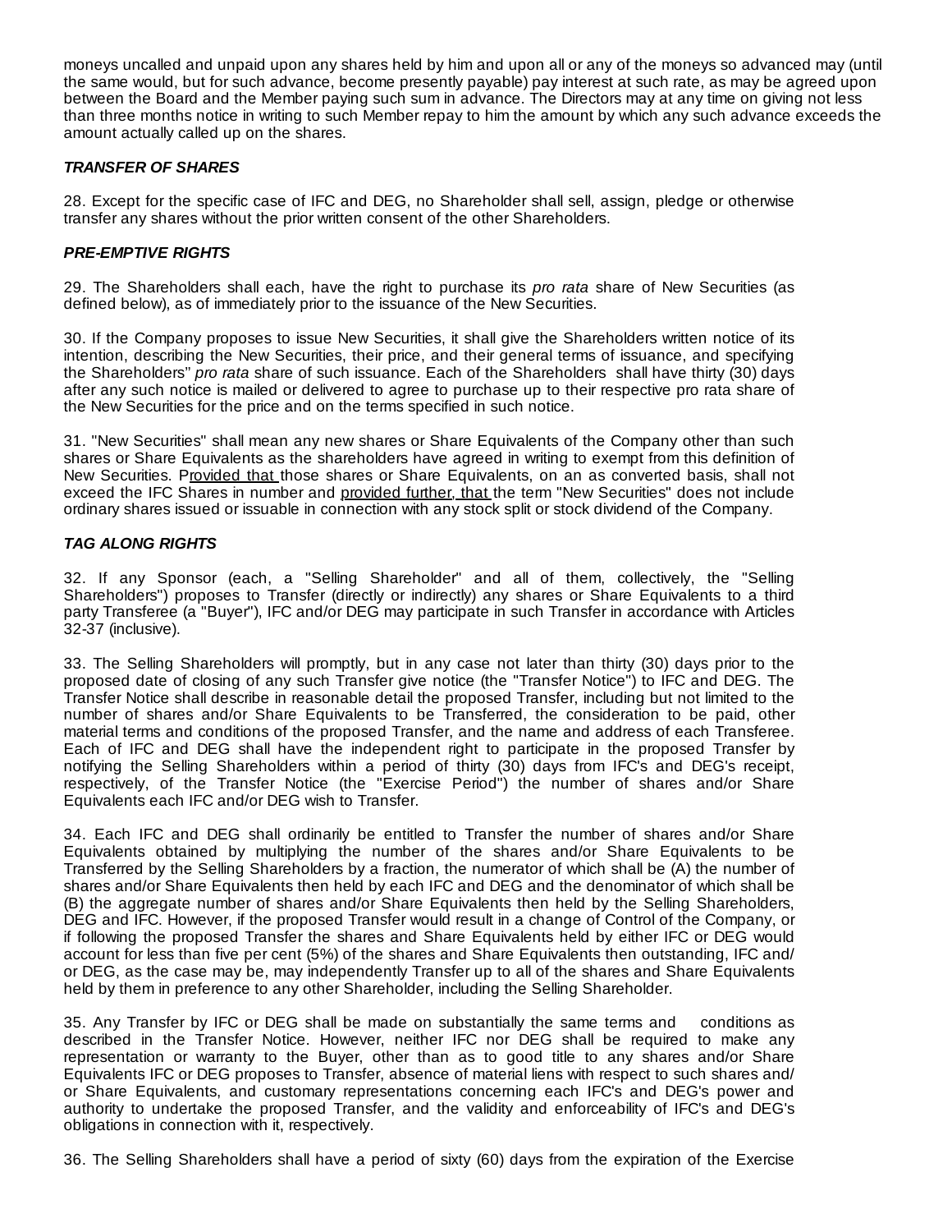moneys uncalled and unpaid upon any shares held by him and upon all or any of the moneys so advanced may (until the same would, but for such advance, become presently payable) pay interest at such rate, as may be agreed upon between the Board and the Member paying such sum in advance. The Directors may at any time on giving not less than three months notice in writing to such Member repay to him the amount by which any such advance exceeds the amount actually called up on the shares.

***TRANSFER OF SHARES***

28. Except for the specific case of IFC and DEG, no Shareholder shall sell, assign, pledge or otherwise transfer any shares without the prior written consent of the other Shareholders.

***PRE-EMPTIVE RIGHTS***

29. The Shareholders shall each, have the right to purchase its *pro rata* share of New Securities (as defined below), as of immediately prior to the issuance of the New Securities.

30. If the Company proposes to issue New Securities, it shall give the Shareholders written notice of its intention, describing the New Securities, their price, and their general terms of issuance, and specifying the Shareholders" *pro rata* share of such issuance. Each of the Shareholders shall have thirty (30) days after any such notice is mailed or delivered to agree to purchase up to their respective pro rata share of the New Securities for the price and on the terms specified in such notice.

31. "New Securities" shall mean any new shares or Share Equivalents of the Company other than such shares or Share Equivalents as the shareholders have agreed in writing to exempt from this definition of New Securities. Provided that those shares or Share Equivalents, on an as converted basis, shall not exceed the IFC Shares in number and provided further, that the term "New Securities" does not include ordinary shares issued or issuable in connection with any stock split or stock dividend of the Company.

***TAG ALONG RIGHTS***

32. If any Sponsor (each, a "Selling Shareholder" and all of them, collectively, the "Selling Shareholders") proposes to Transfer (directly or indirectly) any shares or Share Equivalents to a third party Transferee (a "Buyer"), IFC and/or DEG may participate in such Transfer in accordance with Articles 32-37 (inclusive).

33. The Selling Shareholders will promptly, but in any case not later than thirty (30) days prior to the proposed date of closing of any such Transfer give notice (the "Transfer Notice") to IFC and DEG. The Transfer Notice shall describe in reasonable detail the proposed Transfer, including but not limited to the number of shares and/or Share Equivalents to be Transferred, the consideration to be paid, other material terms and conditions of the proposed Transfer, and the name and address of each Transferee. Each of IFC and DEG shall have the independent right to participate in the proposed Transfer by notifying the Selling Shareholders within a period of thirty (30) days from IFC's and DEG's receipt, respectively, of the Transfer Notice (the "Exercise Period") the number of shares and/or Share Equivalents each IFC and/or DEG wish to Transfer.

34. Each IFC and DEG shall ordinarily be entitled to Transfer the number of shares and/or Share Equivalents obtained by multiplying the number of the shares and/or Share Equivalents to be Transferred by the Selling Shareholders by a fraction, the numerator of which shall be (A) the number of shares and/or Share Equivalents then held by each IFC and DEG and the denominator of which shall be (B) the aggregate number of shares and/or Share Equivalents then held by the Selling Shareholders, DEG and IFC. However, if the proposed Transfer would result in a change of Control of the Company, or if following the proposed Transfer the shares and Share Equivalents held by either IFC or DEG would account for less than five per cent (5%) of the shares and Share Equivalents then outstanding, IFC and/or DEG, as the case may be, may independently Transfer up to all of the shares and Share Equivalents held by them in preference to any other Shareholder, including the Selling Shareholder.

35. Any Transfer by IFC or DEG shall be made on substantially the same terms and conditions as described in the Transfer Notice. However, neither IFC nor DEG shall be required to make any representation or warranty to the Buyer, other than as to good title to any shares and/or Share Equivalents IFC or DEG proposes to Transfer, absence of material liens with respect to such shares and/or Share Equivalents, and customary representations concerning each IFC's and DEG's power and authority to undertake the proposed Transfer, and the validity and enforceability of IFC's and DEG's obligations in connection with it, respectively.

36. The Selling Shareholders shall have a period of sixty (60) days from the expiration of the Exercise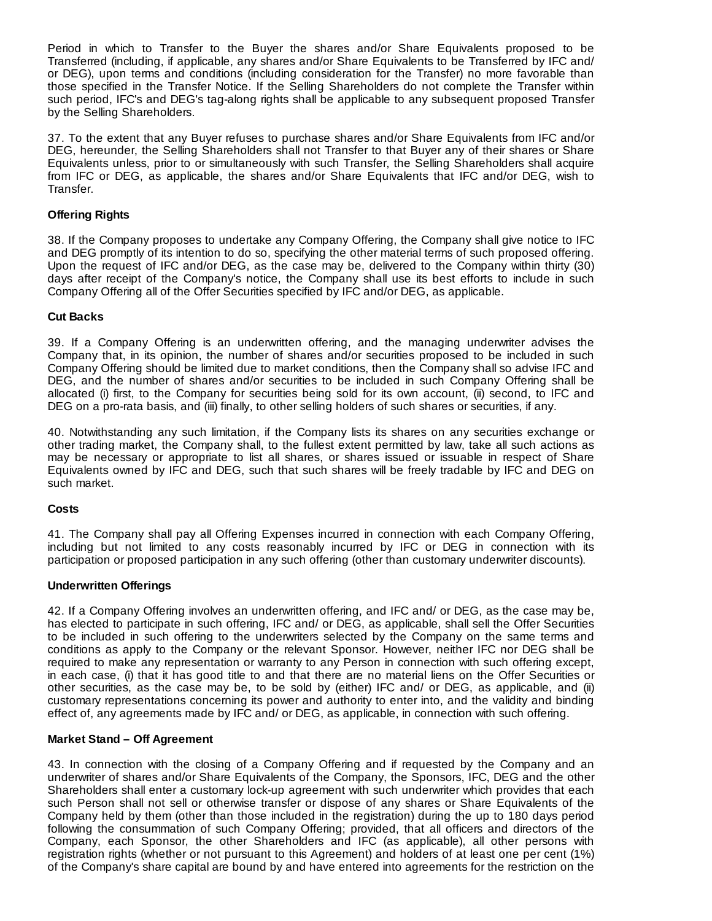Period in which to Transfer to the Buyer the shares and/or Share Equivalents proposed to be Transferred (including, if applicable, any shares and/or Share Equivalents to be Transferred by IFC and/ or DEG), upon terms and conditions (including consideration for the Transfer) no more favorable than those specified in the Transfer Notice. If the Selling Shareholders do not complete the Transfer within such period, IFC's and DEG's tag-along rights shall be applicable to any subsequent proposed Transfer by the Selling Shareholders.

37. To the extent that any Buyer refuses to purchase shares and/or Share Equivalents from IFC and/or DEG, hereunder, the Selling Shareholders shall not Transfer to that Buyer any of their shares or Share Equivalents unless, prior to or simultaneously with such Transfer, the Selling Shareholders shall acquire from IFC or DEG, as applicable, the shares and/or Share Equivalents that IFC and/or DEG, wish to Transfer.

**Offering Rights**

38. If the Company proposes to undertake any Company Offering, the Company shall give notice to IFC and DEG promptly of its intention to do so, specifying the other material terms of such proposed offering. Upon the request of IFC and/or DEG, as the case may be, delivered to the Company within thirty (30) days after receipt of the Company's notice, the Company shall use its best efforts to include in such Company Offering all of the Offer Securities specified by IFC and/or DEG, as applicable.

**Cut Backs**

39. If a Company Offering is an underwritten offering, and the managing underwriter advises the Company that, in its opinion, the number of shares and/or securities proposed to be included in such Company Offering should be limited due to market conditions, then the Company shall so advise IFC and DEG, and the number of shares and/or securities to be included in such Company Offering shall be allocated (i) first, to the Company for securities being sold for its own account, (ii) second, to IFC and DEG on a pro-rata basis, and (iii) finally, to other selling holders of such shares or securities, if any.

40. Notwithstanding any such limitation, if the Company lists its shares on any securities exchange or other trading market, the Company shall, to the fullest extent permitted by law, take all such actions as may be necessary or appropriate to list all shares, or shares issued or issuable in respect of Share Equivalents owned by IFC and DEG, such that such shares will be freely tradable by IFC and DEG on such market.

**Costs**

41. The Company shall pay all Offering Expenses incurred in connection with each Company Offering, including but not limited to any costs reasonably incurred by IFC or DEG in connection with its participation or proposed participation in any such offering (other than customary underwriter discounts).

**Underwritten Offerings**

42. If a Company Offering involves an underwritten offering, and IFC and/ or DEG, as the case may be, has elected to participate in such offering, IFC and/ or DEG, as applicable, shall sell the Offer Securities to be included in such offering to the underwriters selected by the Company on the same terms and conditions as apply to the Company or the relevant Sponsor. However, neither IFC nor DEG shall be required to make any representation or warranty to any Person in connection with such offering except, in each case, (i) that it has good title to and that there are no material liens on the Offer Securities or other securities, as the case may be, to be sold by (either) IFC and/ or DEG, as applicable, and (ii) customary representations concerning its power and authority to enter into, and the validity and binding effect of, any agreements made by IFC and/ or DEG, as applicable, in connection with such offering.

**Market Stand – Off Agreement**

43. In connection with the closing of a Company Offering and if requested by the Company and an underwriter of shares and/or Share Equivalents of the Company, the Sponsors, IFC, DEG and the other Shareholders shall enter a customary lock-up agreement with such underwriter which provides that each such Person shall not sell or otherwise transfer or dispose of any shares or Share Equivalents of the Company held by them (other than those included in the registration) during the up to 180 days period following the consummation of such Company Offering; provided, that all officers and directors of the Company, each Sponsor, the other Shareholders and IFC (as applicable), all other persons with registration rights (whether or not pursuant to this Agreement) and holders of at least one per cent (1%) of the Company's share capital are bound by and have entered into agreements for the restriction on the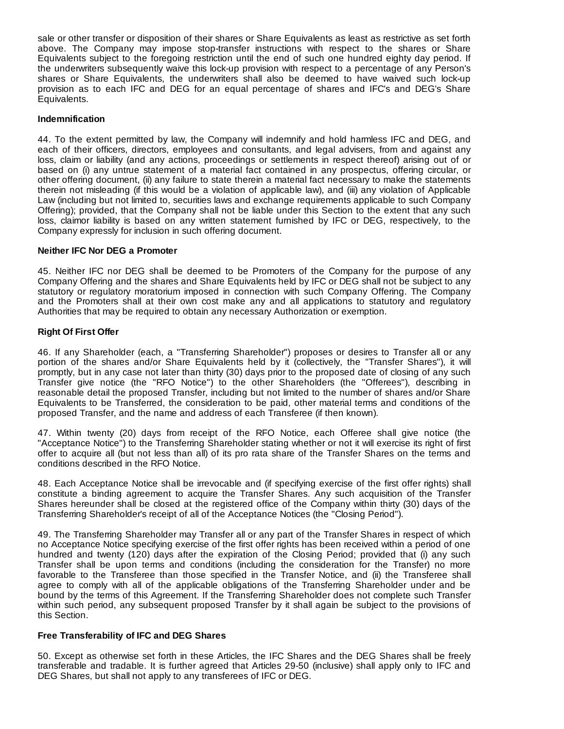sale or other transfer or disposition of their shares or Share Equivalents as least as restrictive as set forth above. The Company may impose stop-transfer instructions with respect to the shares or Share Equivalents subject to the foregoing restriction until the end of such one hundred eighty day period. If the underwriters subsequently waive this lock-up provision with respect to a percentage of any Person's shares or Share Equivalents, the underwriters shall also be deemed to have waived such lock-up provision as to each IFC and DEG for an equal percentage of shares and IFC's and DEG's Share Equivalents.

**Indemnification**

44. To the extent permitted by law, the Company will indemnify and hold harmless IFC and DEG, and each of their officers, directors, employees and consultants, and legal advisers, from and against any loss, claim or liability (and any actions, proceedings or settlements in respect thereof) arising out of or based on (i) any untrue statement of a material fact contained in any prospectus, offering circular, or other offering document, (ii) any failure to state therein a material fact necessary to make the statements therein not misleading (if this would be a violation of applicable law), and (iii) any violation of Applicable Law (including but not limited to, securities laws and exchange requirements applicable to such Company Offering); provided, that the Company shall not be liable under this Section to the extent that any such loss, claimor liability is based on any written statement furnished by IFC or DEG, respectively, to the Company expressly for inclusion in such offering document.

**Neither IFC Nor DEG a Promoter**

45. Neither IFC nor DEG shall be deemed to be Promoters of the Company for the purpose of any Company Offering and the shares and Share Equivalents held by IFC or DEG shall not be subject to any statutory or regulatory moratorium imposed in connection with such Company Offering. The Company and the Promoters shall at their own cost make any and all applications to statutory and regulatory Authorities that may be required to obtain any necessary Authorization or exemption.

**Right Of First Offer**

46. If any Shareholder (each, a "Transferring Shareholder") proposes or desires to Transfer all or any portion of the shares and/or Share Equivalents held by it (collectively, the "Transfer Shares"), it will promptly, but in any case not later than thirty (30) days prior to the proposed date of closing of any such Transfer give notice (the "RFO Notice") to the other Shareholders (the "Offerees"), describing in reasonable detail the proposed Transfer, including but not limited to the number of shares and/or Share Equivalents to be Transferred, the consideration to be paid, other material terms and conditions of the proposed Transfer, and the name and address of each Transferee (if then known).

47. Within twenty (20) days from receipt of the RFO Notice, each Offeree shall give notice (the "Acceptance Notice") to the Transferring Shareholder stating whether or not it will exercise its right of first offer to acquire all (but not less than all) of its pro rata share of the Transfer Shares on the terms and conditions described in the RFO Notice.

48. Each Acceptance Notice shall be irrevocable and (if specifying exercise of the first offer rights) shall constitute a binding agreement to acquire the Transfer Shares. Any such acquisition of the Transfer Shares hereunder shall be closed at the registered office of the Company within thirty (30) days of the Transferring Shareholder's receipt of all of the Acceptance Notices (the "Closing Period").

49. The Transferring Shareholder may Transfer all or any part of the Transfer Shares in respect of which no Acceptance Notice specifying exercise of the first offer rights has been received within a period of one hundred and twenty (120) days after the expiration of the Closing Period; provided that (i) any such Transfer shall be upon terms and conditions (including the consideration for the Transfer) no more favorable to the Transferee than those specified in the Transfer Notice, and (ii) the Transferee shall agree to comply with all of the applicable obligations of the Transferring Shareholder under and be bound by the terms of this Agreement. If the Transferring Shareholder does not complete such Transfer within such period, any subsequent proposed Transfer by it shall again be subject to the provisions of this Section.

**Free Transferability of IFC and DEG Shares**

50. Except as otherwise set forth in these Articles, the IFC Shares and the DEG Shares shall be freely transferable and tradable. It is further agreed that Articles 29-50 (inclusive) shall apply only to IFC and DEG Shares, but shall not apply to any transferees of IFC or DEG.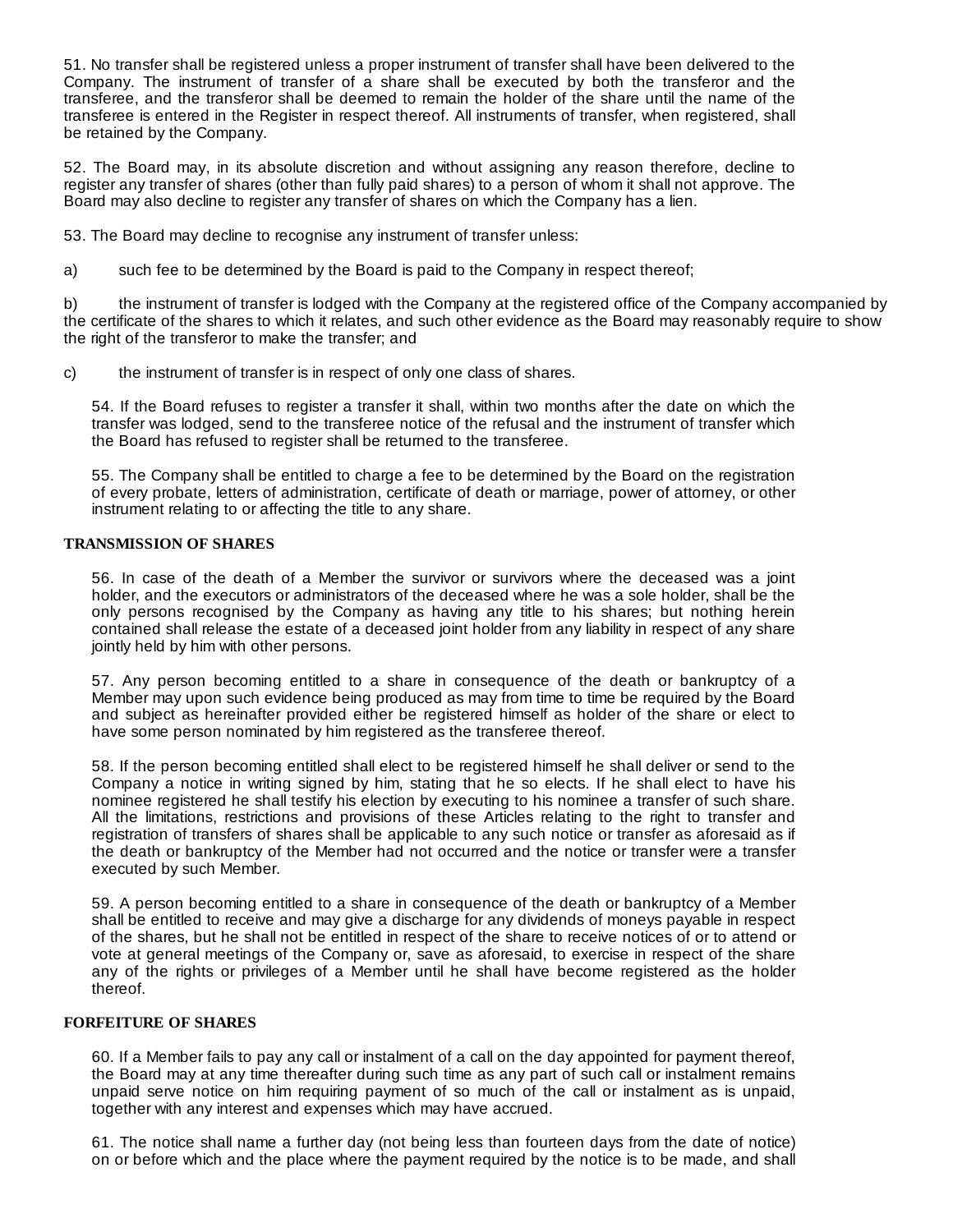51. No transfer shall be registered unless a proper instrument of transfer shall have been delivered to the Company. The instrument of transfer of a share shall be executed by both the transferor and the transferee, and the transferor shall be deemed to remain the holder of the share until the name of the transferee is entered in the Register in respect thereof. All instruments of transfer, when registered, shall be retained by the Company.

52. The Board may, in its absolute discretion and without assigning any reason therefore, decline to register any transfer of shares (other than fully paid shares) to a person of whom it shall not approve. The Board may also decline to register any transfer of shares on which the Company has a lien.

53. The Board may decline to recognise any instrument of transfer unless:

a) such fee to be determined by the Board is paid to the Company in respect thereof;

b) the instrument of transfer is lodged with the Company at the registered office of the Company accompanied by the certificate of the shares to which it relates, and such other evidence as the Board may reasonably require to show the right of the transferor to make the transfer; and

c) the instrument of transfer is in respect of only one class of shares.

54. If the Board refuses to register a transfer it shall, within two months after the date on which the transfer was lodged, send to the transferee notice of the refusal and the instrument of transfer which the Board has refused to register shall be returned to the transferee.

55. The Company shall be entitled to charge a fee to be determined by the Board on the registration of every probate, letters of administration, certificate of death or marriage, power of attorney, or other instrument relating to or affecting the title to any share.

### TRANSMISSION OF SHARES

56. In case of the death of a Member the survivor or survivors where the deceased was a joint holder, and the executors or administrators of the deceased where he was a sole holder, shall be the only persons recognised by the Company as having any title to his shares; but nothing herein contained shall release the estate of a deceased joint holder from any liability in respect of any share jointly held by him with other persons.

57. Any person becoming entitled to a share in consequence of the death or bankruptcy of a Member may upon such evidence being produced as may from time to time be required by the Board and subject as hereinafter provided either be registered himself as holder of the share or elect to have some person nominated by him registered as the transferee thereof.

58. If the person becoming entitled shall elect to be registered himself he shall deliver or send to the Company a notice in writing signed by him, stating that he so elects. If he shall elect to have his nominee registered he shall testify his election by executing to his nominee a transfer of such share. All the limitations, restrictions and provisions of these Articles relating to the right to transfer and registration of transfers of shares shall be applicable to any such notice or transfer as aforesaid as if the death or bankruptcy of the Member had not occurred and the notice or transfer were a transfer executed by such Member.

59. A person becoming entitled to a share in consequence of the death or bankruptcy of a Member shall be entitled to receive and may give a discharge for any dividends of moneys payable in respect of the shares, but he shall not be entitled in respect of the share to receive notices of or to attend or vote at general meetings of the Company or, save as aforesaid, to exercise in respect of the share any of the rights or privileges of a Member until he shall have become registered as the holder thereof.

### FORFEITURE OF SHARES

60. If a Member fails to pay any call or instalment of a call on the day appointed for payment thereof, the Board may at any time thereafter during such time as any part of such call or instalment remains unpaid serve notice on him requiring payment of so much of the call or instalment as is unpaid, together with any interest and expenses which may have accrued.

61. The notice shall name a further day (not being less than fourteen days from the date of notice) on or before which and the place where the payment required by the notice is to be made, and shall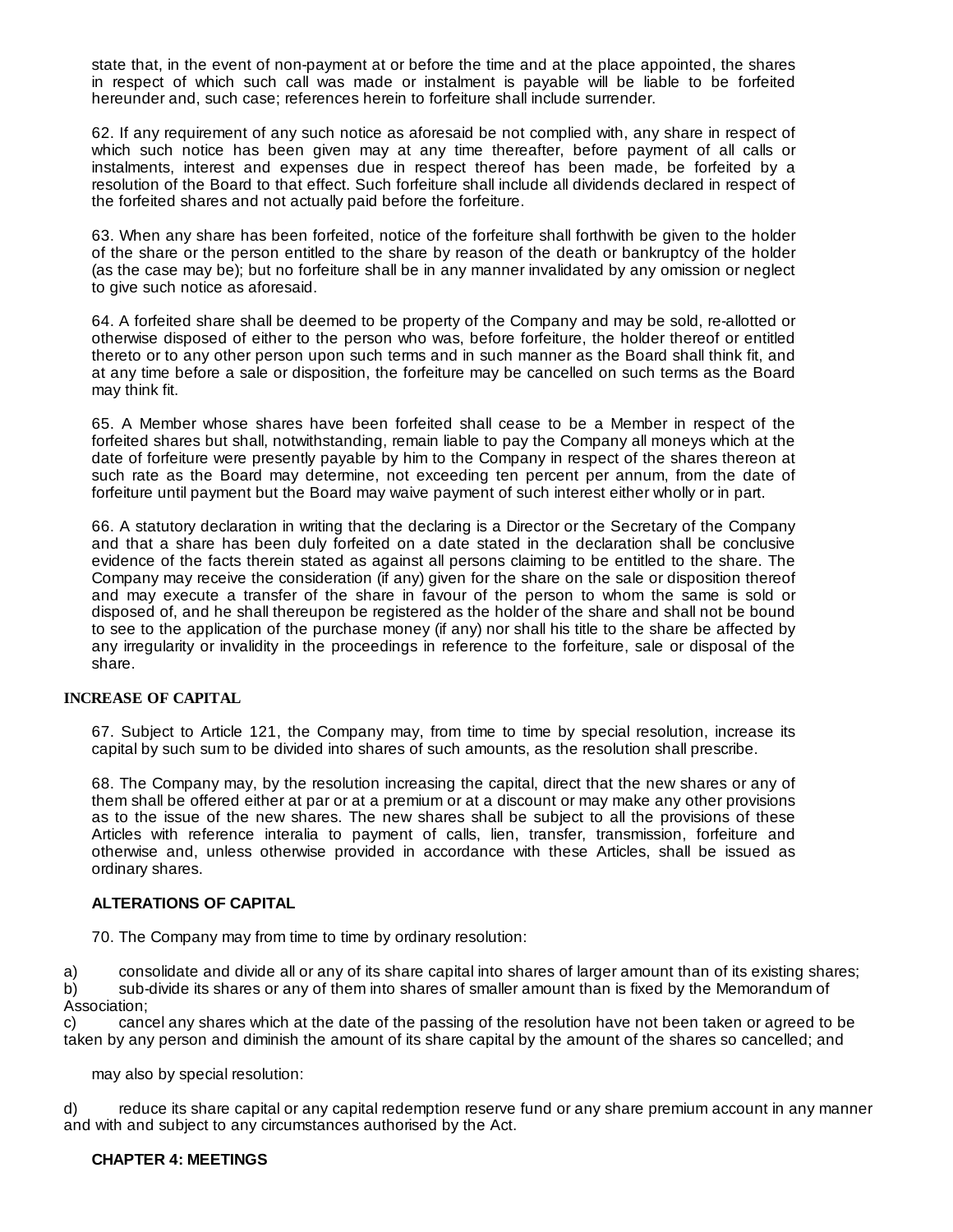state that, in the event of non-payment at or before the time and at the place appointed, the shares in respect of which such call was made or instalment is payable will be liable to be forfeited hereunder and, such case; references herein to forfeiture shall include surrender.

62. If any requirement of any such notice as aforesaid be not complied with, any share in respect of which such notice has been given may at any time thereafter, before payment of all calls or instalments, interest and expenses due in respect thereof has been made, be forfeited by a resolution of the Board to that effect. Such forfeiture shall include all dividends declared in respect of the forfeited shares and not actually paid before the forfeiture.

63. When any share has been forfeited, notice of the forfeiture shall forthwith be given to the holder of the share or the person entitled to the share by reason of the death or bankruptcy of the holder (as the case may be); but no forfeiture shall be in any manner invalidated by any omission or neglect to give such notice as aforesaid.

64. A forfeited share shall be deemed to be property of the Company and may be sold, re-allotted or otherwise disposed of either to the person who was, before forfeiture, the holder thereof or entitled thereto or to any other person upon such terms and in such manner as the Board shall think fit, and at any time before a sale or disposition, the forfeiture may be cancelled on such terms as the Board may think fit.

65. A Member whose shares have been forfeited shall cease to be a Member in respect of the forfeited shares but shall, notwithstanding, remain liable to pay the Company all moneys which at the date of forfeiture were presently payable by him to the Company in respect of the shares thereon at such rate as the Board may determine, not exceeding ten percent per annum, from the date of forfeiture until payment but the Board may waive payment of such interest either wholly or in part.

66. A statutory declaration in writing that the declaring is a Director or the Secretary of the Company and that a share has been duly forfeited on a date stated in the declaration shall be conclusive evidence of the facts therein stated as against all persons claiming to be entitled to the share. The Company may receive the consideration (if any) given for the share on the sale or disposition thereof and may execute a transfer of the share in favour of the person to whom the same is sold or disposed of, and he shall thereupon be registered as the holder of the share and shall not be bound to see to the application of the purchase money (if any) nor shall his title to the share be affected by any irregularity or invalidity in the proceedings in reference to the forfeiture, sale or disposal of the share.

**INCREASE OF CAPITAL**

67. Subject to Article 121, the Company may, from time to time by special resolution, increase its capital by such sum to be divided into shares of such amounts, as the resolution shall prescribe.

68. The Company may, by the resolution increasing the capital, direct that the new shares or any of them shall be offered either at par or at a premium or at a discount or may make any other provisions as to the issue of the new shares. The new shares shall be subject to all the provisions of these Articles with reference interalia to payment of calls, lien, transfer, transmission, forfeiture and otherwise and, unless otherwise provided in accordance with these Articles, shall be issued as ordinary shares.

**ALTERATIONS OF CAPITAL**

70. The Company may from time to time by ordinary resolution:

a) consolidate and divide all or any of its share capital into shares of larger amount than of its existing shares;
b) sub-divide its shares or any of them into shares of smaller amount than is fixed by the Memorandum of Association;
c) cancel any shares which at the date of the passing of the resolution have not been taken or agreed to be taken by any person and diminish the amount of its share capital by the amount of the shares so cancelled; and

may also by special resolution:

d) reduce its share capital or any capital redemption reserve fund or any share premium account in any manner and with and subject to any circumstances authorised by the Act.

**CHAPTER 4: MEETINGS**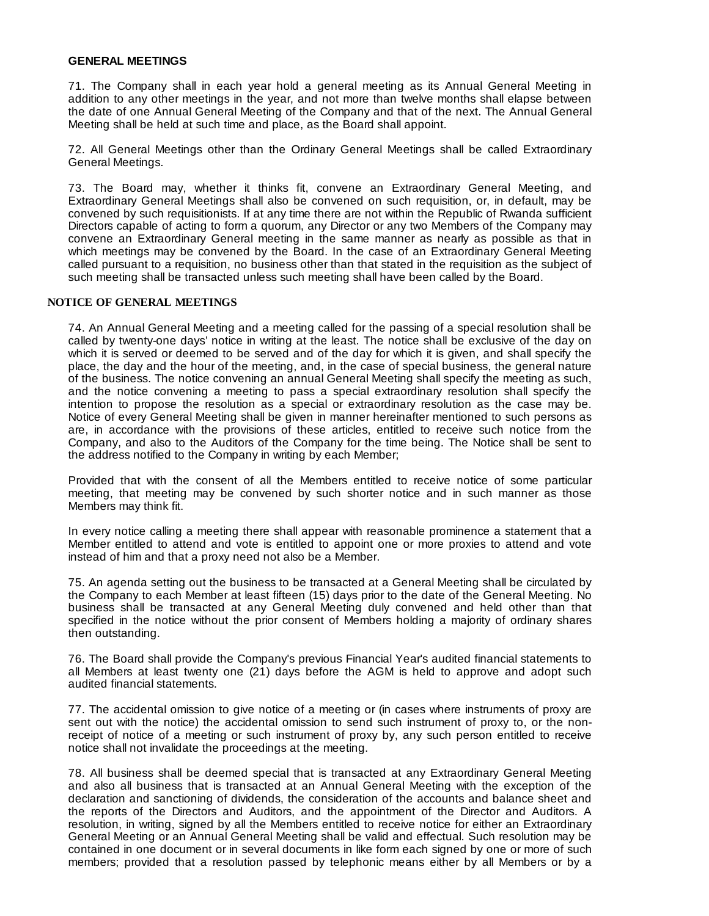**GENERAL MEETINGS**

71. The Company shall in each year hold a general meeting as its Annual General Meeting in addition to any other meetings in the year, and not more than twelve months shall elapse between the date of one Annual General Meeting of the Company and that of the next. The Annual General Meeting shall be held at such time and place, as the Board shall appoint.

72. All General Meetings other than the Ordinary General Meetings shall be called Extraordinary General Meetings.

73. The Board may, whether it thinks fit, convene an Extraordinary General Meeting, and Extraordinary General Meetings shall also be convened on such requisition, or, in default, may be convened by such requisitionists. If at any time there are not within the Republic of Rwanda sufficient Directors capable of acting to form a quorum, any Director or any two Members of the Company may convene an Extraordinary General meeting in the same manner as nearly as possible as that in which meetings may be convened by the Board. In the case of an Extraordinary General Meeting called pursuant to a requisition, no business other than that stated in the requisition as the subject of such meeting shall be transacted unless such meeting shall have been called by the Board.

**NOTICE OF GENERAL MEETINGS**

74. An Annual General Meeting and a meeting called for the passing of a special resolution shall be called by twenty-one days' notice in writing at the least. The notice shall be exclusive of the day on which it is served or deemed to be served and of the day for which it is given, and shall specify the place, the day and the hour of the meeting, and, in the case of special business, the general nature of the business. The notice convening an annual General Meeting shall specify the meeting as such, and the notice convening a meeting to pass a special extraordinary resolution shall specify the intention to propose the resolution as a special or extraordinary resolution as the case may be. Notice of every General Meeting shall be given in manner hereinafter mentioned to such persons as are, in accordance with the provisions of these articles, entitled to receive such notice from the Company, and also to the Auditors of the Company for the time being. The Notice shall be sent to the address notified to the Company in writing by each Member;

Provided that with the consent of all the Members entitled to receive notice of some particular meeting, that meeting may be convened by such shorter notice and in such manner as those Members may think fit.

In every notice calling a meeting there shall appear with reasonable prominence a statement that a Member entitled to attend and vote is entitled to appoint one or more proxies to attend and vote instead of him and that a proxy need not also be a Member.

75. An agenda setting out the business to be transacted at a General Meeting shall be circulated by the Company to each Member at least fifteen (15) days prior to the date of the General Meeting. No business shall be transacted at any General Meeting duly convened and held other than that specified in the notice without the prior consent of Members holding a majority of ordinary shares then outstanding.

76. The Board shall provide the Company's previous Financial Year's audited financial statements to all Members at least twenty one (21) days before the AGM is held to approve and adopt such audited financial statements.

77. The accidental omission to give notice of a meeting or (in cases where instruments of proxy are sent out with the notice) the accidental omission to send such instrument of proxy to, or the non-receipt of notice of a meeting or such instrument of proxy by, any such person entitled to receive notice shall not invalidate the proceedings at the meeting.

78. All business shall be deemed special that is transacted at any Extraordinary General Meeting and also all business that is transacted at an Annual General Meeting with the exception of the declaration and sanctioning of dividends, the consideration of the accounts and balance sheet and the reports of the Directors and Auditors, and the appointment of the Director and Auditors. A resolution, in writing, signed by all the Members entitled to receive notice for either an Extraordinary General Meeting or an Annual General Meeting shall be valid and effectual. Such resolution may be contained in one document or in several documents in like form each signed by one or more of such members; provided that a resolution passed by telephonic means either by all Members or by a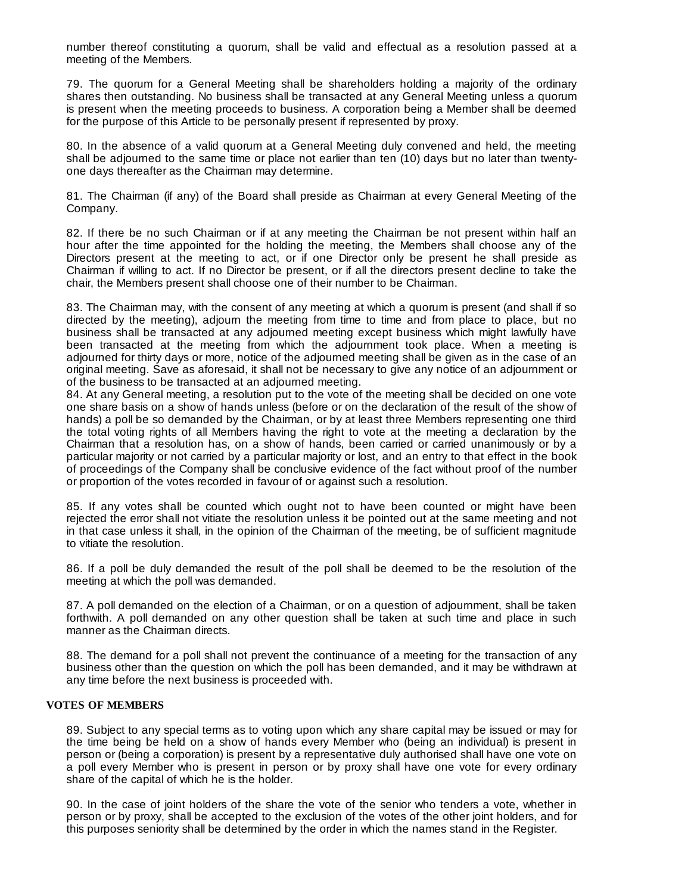number thereof constituting a quorum, shall be valid and effectual as a resolution passed at a meeting of the Members.

79. The quorum for a General Meeting shall be shareholders holding a majority of the ordinary shares then outstanding. No business shall be transacted at any General Meeting unless a quorum is present when the meeting proceeds to business. A corporation being a Member shall be deemed for the purpose of this Article to be personally present if represented by proxy.

80. In the absence of a valid quorum at a General Meeting duly convened and held, the meeting shall be adjourned to the same time or place not earlier than ten (10) days but no later than twenty-one days thereafter as the Chairman may determine.

81. The Chairman (if any) of the Board shall preside as Chairman at every General Meeting of the Company.

82. If there be no such Chairman or if at any meeting the Chairman be not present within half an hour after the time appointed for the holding the meeting, the Members shall choose any of the Directors present at the meeting to act, or if one Director only be present he shall preside as Chairman if willing to act. If no Director be present, or if all the directors present decline to take the chair, the Members present shall choose one of their number to be Chairman.

83. The Chairman may, with the consent of any meeting at which a quorum is present (and shall if so directed by the meeting), adjourn the meeting from time to time and from place to place, but no business shall be transacted at any adjourned meeting except business which might lawfully have been transacted at the meeting from which the adjournment took place. When a meeting is adjourned for thirty days or more, notice of the adjourned meeting shall be given as in the case of an original meeting. Save as aforesaid, it shall not be necessary to give any notice of an adjournment or of the business to be transacted at an adjourned meeting.

84. At any General meeting, a resolution put to the vote of the meeting shall be decided on one vote one share basis on a show of hands unless (before or on the declaration of the result of the show of hands) a poll be so demanded by the Chairman, or by at least three Members representing one third the total voting rights of all Members having the right to vote at the meeting a declaration by the Chairman that a resolution has, on a show of hands, been carried or carried unanimously or by a particular majority or not carried by a particular majority or lost, and an entry to that effect in the book of proceedings of the Company shall be conclusive evidence of the fact without proof of the number or proportion of the votes recorded in favour of or against such a resolution.

85. If any votes shall be counted which ought not to have been counted or might have been rejected the error shall not vitiate the resolution unless it be pointed out at the same meeting and not in that case unless it shall, in the opinion of the Chairman of the meeting, be of sufficient magnitude to vitiate the resolution.

86. If a poll be duly demanded the result of the poll shall be deemed to be the resolution of the meeting at which the poll was demanded.

87. A poll demanded on the election of a Chairman, or on a question of adjournment, shall be taken forthwith. A poll demanded on any other question shall be taken at such time and place in such manner as the Chairman directs.

88. The demand for a poll shall not prevent the continuance of a meeting for the transaction of any business other than the question on which the poll has been demanded, and it may be withdrawn at any time before the next business is proceeded with.

**VOTES OF MEMBERS**

89. Subject to any special terms as to voting upon which any share capital may be issued or may for the time being be held on a show of hands every Member who (being an individual) is present in person or (being a corporation) is present by a representative duly authorised shall have one vote on a poll every Member who is present in person or by proxy shall have one vote for every ordinary share of the capital of which he is the holder.

90. In the case of joint holders of the share the vote of the senior who tenders a vote, whether in person or by proxy, shall be accepted to the exclusion of the votes of the other joint holders, and for this purposes seniority shall be determined by the order in which the names stand in the Register.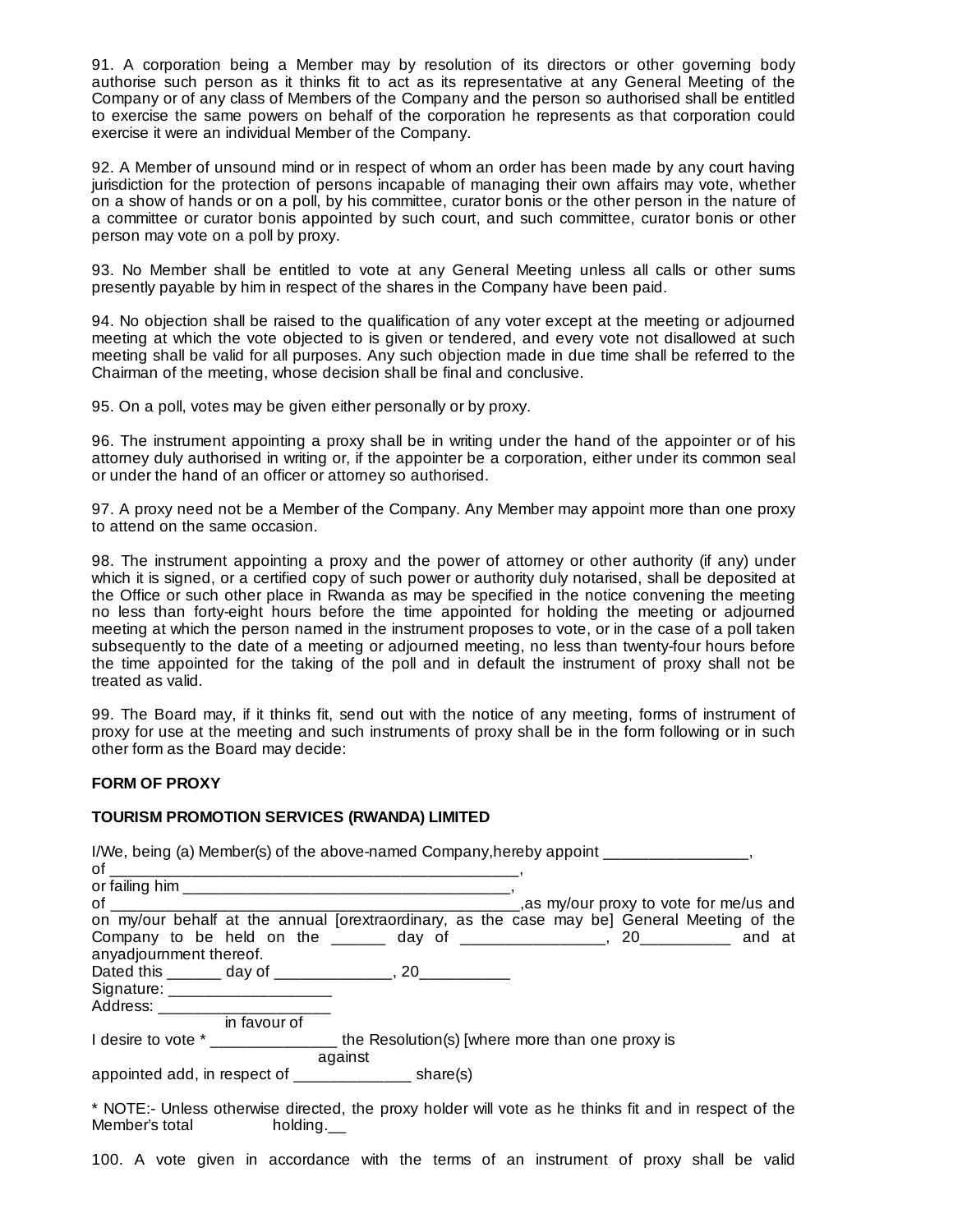91. A corporation being a Member may by resolution of its directors or other governing body authorise such person as it thinks fit to act as its representative at any General Meeting of the Company or of any class of Members of the Company and the person so authorised shall be entitled to exercise the same powers on behalf of the corporation he represents as that corporation could exercise it were an individual Member of the Company.

92. A Member of unsound mind or in respect of whom an order has been made by any court having jurisdiction for the protection of persons incapable of managing their own affairs may vote, whether on a show of hands or on a poll, by his committee, curator bonis or the other person in the nature of a committee or curator bonis appointed by such court, and such committee, curator bonis or other person may vote on a poll by proxy.

93. No Member shall be entitled to vote at any General Meeting unless all calls or other sums presently payable by him in respect of the shares in the Company have been paid.

94. No objection shall be raised to the qualification of any voter except at the meeting or adjourned meeting at which the vote objected to is given or tendered, and every vote not disallowed at such meeting shall be valid for all purposes. Any such objection made in due time shall be referred to the Chairman of the meeting, whose decision shall be final and conclusive.

95. On a poll, votes may be given either personally or by proxy.

96. The instrument appointing a proxy shall be in writing under the hand of the appointer or of his attorney duly authorised in writing or, if the appointer be a corporation, either under its common seal or under the hand of an officer or attorney so authorised.

97. A proxy need not be a Member of the Company. Any Member may appoint more than one proxy to attend on the same occasion.

98. The instrument appointing a proxy and the power of attorney or other authority (if any) under which it is signed, or a certified copy of such power or authority duly notarised, shall be deposited at the Office or such other place in Rwanda as may be specified in the notice convening the meeting no less than forty-eight hours before the time appointed for holding the meeting or adjourned meeting at which the person named in the instrument proposes to vote, or in the case of a poll taken subsequently to the date of a meeting or adjourned meeting, no less than twenty-four hours before the time appointed for the taking of the poll and in default the instrument of proxy shall not be treated as valid.

99. The Board may, if it thinks fit, send out with the notice of any meeting, forms of instrument of proxy for use at the meeting and such instruments of proxy shall be in the form following or in such other form as the Board may decide:

**FORM OF PROXY**

**TOURISM PROMOTION SERVICES (RWANDA) LIMITED**

I/We, being (a) Member(s) of the above-named Company,hereby appoint ________________,
of _______________________________________________,
or failing him _____________________________________,
of _______________________________________________,as my/our proxy to vote for me/us and on my/our behalf at the annual [orextraordinary, as the case may be] General Meeting of the Company to be held on the ______ day of ________________, 20__________ and at anyadjournment thereof.
Dated this ______ day of _____________, 20__________
Signature: __________________
Address: ___________________

I desire to vote * ______________ (in favour of / against) the Resolution(s) [where more than one proxy is appointed add, in respect of _____________ share(s)

* NOTE:- Unless otherwise directed, the proxy holder will vote as he thinks fit and in respect of the Member's total holding.__

100. A vote given in accordance with the terms of an instrument of proxy shall be valid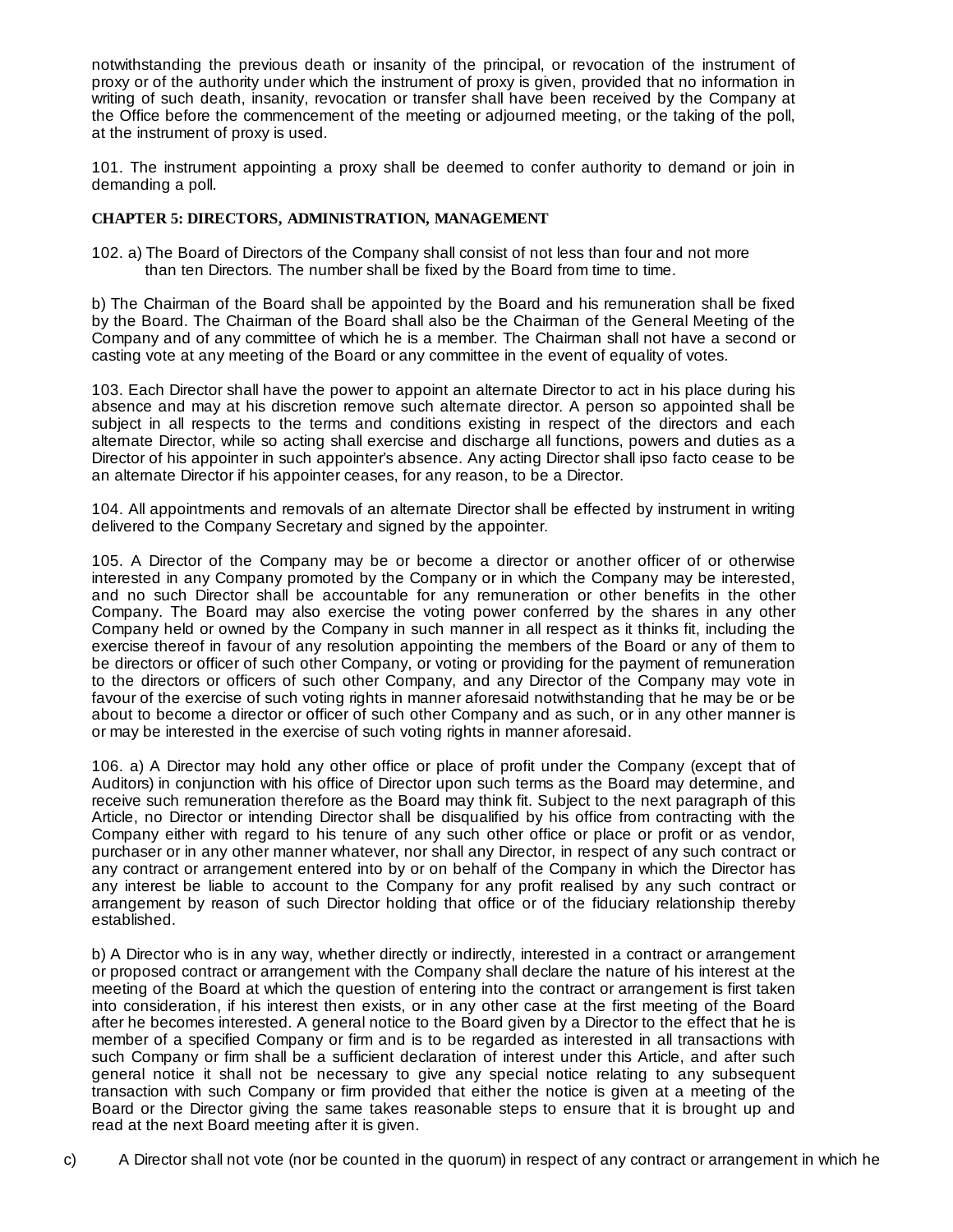notwithstanding the previous death or insanity of the principal, or revocation of the instrument of proxy or of the authority under which the instrument of proxy is given, provided that no information in writing of such death, insanity, revocation or transfer shall have been received by the Company at the Office before the commencement of the meeting or adjourned meeting, or the taking of the poll, at the instrument of proxy is used.

101. The instrument appointing a proxy shall be deemed to confer authority to demand or join in demanding a poll.

**CHAPTER 5: DIRECTORS, ADMINISTRATION, MANAGEMENT**

102. a) The Board of Directors of the Company shall consist of not less than four and not more than ten Directors. The number shall be fixed by the Board from time to time.

b) The Chairman of the Board shall be appointed by the Board and his remuneration shall be fixed by the Board. The Chairman of the Board shall also be the Chairman of the General Meeting of the Company and of any committee of which he is a member. The Chairman shall not have a second or casting vote at any meeting of the Board or any committee in the event of equality of votes.

103. Each Director shall have the power to appoint an alternate Director to act in his place during his absence and may at his discretion remove such alternate director. A person so appointed shall be subject in all respects to the terms and conditions existing in respect of the directors and each alternate Director, while so acting shall exercise and discharge all functions, powers and duties as a Director of his appointer in such appointer's absence. Any acting Director shall ipso facto cease to be an alternate Director if his appointer ceases, for any reason, to be a Director.

104. All appointments and removals of an alternate Director shall be effected by instrument in writing delivered to the Company Secretary and signed by the appointer.

105. A Director of the Company may be or become a director or another officer of or otherwise interested in any Company promoted by the Company or in which the Company may be interested, and no such Director shall be accountable for any remuneration or other benefits in the other Company. The Board may also exercise the voting power conferred by the shares in any other Company held or owned by the Company in such manner in all respect as it thinks fit, including the exercise thereof in favour of any resolution appointing the members of the Board or any of them to be directors or officer of such other Company, or voting or providing for the payment of remuneration to the directors or officers of such other Company, and any Director of the Company may vote in favour of the exercise of such voting rights in manner aforesaid notwithstanding that he may be or be about to become a director or officer of such other Company and as such, or in any other manner is or may be interested in the exercise of such voting rights in manner aforesaid.

106. a) A Director may hold any other office or place of profit under the Company (except that of Auditors) in conjunction with his office of Director upon such terms as the Board may determine, and receive such remuneration therefore as the Board may think fit. Subject to the next paragraph of this Article, no Director or intending Director shall be disqualified by his office from contracting with the Company either with regard to his tenure of any such other office or place or profit or as vendor, purchaser or in any other manner whatever, nor shall any Director, in respect of any such contract or any contract or arrangement entered into by or on behalf of the Company in which the Director has any interest be liable to account to the Company for any profit realised by any such contract or arrangement by reason of such Director holding that office or of the fiduciary relationship thereby established.

b) A Director who is in any way, whether directly or indirectly, interested in a contract or arrangement or proposed contract or arrangement with the Company shall declare the nature of his interest at the meeting of the Board at which the question of entering into the contract or arrangement is first taken into consideration, if his interest then exists, or in any other case at the first meeting of the Board after he becomes interested. A general notice to the Board given by a Director to the effect that he is member of a specified Company or firm and is to be regarded as interested in all transactions with such Company or firm shall be a sufficient declaration of interest under this Article, and after such general notice it shall not be necessary to give any special notice relating to any subsequent transaction with such Company or firm provided that either the notice is given at a meeting of the Board or the Director giving the same takes reasonable steps to ensure that it is brought up and read at the next Board meeting after it is given.

c) A Director shall not vote (nor be counted in the quorum) in respect of any contract or arrangement in which he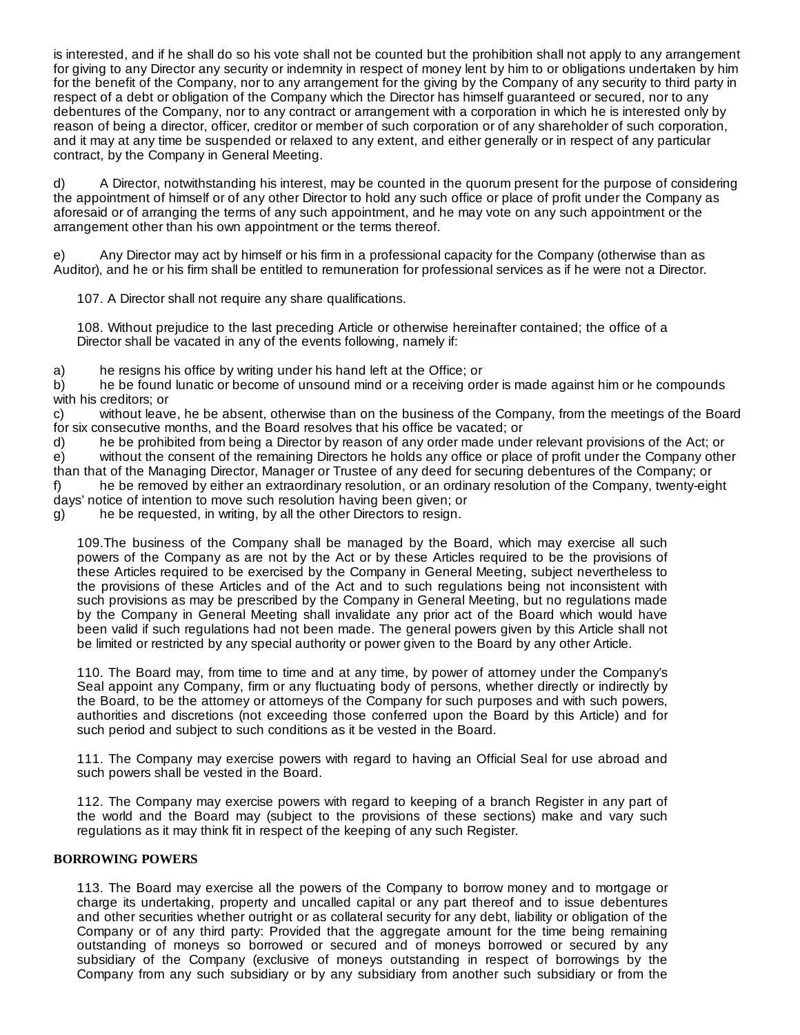is interested, and if he shall do so his vote shall not be counted but the prohibition shall not apply to any arrangement for giving to any Director any security or indemnity in respect of money lent by him to or obligations undertaken by him for the benefit of the Company, nor to any arrangement for the giving by the Company of any security to third party in respect of a debt or obligation of the Company which the Director has himself guaranteed or secured, nor to any debentures of the Company, nor to any contract or arrangement with a corporation in which he is interested only by reason of being a director, officer, creditor or member of such corporation or of any shareholder of such corporation, and it may at any time be suspended or relaxed to any extent, and either generally or in respect of any particular contract, by the Company in General Meeting.

d) A Director, notwithstanding his interest, may be counted in the quorum present for the purpose of considering the appointment of himself or of any other Director to hold any such office or place of profit under the Company as aforesaid or of arranging the terms of any such appointment, and he may vote on any such appointment or the arrangement other than his own appointment or the terms thereof.

e) Any Director may act by himself or his firm in a professional capacity for the Company (otherwise than as Auditor), and he or his firm shall be entitled to remuneration for professional services as if he were not a Director.

107. A Director shall not require any share qualifications.

108. Without prejudice to the last preceding Article or otherwise hereinafter contained; the office of a Director shall be vacated in any of the events following, namely if:

a) he resigns his office by writing under his hand left at the Office; or
b) he be found lunatic or become of unsound mind or a receiving order is made against him or he compounds with his creditors; or
c) without leave, he be absent, otherwise than on the business of the Company, from the meetings of the Board for six consecutive months, and the Board resolves that his office be vacated; or
d) he be prohibited from being a Director by reason of any order made under relevant provisions of the Act; or
e) without the consent of the remaining Directors he holds any office or place of profit under the Company other than that of the Managing Director, Manager or Trustee of any deed for securing debentures of the Company; or
f) he be removed by either an extraordinary resolution, or an ordinary resolution of the Company, twenty-eight days' notice of intention to move such resolution having been given; or
g) he be requested, in writing, by all the other Directors to resign.

109.The business of the Company shall be managed by the Board, which may exercise all such powers of the Company as are not by the Act or by these Articles required to be the provisions of these Articles required to be exercised by the Company in General Meeting, subject nevertheless to the provisions of these Articles and of the Act and to such regulations being not inconsistent with such provisions as may be prescribed by the Company in General Meeting, but no regulations made by the Company in General Meeting shall invalidate any prior act of the Board which would have been valid if such regulations had not been made. The general powers given by this Article shall not be limited or restricted by any special authority or power given to the Board by any other Article.

110. The Board may, from time to time and at any time, by power of attorney under the Company's Seal appoint any Company, firm or any fluctuating body of persons, whether directly or indirectly by the Board, to be the attorney or attorneys of the Company for such purposes and with such powers, authorities and discretions (not exceeding those conferred upon the Board by this Article) and for such period and subject to such conditions as it be vested in the Board.

111. The Company may exercise powers with regard to having an Official Seal for use abroad and such powers shall be vested in the Board.

112. The Company may exercise powers with regard to keeping of a branch Register in any part of the world and the Board may (subject to the provisions of these sections) make and vary such regulations as it may think fit in respect of the keeping of any such Register.

**BORROWING POWERS**

113. The Board may exercise all the powers of the Company to borrow money and to mortgage or charge its undertaking, property and uncalled capital or any part thereof and to issue debentures and other securities whether outright or as collateral security for any debt, liability or obligation of the Company or of any third party: Provided that the aggregate amount for the time being remaining outstanding of moneys so borrowed or secured and of moneys borrowed or secured by any subsidiary of the Company (exclusive of moneys outstanding in respect of borrowings by the Company from any such subsidiary or by any subsidiary from another such subsidiary or from the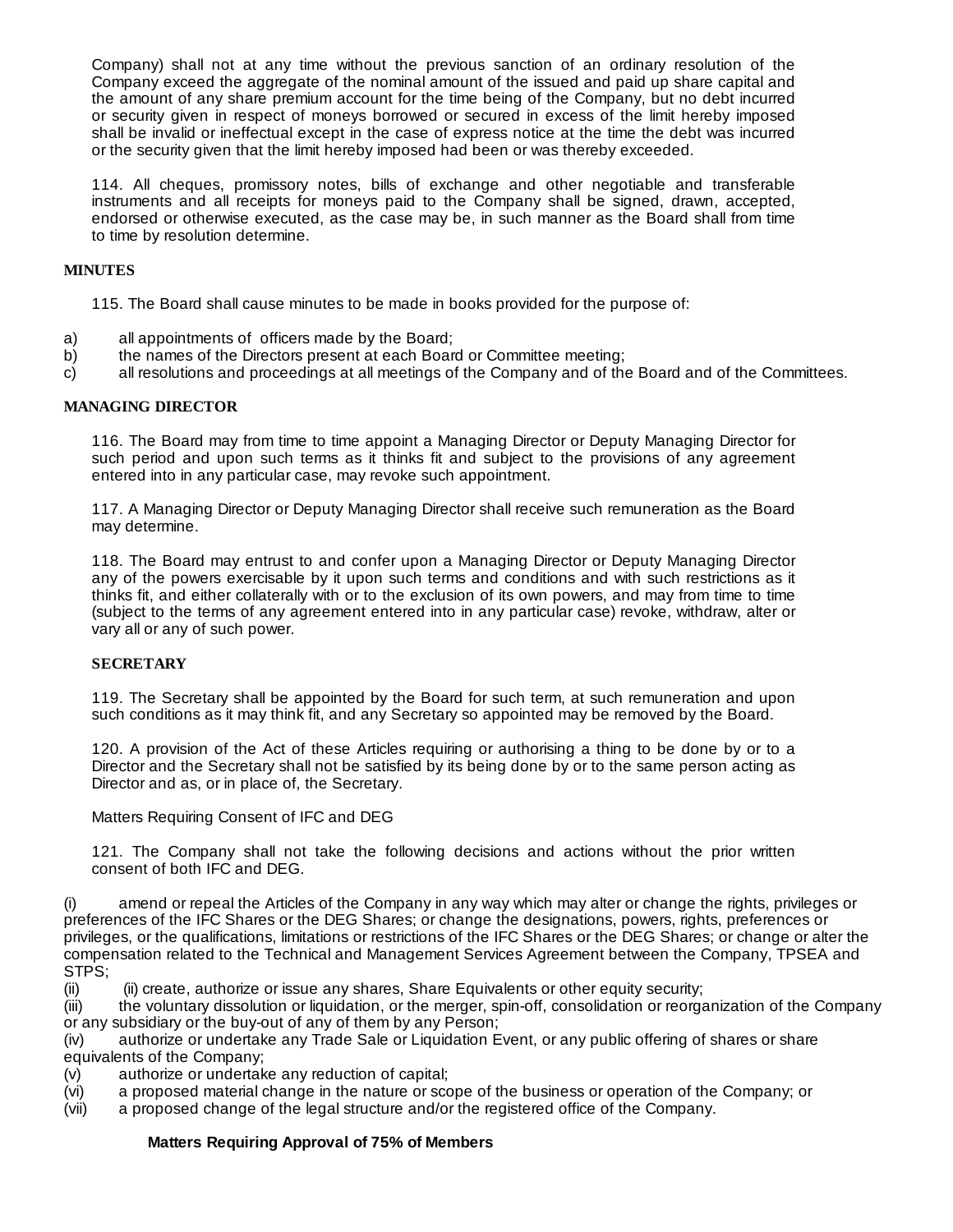Company) shall not at any time without the previous sanction of an ordinary resolution of the Company exceed the aggregate of the nominal amount of the issued and paid up share capital and the amount of any share premium account for the time being of the Company, but no debt incurred or security given in respect of moneys borrowed or secured in excess of the limit hereby imposed shall be invalid or ineffectual except in the case of express notice at the time the debt was incurred or the security given that the limit hereby imposed had been or was thereby exceeded.

114. All cheques, promissory notes, bills of exchange and other negotiable and transferable instruments and all receipts for moneys paid to the Company shall be signed, drawn, accepted, endorsed or otherwise executed, as the case may be, in such manner as the Board shall from time to time by resolution determine.

**MINUTES**

115. The Board shall cause minutes to be made in books provided for the purpose of:

a) all appointments of officers made by the Board;
b) the names of the Directors present at each Board or Committee meeting;
c) all resolutions and proceedings at all meetings of the Company and of the Board and of the Committees.

**MANAGING DIRECTOR**

116. The Board may from time to time appoint a Managing Director or Deputy Managing Director for such period and upon such terms as it thinks fit and subject to the provisions of any agreement entered into in any particular case, may revoke such appointment.

117. A Managing Director or Deputy Managing Director shall receive such remuneration as the Board may determine.

118. The Board may entrust to and confer upon a Managing Director or Deputy Managing Director any of the powers exercisable by it upon such terms and conditions and with such restrictions as it thinks fit, and either collaterally with or to the exclusion of its own powers, and may from time to time (subject to the terms of any agreement entered into in any particular case) revoke, withdraw, alter or vary all or any of such power.

**SECRETARY**

119. The Secretary shall be appointed by the Board for such term, at such remuneration and upon such conditions as it may think fit, and any Secretary so appointed may be removed by the Board.

120. A provision of the Act of these Articles requiring or authorising a thing to be done by or to a Director and the Secretary shall not be satisfied by its being done by or to the same person acting as Director and as, or in place of, the Secretary.

Matters Requiring Consent of IFC and DEG

121. The Company shall not take the following decisions and actions without the prior written consent of both IFC and DEG.

(i) amend or repeal the Articles of the Company in any way which may alter or change the rights, privileges or preferences of the IFC Shares or the DEG Shares; or change the designations, powers, rights, preferences or privileges, or the qualifications, limitations or restrictions of the IFC Shares or the DEG Shares; or change or alter the compensation related to the Technical and Management Services Agreement between the Company, TPSEA and STPS;
(ii) (ii) create, authorize or issue any shares, Share Equivalents or other equity security;
(iii) the voluntary dissolution or liquidation, or the merger, spin-off, consolidation or reorganization of the Company or any subsidiary or the buy-out of any of them by any Person;
(iv) authorize or undertake any Trade Sale or Liquidation Event, or any public offering of shares or share equivalents of the Company;
(v) authorize or undertake any reduction of capital;
(vi) a proposed material change in the nature or scope of the business or operation of the Company; or
(vii) a proposed change of the legal structure and/or the registered office of the Company.

**Matters Requiring Approval of 75% of Members**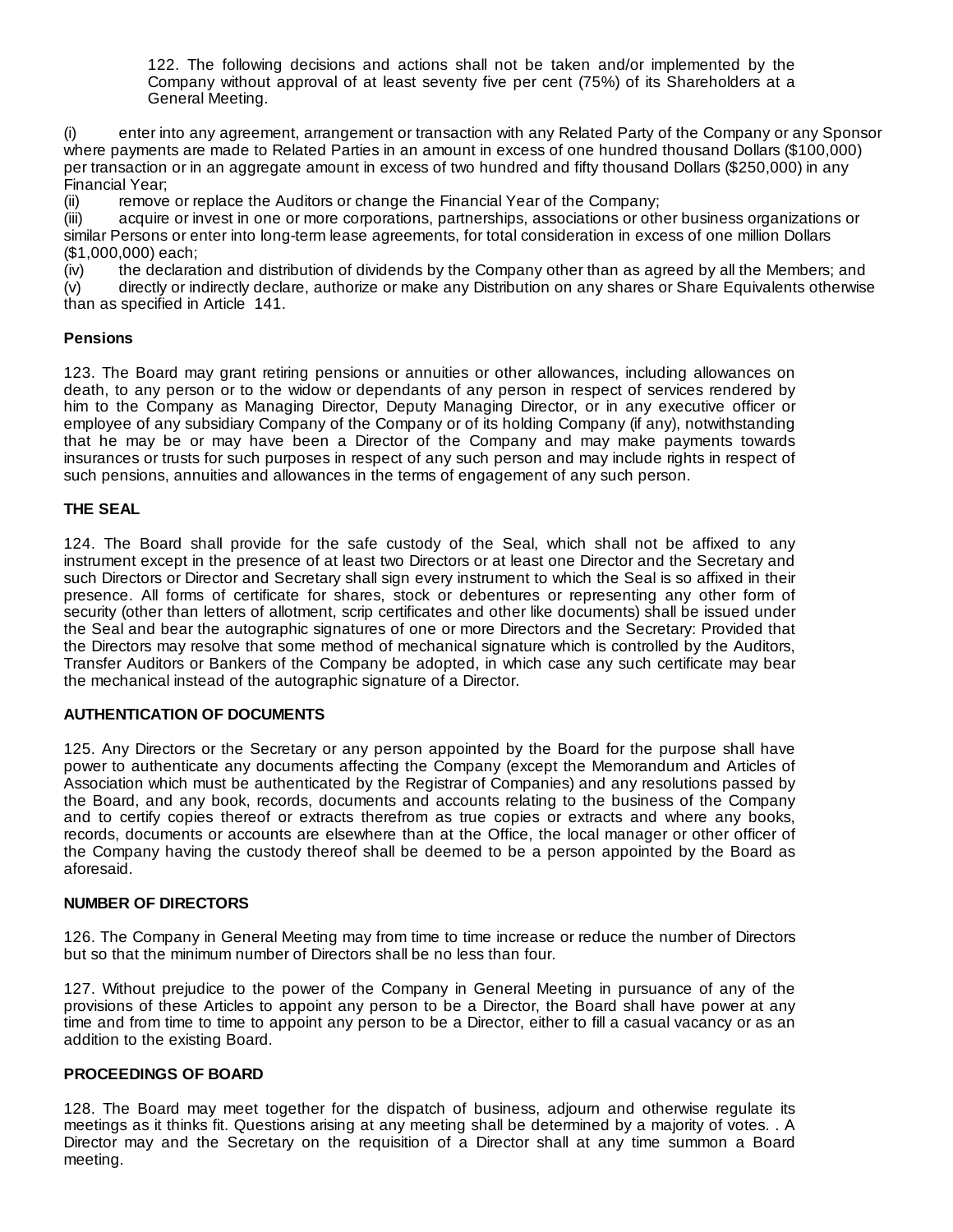122. The following decisions and actions shall not be taken and/or implemented by the Company without approval of at least seventy five per cent (75%) of its Shareholders at a General Meeting.

(i) enter into any agreement, arrangement or transaction with any Related Party of the Company or any Sponsor where payments are made to Related Parties in an amount in excess of one hundred thousand Dollars ($100,000) per transaction or in an aggregate amount in excess of two hundred and fifty thousand Dollars ($250,000) in any Financial Year;
(ii) remove or replace the Auditors or change the Financial Year of the Company;
(iii) acquire or invest in one or more corporations, partnerships, associations or other business organizations or similar Persons or enter into long-term lease agreements, for total consideration in excess of one million Dollars ($1,000,000) each;
(iv) the declaration and distribution of dividends by the Company other than as agreed by all the Members; and
(v) directly or indirectly declare, authorize or make any Distribution on any shares or Share Equivalents otherwise than as specified in Article 141.

**Pensions**

123. The Board may grant retiring pensions or annuities or other allowances, including allowances on death, to any person or to the widow or dependants of any person in respect of services rendered by him to the Company as Managing Director, Deputy Managing Director, or in any executive officer or employee of any subsidiary Company of the Company or of its holding Company (if any), notwithstanding that he may be or may have been a Director of the Company and may make payments towards insurances or trusts for such purposes in respect of any such person and may include rights in respect of such pensions, annuities and allowances in the terms of engagement of any such person.

**THE SEAL**

124. The Board shall provide for the safe custody of the Seal, which shall not be affixed to any instrument except in the presence of at least two Directors or at least one Director and the Secretary and such Directors or Director and Secretary shall sign every instrument to which the Seal is so affixed in their presence. All forms of certificate for shares, stock or debentures or representing any other form of security (other than letters of allotment, scrip certificates and other like documents) shall be issued under the Seal and bear the autographic signatures of one or more Directors and the Secretary: Provided that the Directors may resolve that some method of mechanical signature which is controlled by the Auditors, Transfer Auditors or Bankers of the Company be adopted, in which case any such certificate may bear the mechanical instead of the autographic signature of a Director.

**AUTHENTICATION OF DOCUMENTS**

125. Any Directors or the Secretary or any person appointed by the Board for the purpose shall have power to authenticate any documents affecting the Company (except the Memorandum and Articles of Association which must be authenticated by the Registrar of Companies) and any resolutions passed by the Board, and any book, records, documents and accounts relating to the business of the Company and to certify copies thereof or extracts therefrom as true copies or extracts and where any books, records, documents or accounts are elsewhere than at the Office, the local manager or other officer of the Company having the custody thereof shall be deemed to be a person appointed by the Board as aforesaid.

**NUMBER OF DIRECTORS**

126. The Company in General Meeting may from time to time increase or reduce the number of Directors but so that the minimum number of Directors shall be no less than four.

127. Without prejudice to the power of the Company in General Meeting in pursuance of any of the provisions of these Articles to appoint any person to be a Director, the Board shall have power at any time and from time to time to appoint any person to be a Director, either to fill a casual vacancy or as an addition to the existing Board.

**PROCEEDINGS OF BOARD**

128. The Board may meet together for the dispatch of business, adjourn and otherwise regulate its meetings as it thinks fit. Questions arising at any meeting shall be determined by a majority of votes. . A Director may and the Secretary on the requisition of a Director shall at any time summon a Board meeting.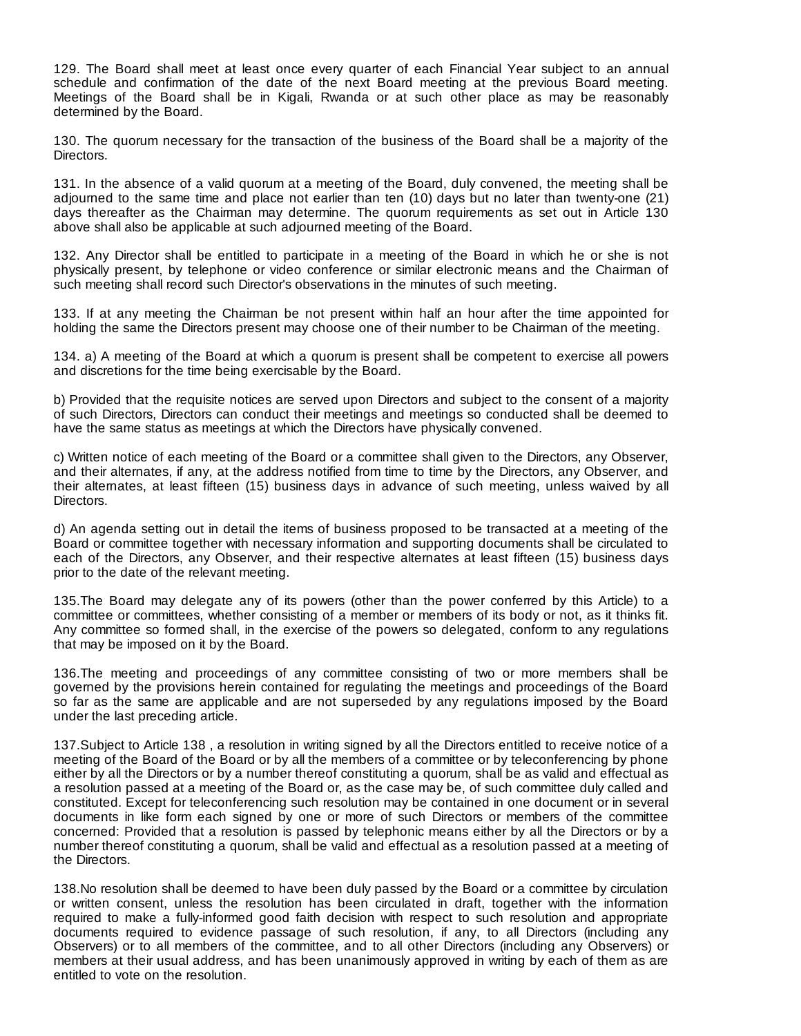129. The Board shall meet at least once every quarter of each Financial Year subject to an annual schedule and confirmation of the date of the next Board meeting at the previous Board meeting. Meetings of the Board shall be in Kigali, Rwanda or at such other place as may be reasonably determined by the Board.

130. The quorum necessary for the transaction of the business of the Board shall be a majority of the Directors.

131. In the absence of a valid quorum at a meeting of the Board, duly convened, the meeting shall be adjourned to the same time and place not earlier than ten (10) days but no later than twenty-one (21) days thereafter as the Chairman may determine. The quorum requirements as set out in Article 130 above shall also be applicable at such adjourned meeting of the Board.

132. Any Director shall be entitled to participate in a meeting of the Board in which he or she is not physically present, by telephone or video conference or similar electronic means and the Chairman of such meeting shall record such Director's observations in the minutes of such meeting.

133. If at any meeting the Chairman be not present within half an hour after the time appointed for holding the same the Directors present may choose one of their number to be Chairman of the meeting.

134. a) A meeting of the Board at which a quorum is present shall be competent to exercise all powers and discretions for the time being exercisable by the Board.

b) Provided that the requisite notices are served upon Directors and subject to the consent of a majority of such Directors, Directors can conduct their meetings and meetings so conducted shall be deemed to have the same status as meetings at which the Directors have physically convened.

c) Written notice of each meeting of the Board or a committee shall given to the Directors, any Observer, and their alternates, if any, at the address notified from time to time by the Directors, any Observer, and their alternates, at least fifteen (15) business days in advance of such meeting, unless waived by all Directors.

d) An agenda setting out in detail the items of business proposed to be transacted at a meeting of the Board or committee together with necessary information and supporting documents shall be circulated to each of the Directors, any Observer, and their respective alternates at least fifteen (15) business days prior to the date of the relevant meeting.

135.The Board may delegate any of its powers (other than the power conferred by this Article) to a committee or committees, whether consisting of a member or members of its body or not, as it thinks fit. Any committee so formed shall, in the exercise of the powers so delegated, conform to any regulations that may be imposed on it by the Board.

136.The meeting and proceedings of any committee consisting of two or more members shall be governed by the provisions herein contained for regulating the meetings and proceedings of the Board so far as the same are applicable and are not superseded by any regulations imposed by the Board under the last preceding article.

137.Subject to Article 138 , a resolution in writing signed by all the Directors entitled to receive notice of a meeting of the Board of the Board or by all the members of a committee or by teleconferencing by phone either by all the Directors or by a number thereof constituting a quorum, shall be as valid and effectual as a resolution passed at a meeting of the Board or, as the case may be, of such committee duly called and constituted. Except for teleconferencing such resolution may be contained in one document or in several documents in like form each signed by one or more of such Directors or members of the committee concerned: Provided that a resolution is passed by telephonic means either by all the Directors or by a number thereof constituting a quorum, shall be valid and effectual as a resolution passed at a meeting of the Directors.

138.No resolution shall be deemed to have been duly passed by the Board or a committee by circulation or written consent, unless the resolution has been circulated in draft, together with the information required to make a fully-informed good faith decision with respect to such resolution and appropriate documents required to evidence passage of such resolution, if any, to all Directors (including any Observers) or to all members of the committee, and to all other Directors (including any Observers) or members at their usual address, and has been unanimously approved in writing by each of them as are entitled to vote on the resolution.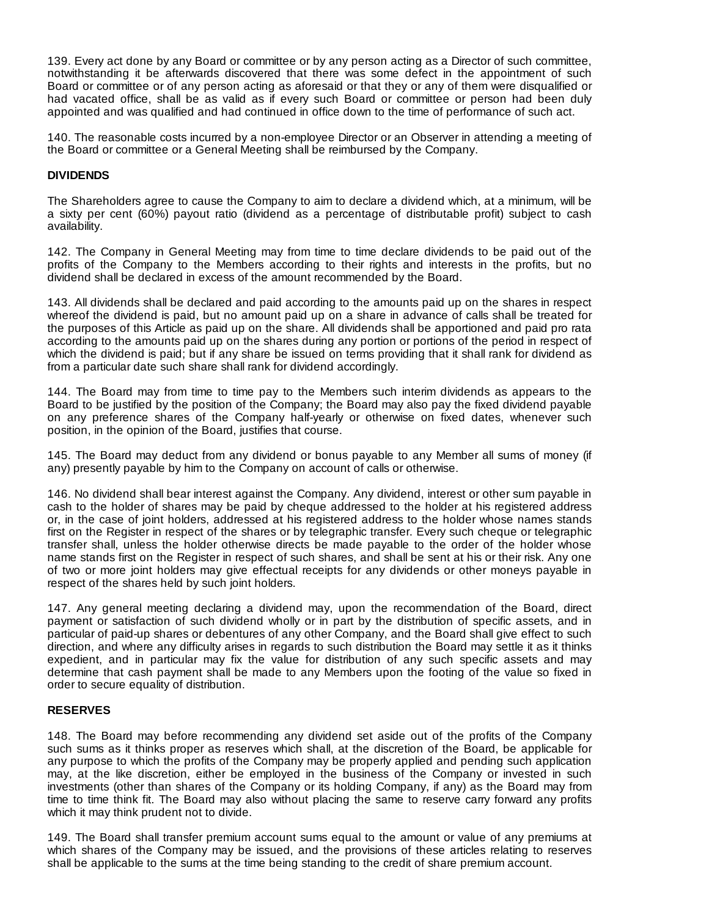139. Every act done by any Board or committee or by any person acting as a Director of such committee, notwithstanding it be afterwards discovered that there was some defect in the appointment of such Board or committee or of any person acting as aforesaid or that they or any of them were disqualified or had vacated office, shall be as valid as if every such Board or committee or person had been duly appointed and was qualified and had continued in office down to the time of performance of such act.

140. The reasonable costs incurred by a non-employee Director or an Observer in attending a meeting of the Board or committee or a General Meeting shall be reimbursed by the Company.

**DIVIDENDS**

The Shareholders agree to cause the Company to aim to declare a dividend which, at a minimum, will be a sixty per cent (60%) payout ratio (dividend as a percentage of distributable profit) subject to cash availability.

142. The Company in General Meeting may from time to time declare dividends to be paid out of the profits of the Company to the Members according to their rights and interests in the profits, but no dividend shall be declared in excess of the amount recommended by the Board.

143. All dividends shall be declared and paid according to the amounts paid up on the shares in respect whereof the dividend is paid, but no amount paid up on a share in advance of calls shall be treated for the purposes of this Article as paid up on the share. All dividends shall be apportioned and paid pro rata according to the amounts paid up on the shares during any portion or portions of the period in respect of which the dividend is paid; but if any share be issued on terms providing that it shall rank for dividend as from a particular date such share shall rank for dividend accordingly.

144. The Board may from time to time pay to the Members such interim dividends as appears to the Board to be justified by the position of the Company; the Board may also pay the fixed dividend payable on any preference shares of the Company half-yearly or otherwise on fixed dates, whenever such position, in the opinion of the Board, justifies that course.

145. The Board may deduct from any dividend or bonus payable to any Member all sums of money (if any) presently payable by him to the Company on account of calls or otherwise.

146. No dividend shall bear interest against the Company. Any dividend, interest or other sum payable in cash to the holder of shares may be paid by cheque addressed to the holder at his registered address or, in the case of joint holders, addressed at his registered address to the holder whose names stands first on the Register in respect of the shares or by telegraphic transfer. Every such cheque or telegraphic transfer shall, unless the holder otherwise directs be made payable to the order of the holder whose name stands first on the Register in respect of such shares, and shall be sent at his or their risk. Any one of two or more joint holders may give effectual receipts for any dividends or other moneys payable in respect of the shares held by such joint holders.

147. Any general meeting declaring a dividend may, upon the recommendation of the Board, direct payment or satisfaction of such dividend wholly or in part by the distribution of specific assets, and in particular of paid-up shares or debentures of any other Company, and the Board shall give effect to such direction, and where any difficulty arises in regards to such distribution the Board may settle it as it thinks expedient, and in particular may fix the value for distribution of any such specific assets and may determine that cash payment shall be made to any Members upon the footing of the value so fixed in order to secure equality of distribution.

**RESERVES**

148. The Board may before recommending any dividend set aside out of the profits of the Company such sums as it thinks proper as reserves which shall, at the discretion of the Board, be applicable for any purpose to which the profits of the Company may be properly applied and pending such application may, at the like discretion, either be employed in the business of the Company or invested in such investments (other than shares of the Company or its holding Company, if any) as the Board may from time to time think fit. The Board may also without placing the same to reserve carry forward any profits which it may think prudent not to divide.

149. The Board shall transfer premium account sums equal to the amount or value of any premiums at which shares of the Company may be issued, and the provisions of these articles relating to reserves shall be applicable to the sums at the time being standing to the credit of share premium account.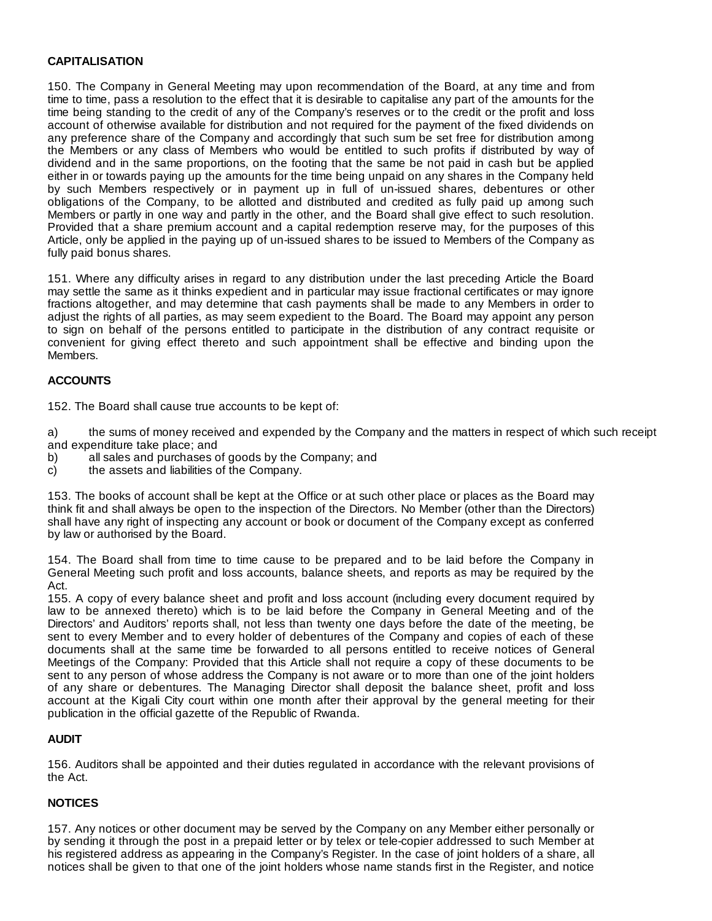**CAPITALISATION**

150. The Company in General Meeting may upon recommendation of the Board, at any time and from time to time, pass a resolution to the effect that it is desirable to capitalise any part of the amounts for the time being standing to the credit of any of the Company's reserves or to the credit or the profit and loss account of otherwise available for distribution and not required for the payment of the fixed dividends on any preference share of the Company and accordingly that such sum be set free for distribution among the Members or any class of Members who would be entitled to such profits if distributed by way of dividend and in the same proportions, on the footing that the same be not paid in cash but be applied either in or towards paying up the amounts for the time being unpaid on any shares in the Company held by such Members respectively or in payment up in full of un-issued shares, debentures or other obligations of the Company, to be allotted and distributed and credited as fully paid up among such Members or partly in one way and partly in the other, and the Board shall give effect to such resolution. Provided that a share premium account and a capital redemption reserve may, for the purposes of this Article, only be applied in the paying up of un-issued shares to be issued to Members of the Company as fully paid bonus shares.

151. Where any difficulty arises in regard to any distribution under the last preceding Article the Board may settle the same as it thinks expedient and in particular may issue fractional certificates or may ignore fractions altogether, and may determine that cash payments shall be made to any Members in order to adjust the rights of all parties, as may seem expedient to the Board. The Board may appoint any person to sign on behalf of the persons entitled to participate in the distribution of any contract requisite or convenient for giving effect thereto and such appointment shall be effective and binding upon the Members.

**ACCOUNTS**

152. The Board shall cause true accounts to be kept of:

a) the sums of money received and expended by the Company and the matters in respect of which such receipt and expenditure take place; and
b) all sales and purchases of goods by the Company; and
c) the assets and liabilities of the Company.

153. The books of account shall be kept at the Office or at such other place or places as the Board may think fit and shall always be open to the inspection of the Directors. No Member (other than the Directors) shall have any right of inspecting any account or book or document of the Company except as conferred by law or authorised by the Board.

154. The Board shall from time to time cause to be prepared and to be laid before the Company in General Meeting such profit and loss accounts, balance sheets, and reports as may be required by the Act.

155. A copy of every balance sheet and profit and loss account (including every document required by law to be annexed thereto) which is to be laid before the Company in General Meeting and of the Directors' and Auditors' reports shall, not less than twenty one days before the date of the meeting, be sent to every Member and to every holder of debentures of the Company and copies of each of these documents shall at the same time be forwarded to all persons entitled to receive notices of General Meetings of the Company: Provided that this Article shall not require a copy of these documents to be sent to any person of whose address the Company is not aware or to more than one of the joint holders of any share or debentures. The Managing Director shall deposit the balance sheet, profit and loss account at the Kigali City court within one month after their approval by the general meeting for their publication in the official gazette of the Republic of Rwanda.

**AUDIT**

156. Auditors shall be appointed and their duties regulated in accordance with the relevant provisions of the Act.

**NOTICES**

157. Any notices or other document may be served by the Company on any Member either personally or by sending it through the post in a prepaid letter or by telex or tele-copier addressed to such Member at his registered address as appearing in the Company's Register. In the case of joint holders of a share, all notices shall be given to that one of the joint holders whose name stands first in the Register, and notice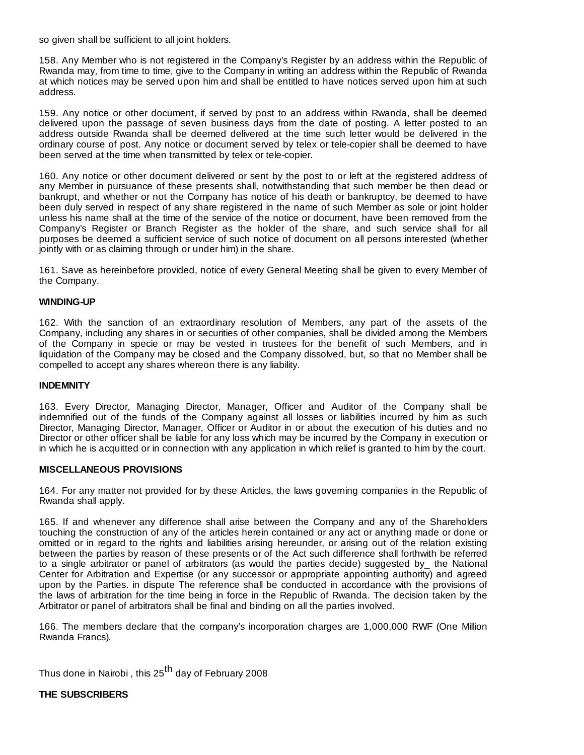so given shall be sufficient to all joint holders.

158. Any Member who is not registered in the Company's Register by an address within the Republic of Rwanda may, from time to time, give to the Company in writing an address within the Republic of Rwanda at which notices may be served upon him and shall be entitled to have notices served upon him at such address.

159. Any notice or other document, if served by post to an address within Rwanda, shall be deemed delivered upon the passage of seven business days from the date of posting. A letter posted to an address outside Rwanda shall be deemed delivered at the time such letter would be delivered in the ordinary course of post. Any notice or document served by telex or tele-copier shall be deemed to have been served at the time when transmitted by telex or tele-copier.

160. Any notice or other document delivered or sent by the post to or left at the registered address of any Member in pursuance of these presents shall, notwithstanding that such member be then dead or bankrupt, and whether or not the Company has notice of his death or bankruptcy, be deemed to have been duly served in respect of any share registered in the name of such Member as sole or joint holder unless his name shall at the time of the service of the notice or document, have been removed from the Company's Register or Branch Register as the holder of the share, and such service shall for all purposes be deemed a sufficient service of such notice of document on all persons interested (whether jointly with or as claiming through or under him) in the share.

161. Save as hereinbefore provided, notice of every General Meeting shall be given to every Member of the Company.

**WINDING-UP**

162. With the sanction of an extraordinary resolution of Members, any part of the assets of the Company, including any shares in or securities of other companies, shall be divided among the Members of the Company in specie or may be vested in trustees for the benefit of such Members, and in liquidation of the Company may be closed and the Company dissolved, but, so that no Member shall be compelled to accept any shares whereon there is any liability.

**INDEMNITY**

163. Every Director, Managing Director, Manager, Officer and Auditor of the Company shall be indemnified out of the funds of the Company against all losses or liabilities incurred by him as such Director, Managing Director, Manager, Officer or Auditor in or about the execution of his duties and no Director or other officer shall be liable for any loss which may be incurred by the Company in execution or in which he is acquitted or in connection with any application in which relief is granted to him by the court.

**MISCELLANEOUS PROVISIONS**

164. For any matter not provided for by these Articles, the laws governing companies in the Republic of Rwanda shall apply.

165. If and whenever any difference shall arise between the Company and any of the Shareholders touching the construction of any of the articles herein contained or any act or anything made or done or omitted or in regard to the rights and liabilities arising hereunder, or arising out of the relation existing between the parties by reason of these presents or of the Act such difference shall forthwith be referred to a single arbitrator or panel of arbitrators (as would the parties decide) suggested by_ the National Center for Arbitration and Expertise (or any successor or appropriate appointing authority) and agreed upon by the Parties. in dispute The reference shall be conducted in accordance with the provisions of the laws of arbitration for the time being in force in the Republic of Rwanda. The decision taken by the Arbitrator or panel of arbitrators shall be final and binding on all the parties involved.

166. The members declare that the company's incorporation charges are 1,000,000 RWF (One Million Rwanda Francs).

Thus done in Nairobi , this 25th day of February 2008

**THE SUBSCRIBERS**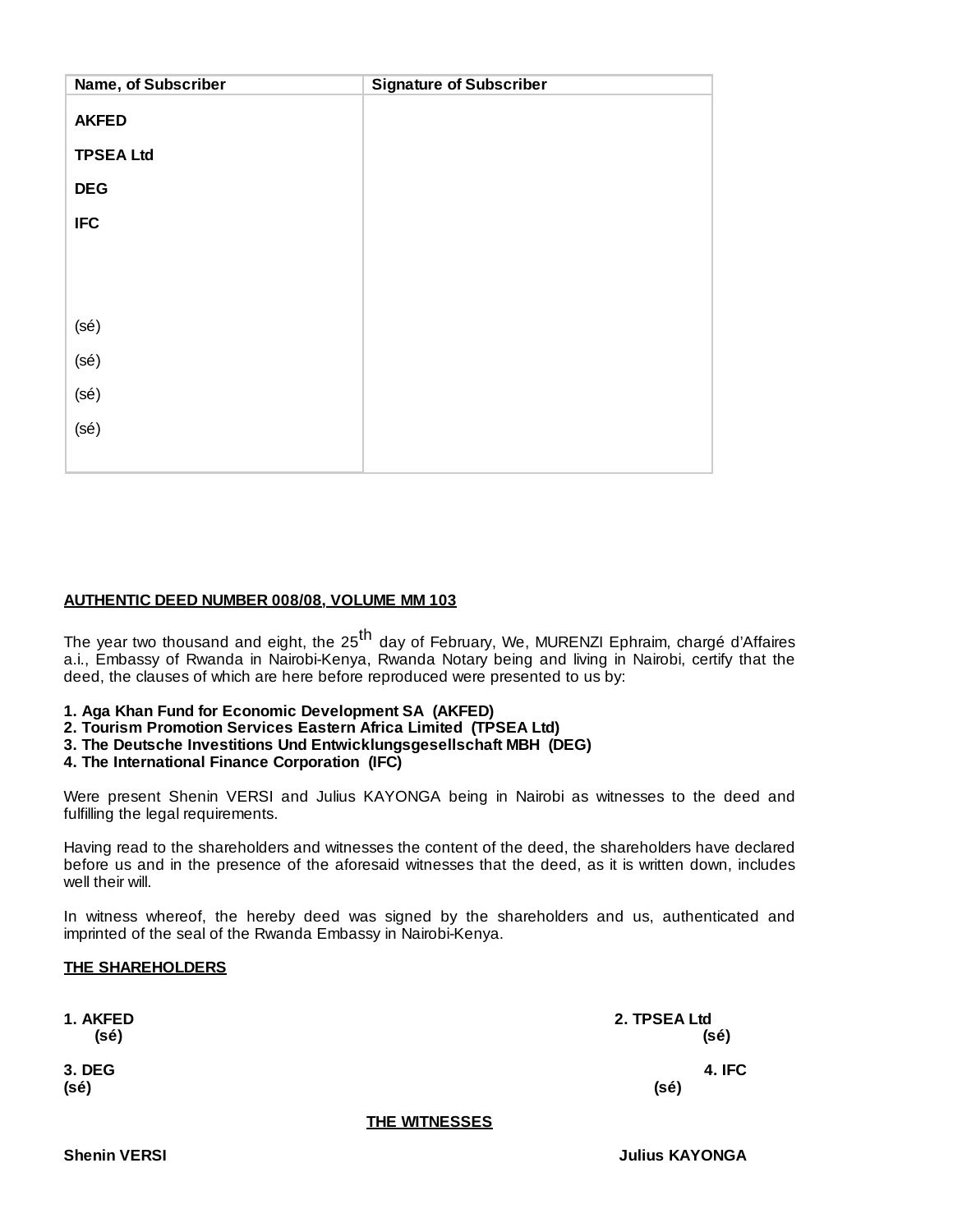| Name, of Subscriber | Signature of Subscriber |
| --- | --- |
| **AKFED**<br><br>**TPSEA Ltd**<br><br>**DEG**<br><br>**IFC**<br><br><br><br>(sé)<br><br>(sé)<br><br>(sé)<br><br>(sé) | |

**AUTHENTIC DEED NUMBER 008/08, VOLUME MM 103**

The year two thousand and eight, the 25th day of February, We, MURENZI Ephraim, chargé d'Affaires a.i., Embassy of Rwanda in Nairobi-Kenya, Rwanda Notary being and living in Nairobi, certify that the deed, the clauses of which are here before reproduced were presented to us by:

**1. Aga Khan Fund for Economic Development SA (AKFED)**
**2. Tourism Promotion Services Eastern Africa Limited (TPSEA Ltd)**
**3. The Deutsche Investitions Und Entwicklungsgesellschaft MBH (DEG)**
**4. The International Finance Corporation (IFC)**

Were present Shenin VERSI and Julius KAYONGA being in Nairobi as witnesses to the deed and fulfilling the legal requirements.

Having read to the shareholders and witnesses the content of the deed, the shareholders have declared before us and in the presence of the aforesaid witnesses that the deed, as it is written down, includes well their will.

In witness whereof, the hereby deed was signed by the shareholders and us, authenticated and imprinted of the seal of the Rwanda Embassy in Nairobi-Kenya.

**THE SHAREHOLDERS**

**1. AKFED**
**(sé)**

**2. TPSEA Ltd**
**(sé)**

**3. DEG**
**(sé)**

**4. IFC**
**(sé)**

**THE WITNESSES**

**Shenin VERSI**

**Julius KAYONGA**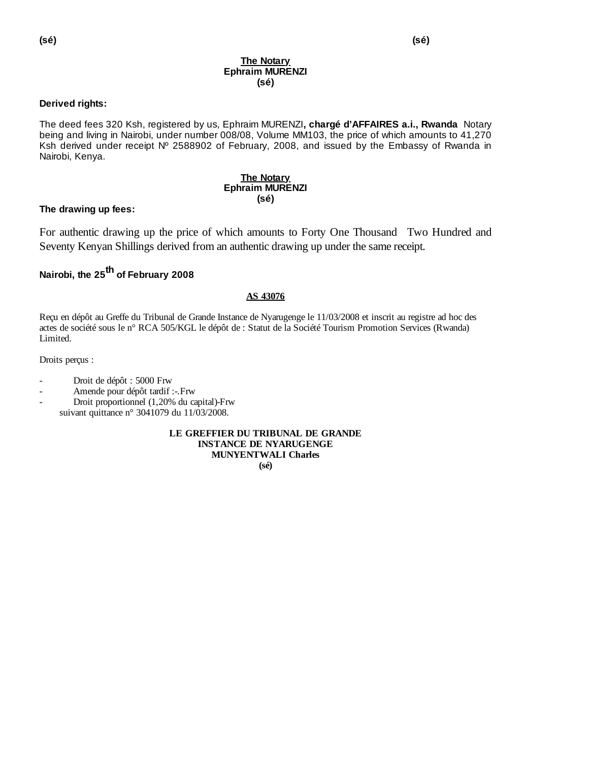**(sé)** **(sé)**

**The Notary**
**Ephraim MURENZI**
**(sé)**

**Derived rights:**

The deed fees 320 Ksh, registered by us, Ephraim MURENZI**, chargé d'AFFAIRES a.i., Rwanda** Notary being and living in Nairobi, under number 008/08, Volume MM103, the price of which amounts to 41,270 Ksh derived under receipt Nº 2588902 of February, 2008, and issued by the Embassy of Rwanda in Nairobi, Kenya.

**The Notary**
**Ephraim MURENZI**
**(sé)**

**The drawing up fees:**

For authentic drawing up the price of which amounts to Forty One Thousand Two Hundred and Seventy Kenyan Shillings derived from an authentic drawing up under the same receipt.

**Nairobi, the 25th of February 2008**

**AS 43076**

Reçu en dépôt au Greffe du Tribunal de Grande Instance de Nyarugenge le 11/03/2008 et inscrit au registre ad hoc des actes de société sous le n° RCA 505/KGL le dépôt de : Statut de la Société Tourism Promotion Services (Rwanda) Limited.

Droits perçus :

- Droit de dépôt : 5000 Frw
- Amende pour dépôt tardif :-.Frw
- Droit proportionnel (1,20% du capital)-Frw

suivant quittance n° 3041079 du 11/03/2008.

**LE GREFFIER DU TRIBUNAL DE GRANDE INSTANCE DE NYARUGENGE**
**MUNYENTWALI Charles**
**(sé)**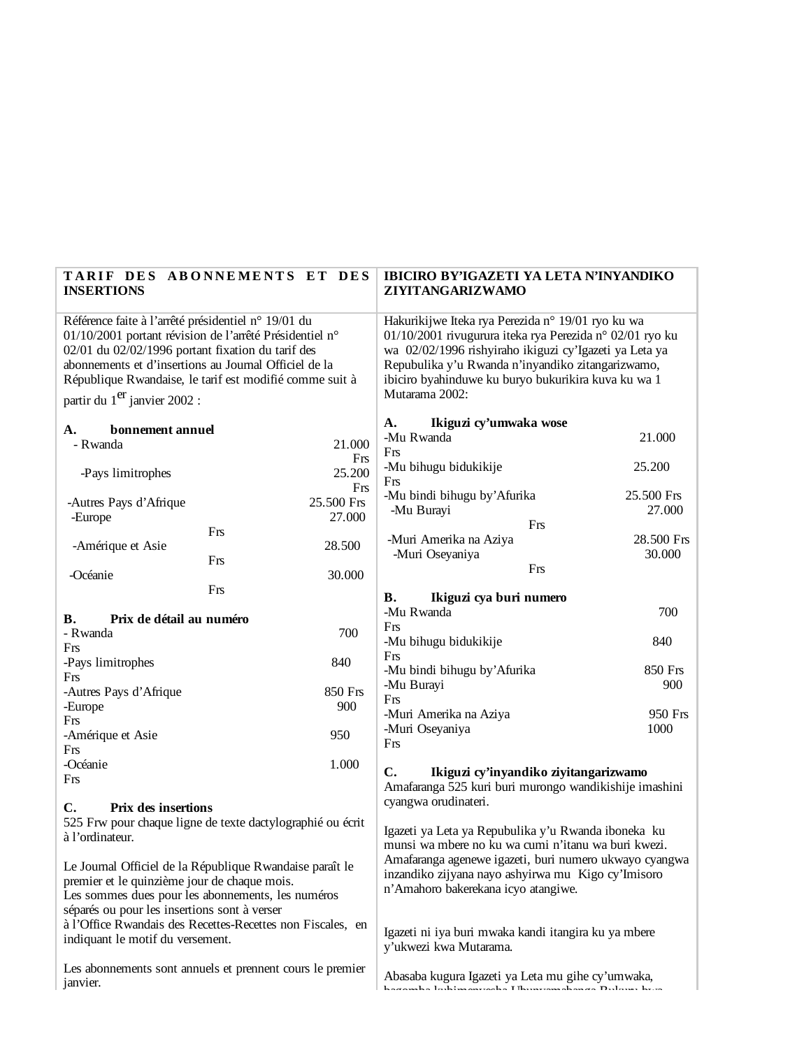| **TARIF DES ABONNEMENTS ET DES INSERTIONS** | **IBICIRO BY'IGAZETI YA LETA N'INYANDIKO ZIYITANGARIZWAMO** |
|---|---|
| Référence faite à l'arrêté présidentiel n° 19/01 du 01/10/2001 portant révision de l'arrêté Présidentiel n° 02/01 du 02/02/1996 portant fixation du tarif des abonnements et d'insertions au Journal Officiel de la République Rwandaise, le tarif est modifié comme suit à partir du 1er janvier 2002 :<br><br>**A. bonnement annuel**<br>- Rwanda 21.000 Frs<br>-Pays limitrophes 25.200 Frs<br>-Autres Pays d'Afrique 25.500 Frs<br>-Europe 27.000 Frs<br>-Amérique et Asie 28.500 Frs<br>-Océanie 30.000 Frs<br><br>**B. Prix de détail au numéro**<br>- Rwanda 700 Frs<br>-Pays limitrophes 840 Frs<br>-Autres Pays d'Afrique 850 Frs<br>-Europe 900 Frs<br>-Amérique et Asie 950 Frs<br>-Océanie 1.000 Frs<br><br>**C. Prix des insertions**<br>525 Frw pour chaque ligne de texte dactylographié ou écrit à l'ordinateur.<br><br>Le Journal Officiel de la République Rwandaise paraît le premier et le quinzième jour de chaque mois.<br>Les sommes dues pour les abonnements, les numéros séparés ou pour les insertions sont à verser à l'Office Rwandais des Recettes-Recettes non Fiscales, en indiquant le motif du versement.<br><br>Les abonnements sont annuels et prennent cours le premier janvier. | Hakurikijwe Iteka rya Perezida n° 19/01 ryo ku wa 01/10/2001 rivugurura iteka rya Perezida n° 02/01 ryo ku wa 02/02/1996 rishyiraho ikiguzi cy'Igazeti ya Leta ya Repubulika y'u Rwanda n'inyandiko zitangarizwamo, ibiciro byahinduwe ku buryo bukurikira kuva ku wa 1 Mutarama 2002:<br><br>**A. Ikiguzi cy'umwaka wose**<br>-Mu Rwanda 21.000 Frs<br>-Mu bihugu bidukikije 25.200 Frs<br>-Mu bindi bihugu by'Afurika 25.500 Frs<br>-Mu Burayi 27.000 Frs<br>-Muri Amerika na Aziya 28.500 Frs<br>-Muri Oseyaniya 30.000 Frs<br><br>**B. Ikiguzi cya buri numero**<br>-Mu Rwanda 700 Frs<br>-Mu bihugu bidukikije 840 Frs<br>-Mu bindi bihugu by'Afurika 850 Frs<br>-Mu Burayi 900 Frs<br>-Muri Amerika na Aziya 950 Frs<br>-Muri Oseyaniya 1000 Frs<br><br>**C. Ikiguzi cy'inyandiko ziyitangarizwamo**<br>Amafaranga 525 kuri buri murongo wandikishije imashini cyangwa orudinateri.<br><br>Igazeti ya Leta ya Repubulika y'u Rwanda iboneka ku munsi wa mbere no ku wa cumi n'itanu wa buri kwezi. Amafaranga agenewe igazeti, buri numero ukwayo cyangwa inzandiko zijyana nayo ashyirwa mu Kigo cy'Imisoro n'Amahoro bakerekana icyo atangiwe.<br><br>Igazeti ni iya buri mwaka kandi itangira ku ya mbere y'ukwezi kwa Mutarama.<br><br>Abasaba kugura Igazeti ya Leta mu gihe cy'umwaka, bagomba kubimenyesha Ubunyamabanga Bukuru bwa |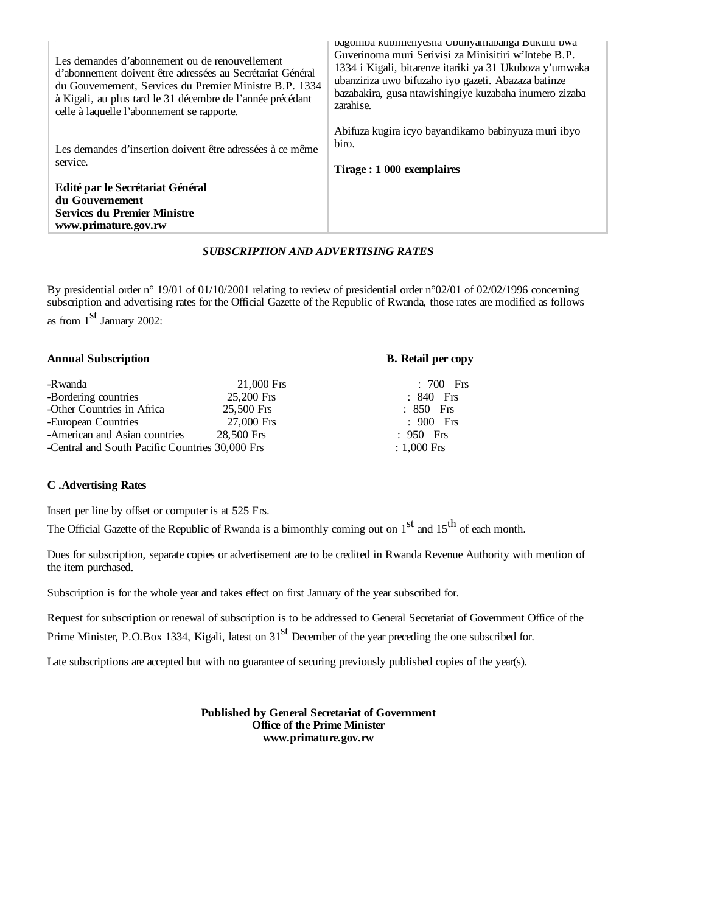Les demandes d'abonnement ou de renouvellement d'abonnement doivent être adressées au Secrétariat Général du Gouvernement, Services du Premier Ministre B.P. 1334 à Kigali, au plus tard le 31 décembre de l'année précédant celle à laquelle l'abonnement se rapporte.

Les demandes d'insertion doivent être adressées à ce même service.

**Edité par le Secrétariat Général du Gouvernement Services du Premier Ministre www.primature.gov.rw**

bagomba kubimenyesha Ubunyamabanga Bukuru bwa Guverinoma muri Serivisi za Minisitiri w'Intebe B.P. 1334 i Kigali, bitarenze itariki ya 31 Ukuboza y'umwaka ubanziriza uwo bifuzaho iyo gazeti. Abazaza batinze bazabakira, gusa ntawishingiye kuzabaha inumero zizaba zarahise.

Abifuza kugira icyo bayandikamo babinyuza muri ibyo biro.

**Tirage : 1 000 exemplaires**

***SUBSCRIPTION AND ADVERTISING RATES***

By presidential order n° 19/01 of 01/10/2001 relating to review of presidential order n°02/01 of 02/02/1996 concerning subscription and advertising rates for the Official Gazette of the Republic of Rwanda, those rates are modified as follows as from 1st January 2002:

| **Annual Subscription** | | **B. Retail per copy** |
|---|---|---|
| -Rwanda | 21,000 Frs | : 700 Frs |
| -Bordering countries | 25,200 Frs | : 840 Frs |
| -Other Countries in Africa | 25,500 Frs | : 850 Frs |
| -European Countries | 27,000 Frs | : 900 Frs |
| -American and Asian countries | 28,500 Frs | : 950 Frs |
| -Central and South Pacific Countries | 30,000 Frs | : 1,000 Frs |

**C .Advertising Rates**

Insert per line by offset or computer is at 525 Frs.

The Official Gazette of the Republic of Rwanda is a bimonthly coming out on 1st and 15th of each month.

Dues for subscription, separate copies or advertisement are to be credited in Rwanda Revenue Authority with mention of the item purchased.

Subscription is for the whole year and takes effect on first January of the year subscribed for.

Request for subscription or renewal of subscription is to be addressed to General Secretariat of Government Office of the Prime Minister, P.O.Box 1334, Kigali, latest on 31st December of the year preceding the one subscribed for.

Late subscriptions are accepted but with no guarantee of securing previously published copies of the year(s).

**Published by General Secretariat of Government**
**Office of the Prime Minister**
**www.primature.gov.rw**